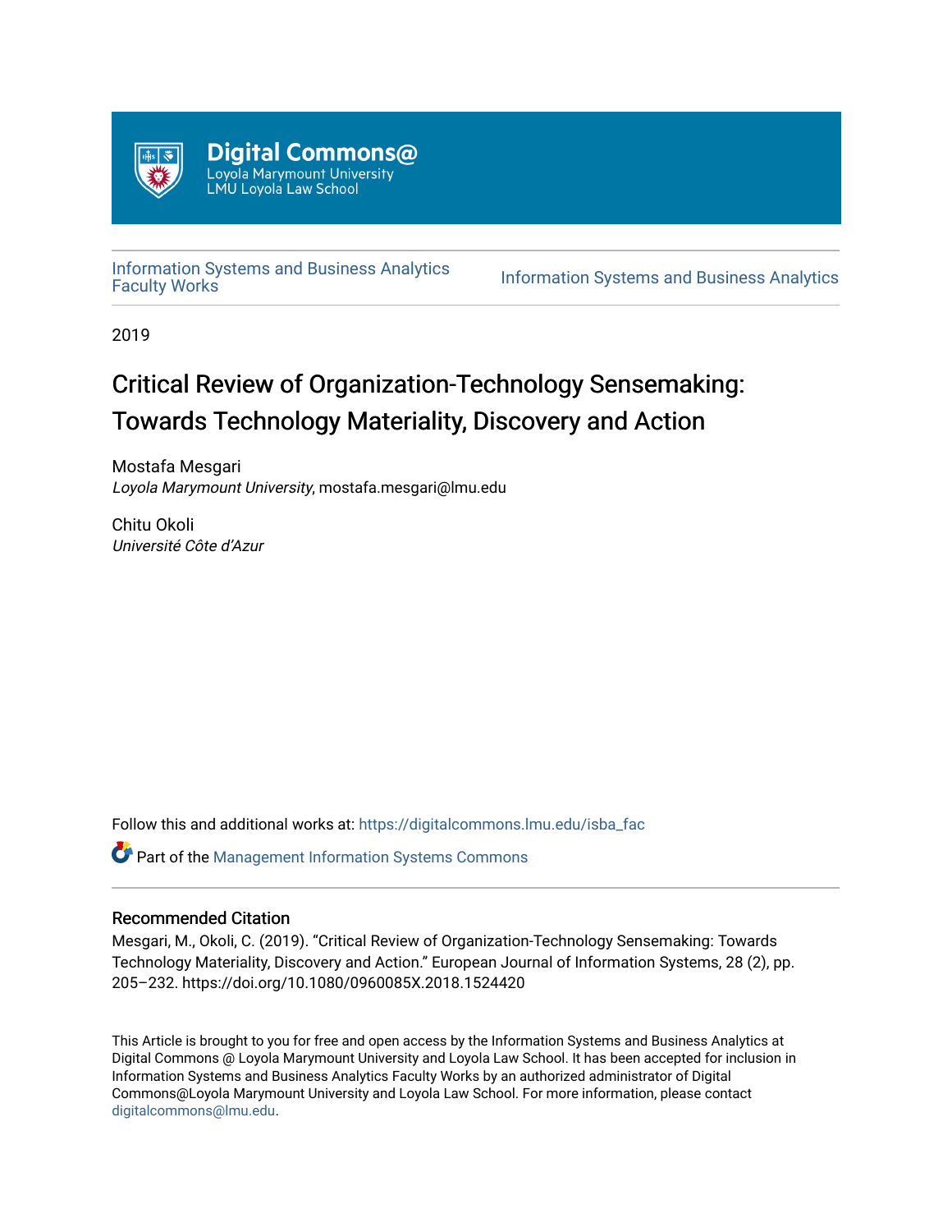Digital Commons@
Loyola Marymount University
LMU Loyola Law School

Information Systems and Business Analytics Faculty Works

Information Systems and Business Analytics

2019

# Critical Review of Organization-Technology Sensemaking: Towards Technology Materiality, Discovery and Action

Mostafa Mesgari
*Loyola Marymount University*, mostafa.mesgari@lmu.edu

Chitu Okoli
*Université Côte d'Azur*

Follow this and additional works at: https://digitalcommons.lmu.edu/isba_fac

Part of the Management Information Systems Commons

## Recommended Citation

Mesgari, M., Okoli, C. (2019). "Critical Review of Organization-Technology Sensemaking: Towards Technology Materiality, Discovery and Action." European Journal of Information Systems, 28 (2), pp. 205–232. https://doi.org/10.1080/0960085X.2018.1524420

This Article is brought to you for free and open access by the Information Systems and Business Analytics at Digital Commons @ Loyola Marymount University and Loyola Law School. It has been accepted for inclusion in Information Systems and Business Analytics Faculty Works by an authorized administrator of Digital Commons@Loyola Marymount University and Loyola Law School. For more information, please contact digitalcommons@lmu.edu.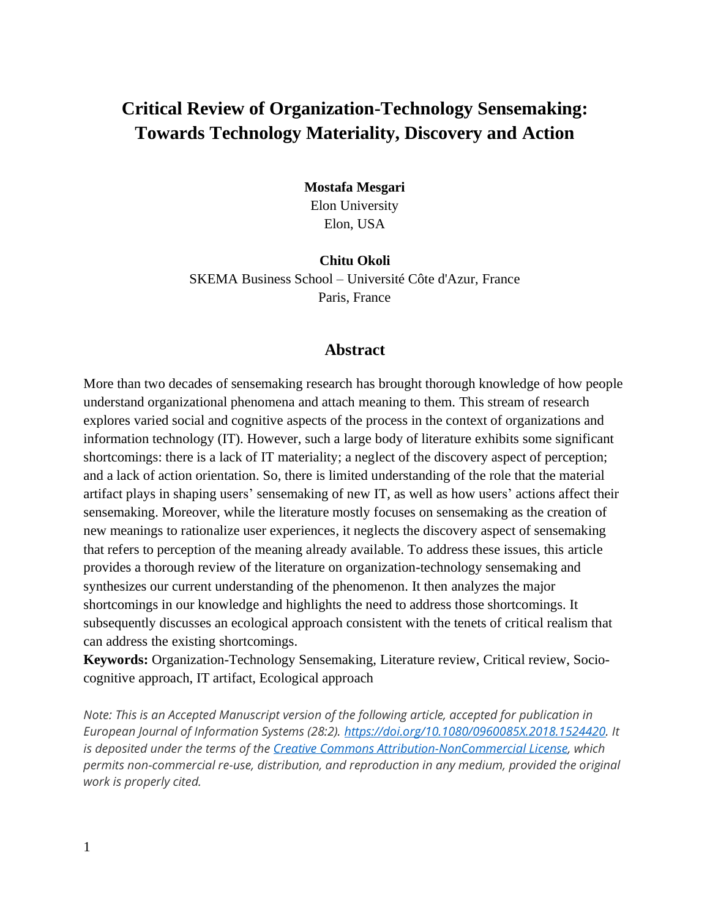# Critical Review of Organization-Technology Sensemaking: Towards Technology Materiality, Discovery and Action

**Mostafa Mesgari**
Elon University
Elon, USA

**Chitu Okoli**
SKEMA Business School – Université Côte d'Azur, France
Paris, France

## Abstract

More than two decades of sensemaking research has brought thorough knowledge of how people understand organizational phenomena and attach meaning to them. This stream of research explores varied social and cognitive aspects of the process in the context of organizations and information technology (IT). However, such a large body of literature exhibits some significant shortcomings: there is a lack of IT materiality; a neglect of the discovery aspect of perception; and a lack of action orientation. So, there is limited understanding of the role that the material artifact plays in shaping users' sensemaking of new IT, as well as how users' actions affect their sensemaking. Moreover, while the literature mostly focuses on sensemaking as the creation of new meanings to rationalize user experiences, it neglects the discovery aspect of sensemaking that refers to perception of the meaning already available. To address these issues, this article provides a thorough review of the literature on organization-technology sensemaking and synthesizes our current understanding of the phenomenon. It then analyzes the major shortcomings in our knowledge and highlights the need to address those shortcomings. It subsequently discusses an ecological approach consistent with the tenets of critical realism that can address the existing shortcomings.

**Keywords:** Organization-Technology Sensemaking, Literature review, Critical review, Socio-cognitive approach, IT artifact, Ecological approach

*Note: This is an Accepted Manuscript version of the following article, accepted for publication in European Journal of Information Systems (28:2). https://doi.org/10.1080/0960085X.2018.1524420. It is deposited under the terms of the Creative Commons Attribution-NonCommercial License, which permits non-commercial re-use, distribution, and reproduction in any medium, provided the original work is properly cited.*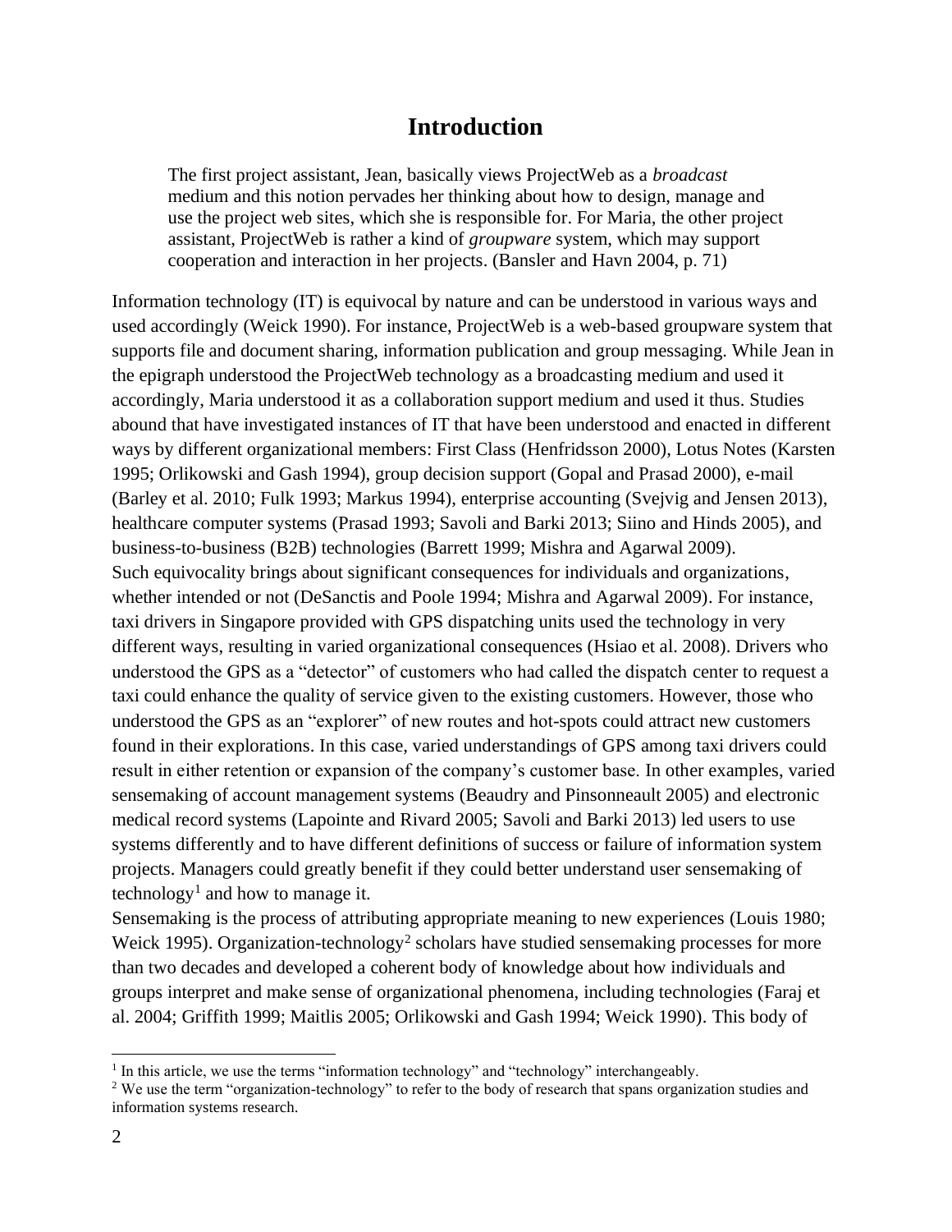# Introduction

> The first project assistant, Jean, basically views ProjectWeb as a *broadcast* medium and this notion pervades her thinking about how to design, manage and use the project web sites, which she is responsible for. For Maria, the other project assistant, ProjectWeb is rather a kind of *groupware* system, which may support cooperation and interaction in her projects. (Bansler and Havn 2004, p. 71)

Information technology (IT) is equivocal by nature and can be understood in various ways and used accordingly (Weick 1990). For instance, ProjectWeb is a web-based groupware system that supports file and document sharing, information publication and group messaging. While Jean in the epigraph understood the ProjectWeb technology as a broadcasting medium and used it accordingly, Maria understood it as a collaboration support medium and used it thus. Studies abound that have investigated instances of IT that have been understood and enacted in different ways by different organizational members: First Class (Henfridsson 2000), Lotus Notes (Karsten 1995; Orlikowski and Gash 1994), group decision support (Gopal and Prasad 2000), e-mail (Barley et al. 2010; Fulk 1993; Markus 1994), enterprise accounting (Svejvig and Jensen 2013), healthcare computer systems (Prasad 1993; Savoli and Barki 2013; Siino and Hinds 2005), and business-to-business (B2B) technologies (Barrett 1999; Mishra and Agarwal 2009).

Such equivocality brings about significant consequences for individuals and organizations, whether intended or not (DeSanctis and Poole 1994; Mishra and Agarwal 2009). For instance, taxi drivers in Singapore provided with GPS dispatching units used the technology in very different ways, resulting in varied organizational consequences (Hsiao et al. 2008). Drivers who understood the GPS as a "detector" of customers who had called the dispatch center to request a taxi could enhance the quality of service given to the existing customers. However, those who understood the GPS as an "explorer" of new routes and hot-spots could attract new customers found in their explorations. In this case, varied understandings of GPS among taxi drivers could result in either retention or expansion of the company's customer base. In other examples, varied sensemaking of account management systems (Beaudry and Pinsonneault 2005) and electronic medical record systems (Lapointe and Rivard 2005; Savoli and Barki 2013) led users to use systems differently and to have different definitions of success or failure of information system projects. Managers could greatly benefit if they could better understand user sensemaking of technology[1] and how to manage it.

Sensemaking is the process of attributing appropriate meaning to new experiences (Louis 1980; Weick 1995). Organization-technology[2] scholars have studied sensemaking processes for more than two decades and developed a coherent body of knowledge about how individuals and groups interpret and make sense of organizational phenomena, including technologies (Faraj et al. 2004; Griffith 1999; Maitlis 2005; Orlikowski and Gash 1994; Weick 1990). This body of

[1] In this article, we use the terms "information technology" and "technology" interchangeably.

[2] We use the term "organization-technology" to refer to the body of research that spans organization studies and information systems research.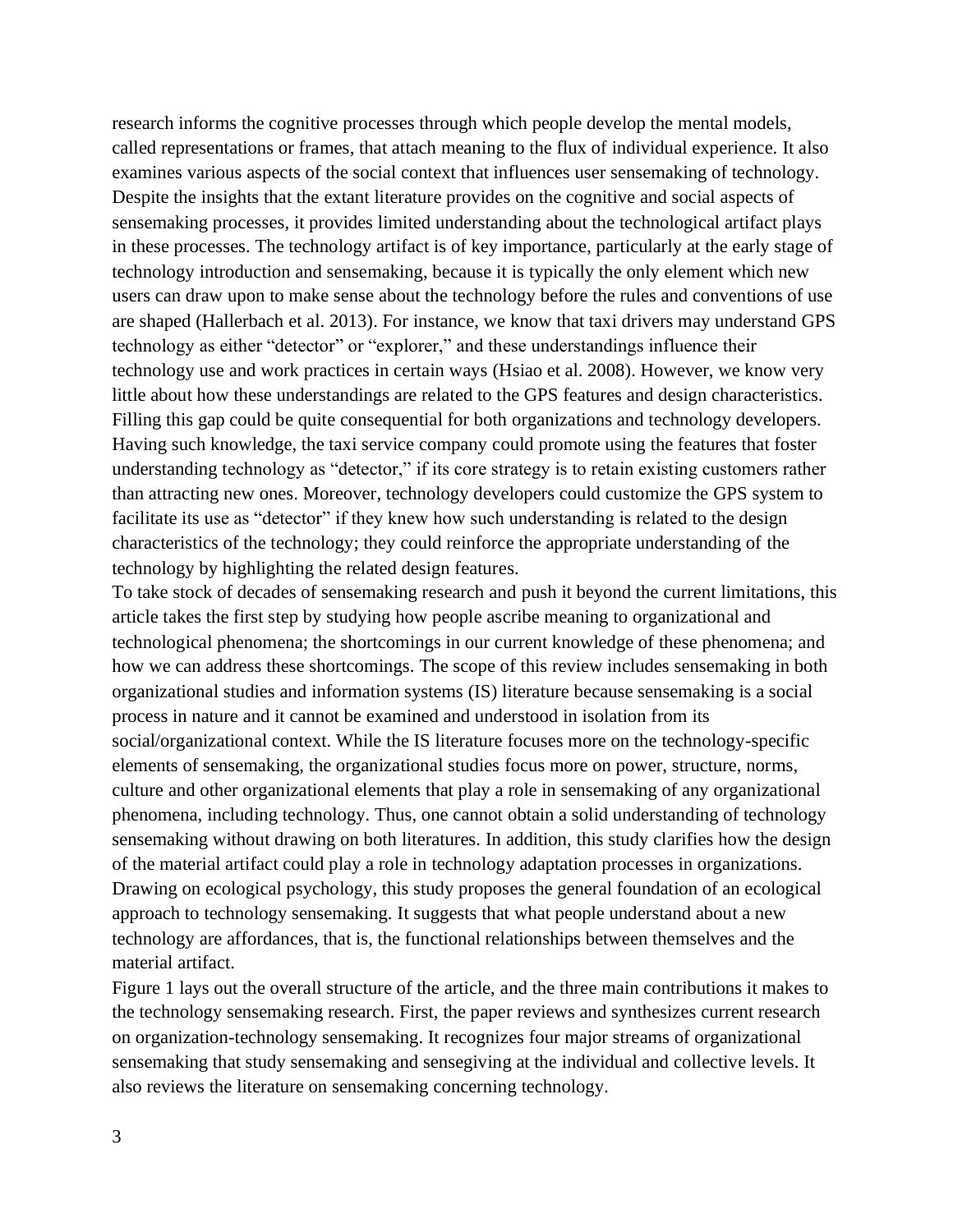research informs the cognitive processes through which people develop the mental models, called representations or frames, that attach meaning to the flux of individual experience. It also examines various aspects of the social context that influences user sensemaking of technology. Despite the insights that the extant literature provides on the cognitive and social aspects of sensemaking processes, it provides limited understanding about the technological artifact plays in these processes. The technology artifact is of key importance, particularly at the early stage of technology introduction and sensemaking, because it is typically the only element which new users can draw upon to make sense about the technology before the rules and conventions of use are shaped (Hallerbach et al. 2013). For instance, we know that taxi drivers may understand GPS technology as either "detector" or "explorer," and these understandings influence their technology use and work practices in certain ways (Hsiao et al. 2008). However, we know very little about how these understandings are related to the GPS features and design characteristics. Filling this gap could be quite consequential for both organizations and technology developers. Having such knowledge, the taxi service company could promote using the features that foster understanding technology as "detector," if its core strategy is to retain existing customers rather than attracting new ones. Moreover, technology developers could customize the GPS system to facilitate its use as "detector" if they knew how such understanding is related to the design characteristics of the technology; they could reinforce the appropriate understanding of the technology by highlighting the related design features.

To take stock of decades of sensemaking research and push it beyond the current limitations, this article takes the first step by studying how people ascribe meaning to organizational and technological phenomena; the shortcomings in our current knowledge of these phenomena; and how we can address these shortcomings. The scope of this review includes sensemaking in both organizational studies and information systems (IS) literature because sensemaking is a social process in nature and it cannot be examined and understood in isolation from its social/organizational context. While the IS literature focuses more on the technology-specific elements of sensemaking, the organizational studies focus more on power, structure, norms, culture and other organizational elements that play a role in sensemaking of any organizational phenomena, including technology. Thus, one cannot obtain a solid understanding of technology sensemaking without drawing on both literatures. In addition, this study clarifies how the design of the material artifact could play a role in technology adaptation processes in organizations. Drawing on ecological psychology, this study proposes the general foundation of an ecological approach to technology sensemaking. It suggests that what people understand about a new technology are affordances, that is, the functional relationships between themselves and the material artifact.

Figure 1 lays out the overall structure of the article, and the three main contributions it makes to the technology sensemaking research. First, the paper reviews and synthesizes current research on organization-technology sensemaking. It recognizes four major streams of organizational sensemaking that study sensemaking and sensegiving at the individual and collective levels. It also reviews the literature on sensemaking concerning technology.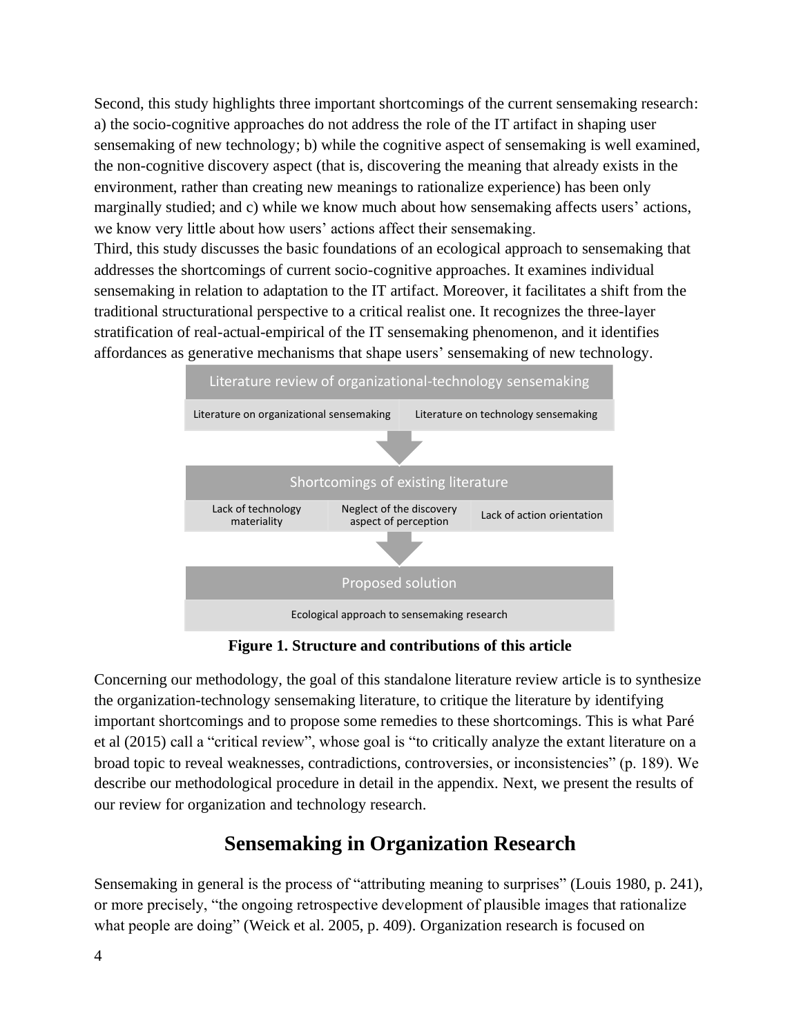Second, this study highlights three important shortcomings of the current sensemaking research: a) the socio-cognitive approaches do not address the role of the IT artifact in shaping user sensemaking of new technology; b) while the cognitive aspect of sensemaking is well examined, the non-cognitive discovery aspect (that is, discovering the meaning that already exists in the environment, rather than creating new meanings to rationalize experience) has been only marginally studied; and c) while we know much about how sensemaking affects users' actions, we know very little about how users' actions affect their sensemaking.

Third, this study discusses the basic foundations of an ecological approach to sensemaking that addresses the shortcomings of current socio-cognitive approaches. It examines individual sensemaking in relation to adaptation to the IT artifact. Moreover, it facilitates a shift from the traditional structurational perspective to a critical realist one. It recognizes the three-layer stratification of real-actual-empirical of the IT sensemaking phenomenon, and it identifies affordances as generative mechanisms that shape users' sensemaking of new technology.

| Literature review of organizational-technology sensemaking | |
|---|---|
| Literature on organizational sensemaking | Literature on technology sensemaking |

↓

| Shortcomings of existing literature | | |
|---|---|---|
| Lack of technology materiality | Neglect of the discovery aspect of perception | Lack of action orientation |

↓

| Proposed solution |
|---|
| Ecological approach to sensemaking research |

**Figure 1. Structure and contributions of this article**

Concerning our methodology, the goal of this standalone literature review article is to synthesize the organization-technology sensemaking literature, to critique the literature by identifying important shortcomings and to propose some remedies to these shortcomings. This is what Paré et al (2015) call a "critical review", whose goal is "to critically analyze the extant literature on a broad topic to reveal weaknesses, contradictions, controversies, or inconsistencies" (p. 189). We describe our methodological procedure in detail in the appendix. Next, we present the results of our review for organization and technology research.

# Sensemaking in Organization Research

Sensemaking in general is the process of "attributing meaning to surprises" (Louis 1980, p. 241), or more precisely, "the ongoing retrospective development of plausible images that rationalize what people are doing" (Weick et al. 2005, p. 409). Organization research is focused on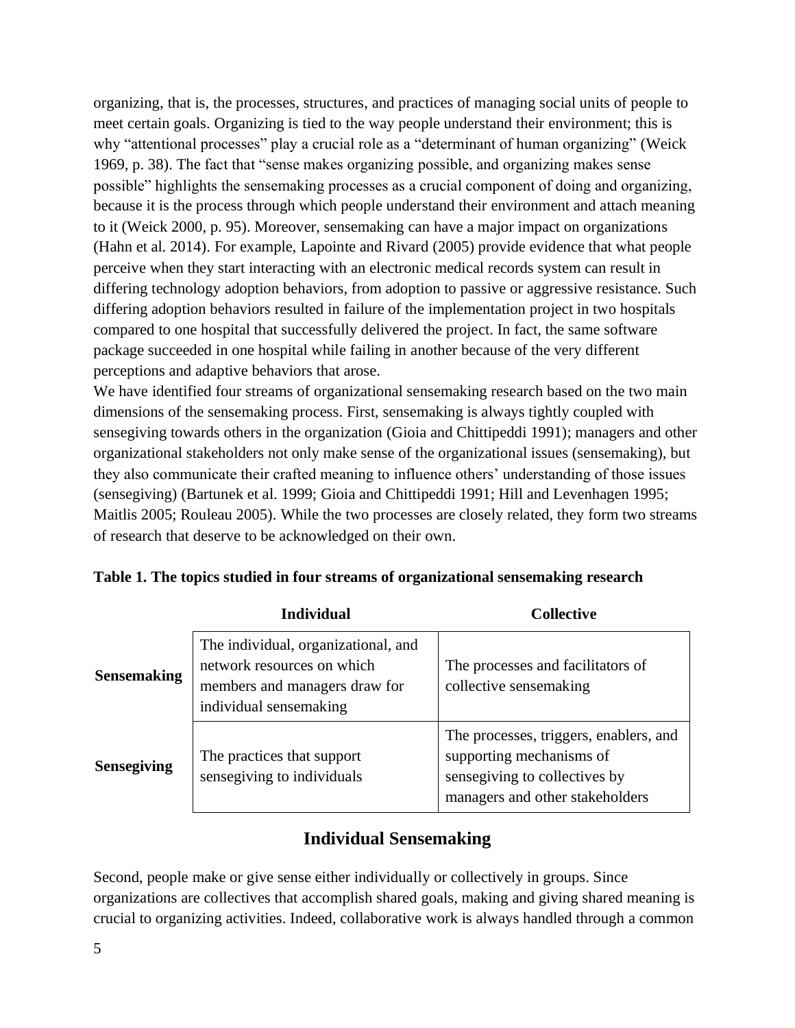organizing, that is, the processes, structures, and practices of managing social units of people to meet certain goals. Organizing is tied to the way people understand their environment; this is why "attentional processes" play a crucial role as a "determinant of human organizing" (Weick 1969, p. 38). The fact that "sense makes organizing possible, and organizing makes sense possible" highlights the sensemaking processes as a crucial component of doing and organizing, because it is the process through which people understand their environment and attach meaning to it (Weick 2000, p. 95). Moreover, sensemaking can have a major impact on organizations (Hahn et al. 2014). For example, Lapointe and Rivard (2005) provide evidence that what people perceive when they start interacting with an electronic medical records system can result in differing technology adoption behaviors, from adoption to passive or aggressive resistance. Such differing adoption behaviors resulted in failure of the implementation project in two hospitals compared to one hospital that successfully delivered the project. In fact, the same software package succeeded in one hospital while failing in another because of the very different perceptions and adaptive behaviors that arose.

We have identified four streams of organizational sensemaking research based on the two main dimensions of the sensemaking process. First, sensemaking is always tightly coupled with sensegiving towards others in the organization (Gioia and Chittipeddi 1991); managers and other organizational stakeholders not only make sense of the organizational issues (sensemaking), but they also communicate their crafted meaning to influence others' understanding of those issues (sensegiving) (Bartunek et al. 1999; Gioia and Chittipeddi 1991; Hill and Levenhagen 1995; Maitlis 2005; Rouleau 2005). While the two processes are closely related, they form two streams of research that deserve to be acknowledged on their own.

**Table 1. The topics studied in four streams of organizational sensemaking research**

| | Individual | Collective |
|---|---|---|
| **Sensemaking** | The individual, organizational, and network resources on which members and managers draw for individual sensemaking | The processes and facilitators of collective sensemaking |
| **Sensegiving** | The practices that support sensegiving to individuals | The processes, triggers, enablers, and supporting mechanisms of sensegiving to collectives by managers and other stakeholders |

## Individual Sensemaking

Second, people make or give sense either individually or collectively in groups. Since organizations are collectives that accomplish shared goals, making and giving shared meaning is crucial to organizing activities. Indeed, collaborative work is always handled through a common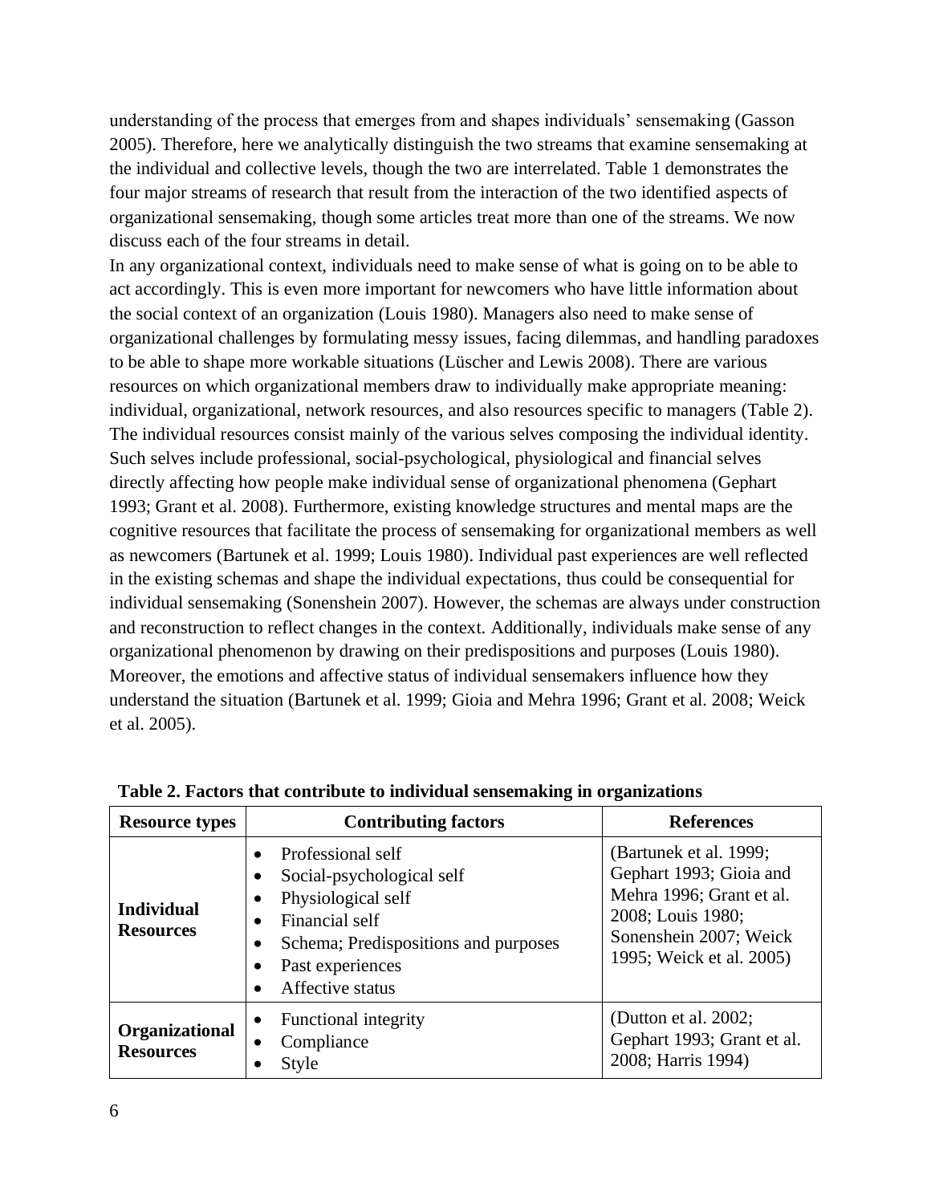understanding of the process that emerges from and shapes individuals' sensemaking (Gasson 2005). Therefore, here we analytically distinguish the two streams that examine sensemaking at the individual and collective levels, though the two are interrelated. Table 1 demonstrates the four major streams of research that result from the interaction of the two identified aspects of organizational sensemaking, though some articles treat more than one of the streams. We now discuss each of the four streams in detail.

In any organizational context, individuals need to make sense of what is going on to be able to act accordingly. This is even more important for newcomers who have little information about the social context of an organization (Louis 1980). Managers also need to make sense of organizational challenges by formulating messy issues, facing dilemmas, and handling paradoxes to be able to shape more workable situations (Lüscher and Lewis 2008). There are various resources on which organizational members draw to individually make appropriate meaning: individual, organizational, network resources, and also resources specific to managers (Table 2). The individual resources consist mainly of the various selves composing the individual identity. Such selves include professional, social-psychological, physiological and financial selves directly affecting how people make individual sense of organizational phenomena (Gephart 1993; Grant et al. 2008). Furthermore, existing knowledge structures and mental maps are the cognitive resources that facilitate the process of sensemaking for organizational members as well as newcomers (Bartunek et al. 1999; Louis 1980). Individual past experiences are well reflected in the existing schemas and shape the individual expectations, thus could be consequential for individual sensemaking (Sonenshein 2007). However, the schemas are always under construction and reconstruction to reflect changes in the context. Additionally, individuals make sense of any organizational phenomenon by drawing on their predispositions and purposes (Louis 1980). Moreover, the emotions and affective status of individual sensemakers influence how they understand the situation (Bartunek et al. 1999; Gioia and Mehra 1996; Grant et al. 2008; Weick et al. 2005).

**Table 2. Factors that contribute to individual sensemaking in organizations**

| Resource types | Contributing factors | References |
|---|---|---|
| **Individual Resources** | • Professional self<br>• Social-psychological self<br>• Physiological self<br>• Financial self<br>• Schema; Predispositions and purposes<br>• Past experiences<br>• Affective status | (Bartunek et al. 1999; Gephart 1993; Gioia and Mehra 1996; Grant et al. 2008; Louis 1980; Sonenshein 2007; Weick 1995; Weick et al. 2005) |
| **Organizational Resources** | • Functional integrity<br>• Compliance<br>• Style | (Dutton et al. 2002; Gephart 1993; Grant et al. 2008; Harris 1994) |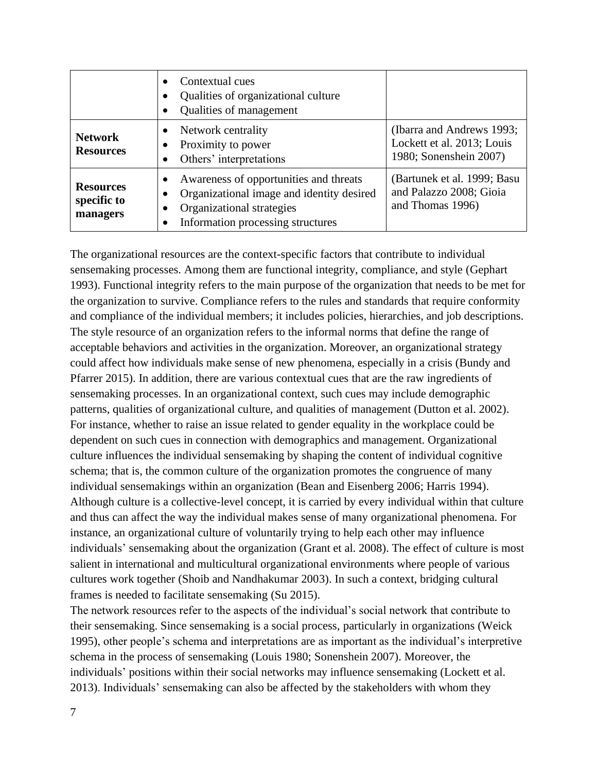| | | |
|---|---|---|
| | • Contextual cues<br>• Qualities of organizational culture<br>• Qualities of management | |
| **Network Resources** | • Network centrality<br>• Proximity to power<br>• Others' interpretations | (Ibarra and Andrews 1993; Lockett et al. 2013; Louis 1980; Sonenshein 2007) |
| **Resources specific to managers** | • Awareness of opportunities and threats<br>• Organizational image and identity desired<br>• Organizational strategies<br>• Information processing structures | (Bartunek et al. 1999; Basu and Palazzo 2008; Gioia and Thomas 1996) |

The organizational resources are the context-specific factors that contribute to individual sensemaking processes. Among them are functional integrity, compliance, and style (Gephart 1993). Functional integrity refers to the main purpose of the organization that needs to be met for the organization to survive. Compliance refers to the rules and standards that require conformity and compliance of the individual members; it includes policies, hierarchies, and job descriptions. The style resource of an organization refers to the informal norms that define the range of acceptable behaviors and activities in the organization. Moreover, an organizational strategy could affect how individuals make sense of new phenomena, especially in a crisis (Bundy and Pfarrer 2015). In addition, there are various contextual cues that are the raw ingredients of sensemaking processes. In an organizational context, such cues may include demographic patterns, qualities of organizational culture, and qualities of management (Dutton et al. 2002). For instance, whether to raise an issue related to gender equality in the workplace could be dependent on such cues in connection with demographics and management. Organizational culture influences the individual sensemaking by shaping the content of individual cognitive schema; that is, the common culture of the organization promotes the congruence of many individual sensemakings within an organization (Bean and Eisenberg 2006; Harris 1994). Although culture is a collective-level concept, it is carried by every individual within that culture and thus can affect the way the individual makes sense of many organizational phenomena. For instance, an organizational culture of voluntarily trying to help each other may influence individuals' sensemaking about the organization (Grant et al. 2008). The effect of culture is most salient in international and multicultural organizational environments where people of various cultures work together (Shoib and Nandhakumar 2003). In such a context, bridging cultural frames is needed to facilitate sensemaking (Su 2015).

The network resources refer to the aspects of the individual's social network that contribute to their sensemaking. Since sensemaking is a social process, particularly in organizations (Weick 1995), other people's schema and interpretations are as important as the individual's interpretive schema in the process of sensemaking (Louis 1980; Sonenshein 2007). Moreover, the individuals' positions within their social networks may influence sensemaking (Lockett et al. 2013). Individuals' sensemaking can also be affected by the stakeholders with whom they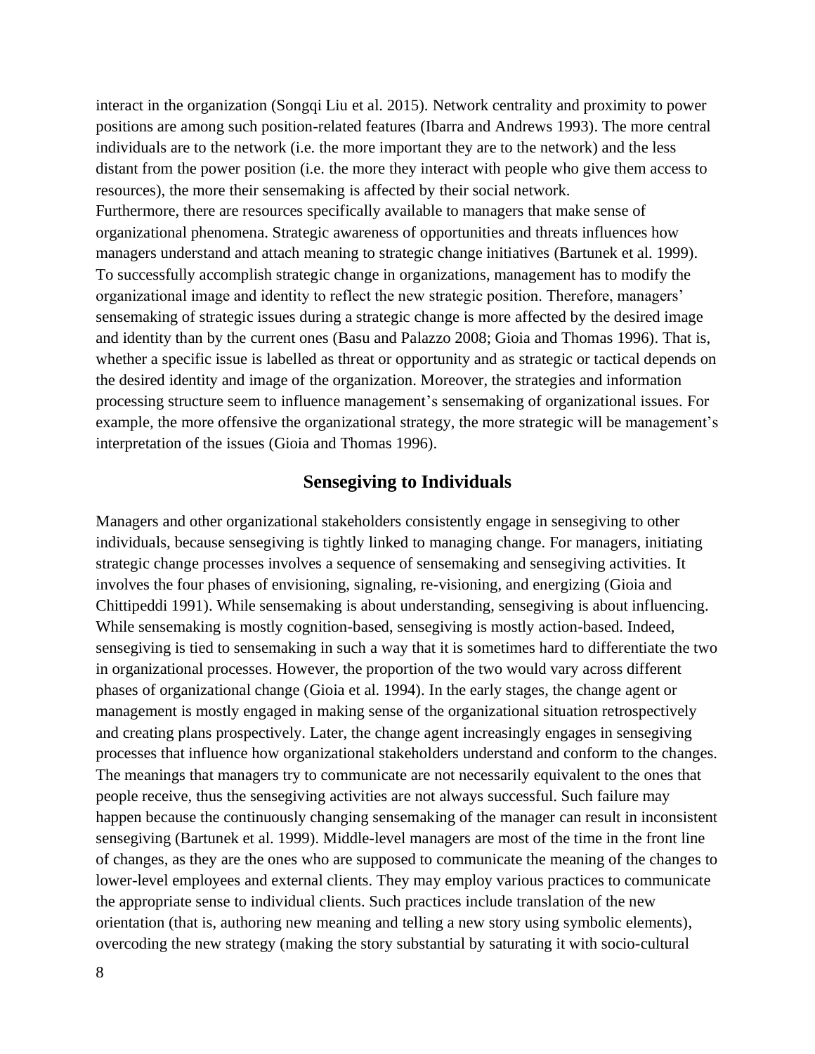interact in the organization (Songqi Liu et al. 2015). Network centrality and proximity to power positions are among such position-related features (Ibarra and Andrews 1993). The more central individuals are to the network (i.e. the more important they are to the network) and the less distant from the power position (i.e. the more they interact with people who give them access to resources), the more their sensemaking is affected by their social network.

Furthermore, there are resources specifically available to managers that make sense of organizational phenomena. Strategic awareness of opportunities and threats influences how managers understand and attach meaning to strategic change initiatives (Bartunek et al. 1999). To successfully accomplish strategic change in organizations, management has to modify the organizational image and identity to reflect the new strategic position. Therefore, managers' sensemaking of strategic issues during a strategic change is more affected by the desired image and identity than by the current ones (Basu and Palazzo 2008; Gioia and Thomas 1996). That is, whether a specific issue is labelled as threat or opportunity and as strategic or tactical depends on the desired identity and image of the organization. Moreover, the strategies and information processing structure seem to influence management's sensemaking of organizational issues. For example, the more offensive the organizational strategy, the more strategic will be management's interpretation of the issues (Gioia and Thomas 1996).

## Sensegiving to Individuals

Managers and other organizational stakeholders consistently engage in sensegiving to other individuals, because sensegiving is tightly linked to managing change. For managers, initiating strategic change processes involves a sequence of sensemaking and sensegiving activities. It involves the four phases of envisioning, signaling, re-visioning, and energizing (Gioia and Chittipeddi 1991). While sensemaking is about understanding, sensegiving is about influencing. While sensemaking is mostly cognition-based, sensegiving is mostly action-based. Indeed, sensegiving is tied to sensemaking in such a way that it is sometimes hard to differentiate the two in organizational processes. However, the proportion of the two would vary across different phases of organizational change (Gioia et al. 1994). In the early stages, the change agent or management is mostly engaged in making sense of the organizational situation retrospectively and creating plans prospectively. Later, the change agent increasingly engages in sensegiving processes that influence how organizational stakeholders understand and conform to the changes. The meanings that managers try to communicate are not necessarily equivalent to the ones that people receive, thus the sensegiving activities are not always successful. Such failure may happen because the continuously changing sensemaking of the manager can result in inconsistent sensegiving (Bartunek et al. 1999). Middle-level managers are most of the time in the front line of changes, as they are the ones who are supposed to communicate the meaning of the changes to lower-level employees and external clients. They may employ various practices to communicate the appropriate sense to individual clients. Such practices include translation of the new orientation (that is, authoring new meaning and telling a new story using symbolic elements), overcoding the new strategy (making the story substantial by saturating it with socio-cultural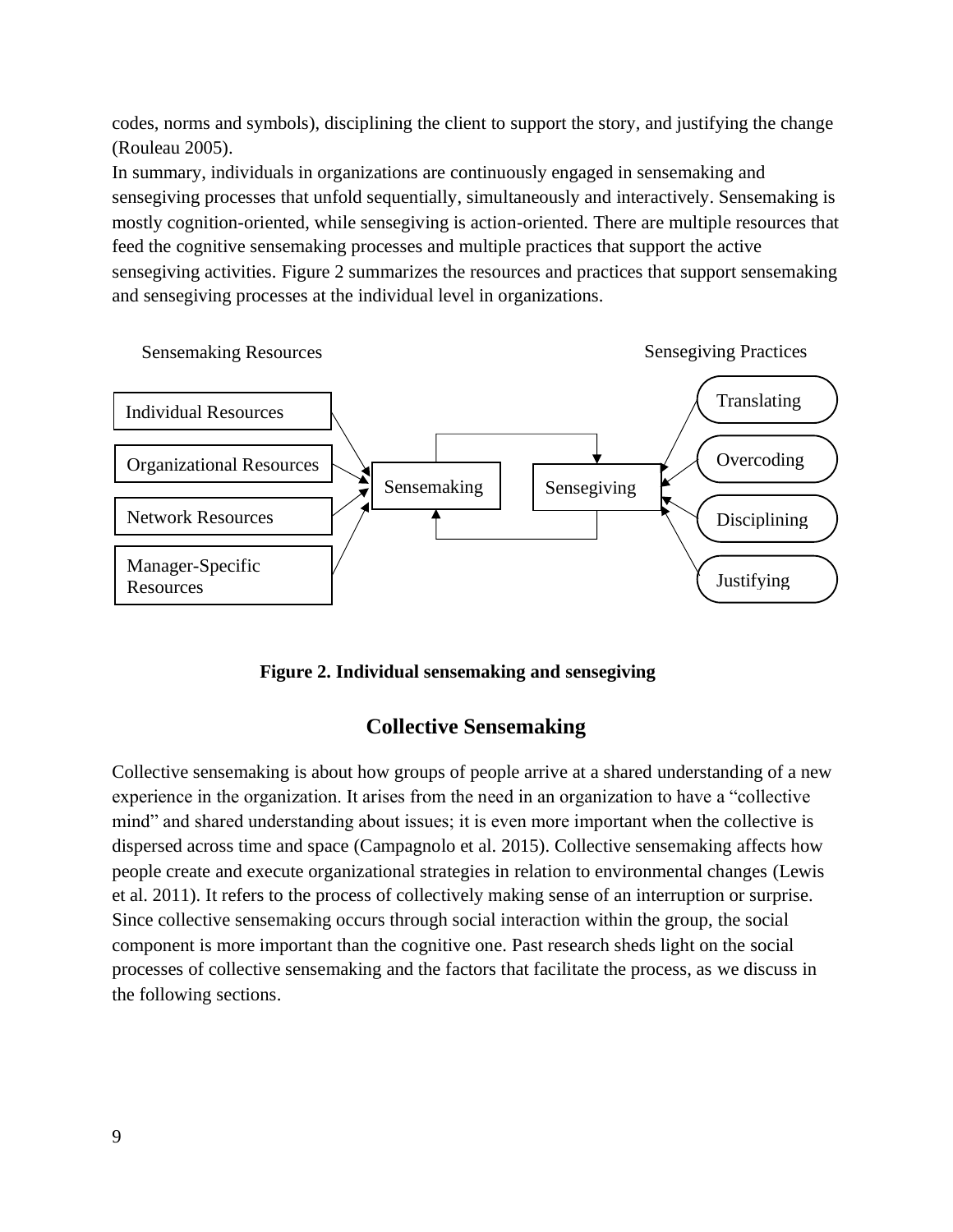codes, norms and symbols), disciplining the client to support the story, and justifying the change (Rouleau 2005).

In summary, individuals in organizations are continuously engaged in sensemaking and sensegiving processes that unfold sequentially, simultaneously and interactively. Sensemaking is mostly cognition-oriented, while sensegiving is action-oriented. There are multiple resources that feed the cognitive sensemaking processes and multiple practices that support the active sensegiving activities. Figure 2 summarizes the resources and practices that support sensemaking and sensegiving processes at the individual level in organizations.

Sensemaking Resources

Individual Resources

Organizational Resources

Network Resources

Manager-Specific Resources

Sensemaking

Sensegiving

Sensegiving Practices

Translating

Overcoding

Disciplining

Justifying

**Figure 2. Individual sensemaking and sensegiving**

## Collective Sensemaking

Collective sensemaking is about how groups of people arrive at a shared understanding of a new experience in the organization. It arises from the need in an organization to have a "collective mind" and shared understanding about issues; it is even more important when the collective is dispersed across time and space (Campagnolo et al. 2015). Collective sensemaking affects how people create and execute organizational strategies in relation to environmental changes (Lewis et al. 2011). It refers to the process of collectively making sense of an interruption or surprise. Since collective sensemaking occurs through social interaction within the group, the social component is more important than the cognitive one. Past research sheds light on the social processes of collective sensemaking and the factors that facilitate the process, as we discuss in the following sections.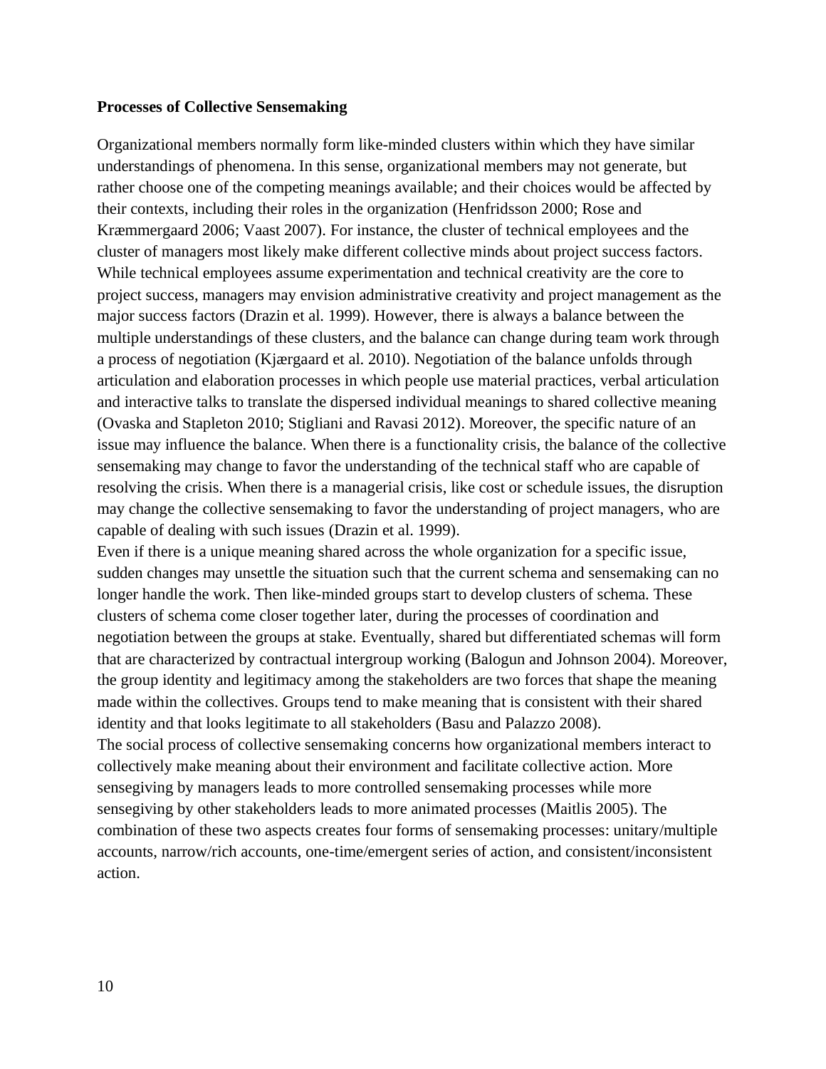**Processes of Collective Sensemaking**

Organizational members normally form like-minded clusters within which they have similar understandings of phenomena. In this sense, organizational members may not generate, but rather choose one of the competing meanings available; and their choices would be affected by their contexts, including their roles in the organization (Henfridsson 2000; Rose and Kræmmergaard 2006; Vaast 2007). For instance, the cluster of technical employees and the cluster of managers most likely make different collective minds about project success factors. While technical employees assume experimentation and technical creativity are the core to project success, managers may envision administrative creativity and project management as the major success factors (Drazin et al. 1999). However, there is always a balance between the multiple understandings of these clusters, and the balance can change during team work through a process of negotiation (Kjærgaard et al. 2010). Negotiation of the balance unfolds through articulation and elaboration processes in which people use material practices, verbal articulation and interactive talks to translate the dispersed individual meanings to shared collective meaning (Ovaska and Stapleton 2010; Stigliani and Ravasi 2012). Moreover, the specific nature of an issue may influence the balance. When there is a functionality crisis, the balance of the collective sensemaking may change to favor the understanding of the technical staff who are capable of resolving the crisis. When there is a managerial crisis, like cost or schedule issues, the disruption may change the collective sensemaking to favor the understanding of project managers, who are capable of dealing with such issues (Drazin et al. 1999).

Even if there is a unique meaning shared across the whole organization for a specific issue, sudden changes may unsettle the situation such that the current schema and sensemaking can no longer handle the work. Then like-minded groups start to develop clusters of schema. These clusters of schema come closer together later, during the processes of coordination and negotiation between the groups at stake. Eventually, shared but differentiated schemas will form that are characterized by contractual intergroup working (Balogun and Johnson 2004). Moreover, the group identity and legitimacy among the stakeholders are two forces that shape the meaning made within the collectives. Groups tend to make meaning that is consistent with their shared identity and that looks legitimate to all stakeholders (Basu and Palazzo 2008).

The social process of collective sensemaking concerns how organizational members interact to collectively make meaning about their environment and facilitate collective action. More sensegiving by managers leads to more controlled sensemaking processes while more sensegiving by other stakeholders leads to more animated processes (Maitlis 2005). The combination of these two aspects creates four forms of sensemaking processes: unitary/multiple accounts, narrow/rich accounts, one-time/emergent series of action, and consistent/inconsistent action.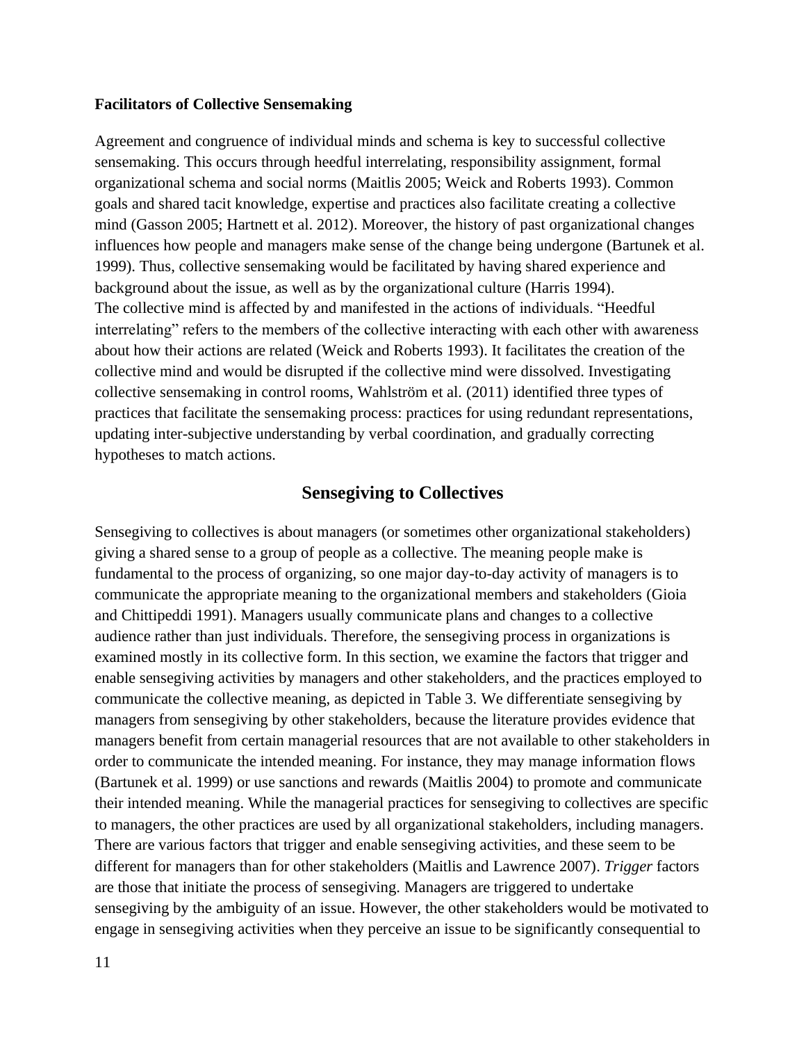**Facilitators of Collective Sensemaking**

Agreement and congruence of individual minds and schema is key to successful collective sensemaking. This occurs through heedful interrelating, responsibility assignment, formal organizational schema and social norms (Maitlis 2005; Weick and Roberts 1993). Common goals and shared tacit knowledge, expertise and practices also facilitate creating a collective mind (Gasson 2005; Hartnett et al. 2012). Moreover, the history of past organizational changes influences how people and managers make sense of the change being undergone (Bartunek et al. 1999). Thus, collective sensemaking would be facilitated by having shared experience and background about the issue, as well as by the organizational culture (Harris 1994).

The collective mind is affected by and manifested in the actions of individuals. "Heedful interrelating" refers to the members of the collective interacting with each other with awareness about how their actions are related (Weick and Roberts 1993). It facilitates the creation of the collective mind and would be disrupted if the collective mind were dissolved. Investigating collective sensemaking in control rooms, Wahlström et al. (2011) identified three types of practices that facilitate the sensemaking process: practices for using redundant representations, updating inter-subjective understanding by verbal coordination, and gradually correcting hypotheses to match actions.

## Sensegiving to Collectives

Sensegiving to collectives is about managers (or sometimes other organizational stakeholders) giving a shared sense to a group of people as a collective. The meaning people make is fundamental to the process of organizing, so one major day-to-day activity of managers is to communicate the appropriate meaning to the organizational members and stakeholders (Gioia and Chittipeddi 1991). Managers usually communicate plans and changes to a collective audience rather than just individuals. Therefore, the sensegiving process in organizations is examined mostly in its collective form. In this section, we examine the factors that trigger and enable sensegiving activities by managers and other stakeholders, and the practices employed to communicate the collective meaning, as depicted in Table 3. We differentiate sensegiving by managers from sensegiving by other stakeholders, because the literature provides evidence that managers benefit from certain managerial resources that are not available to other stakeholders in order to communicate the intended meaning. For instance, they may manage information flows (Bartunek et al. 1999) or use sanctions and rewards (Maitlis 2004) to promote and communicate their intended meaning. While the managerial practices for sensegiving to collectives are specific to managers, the other practices are used by all organizational stakeholders, including managers. There are various factors that trigger and enable sensegiving activities, and these seem to be different for managers than for other stakeholders (Maitlis and Lawrence 2007). *Trigger* factors are those that initiate the process of sensegiving. Managers are triggered to undertake sensegiving by the ambiguity of an issue. However, the other stakeholders would be motivated to engage in sensegiving activities when they perceive an issue to be significantly consequential to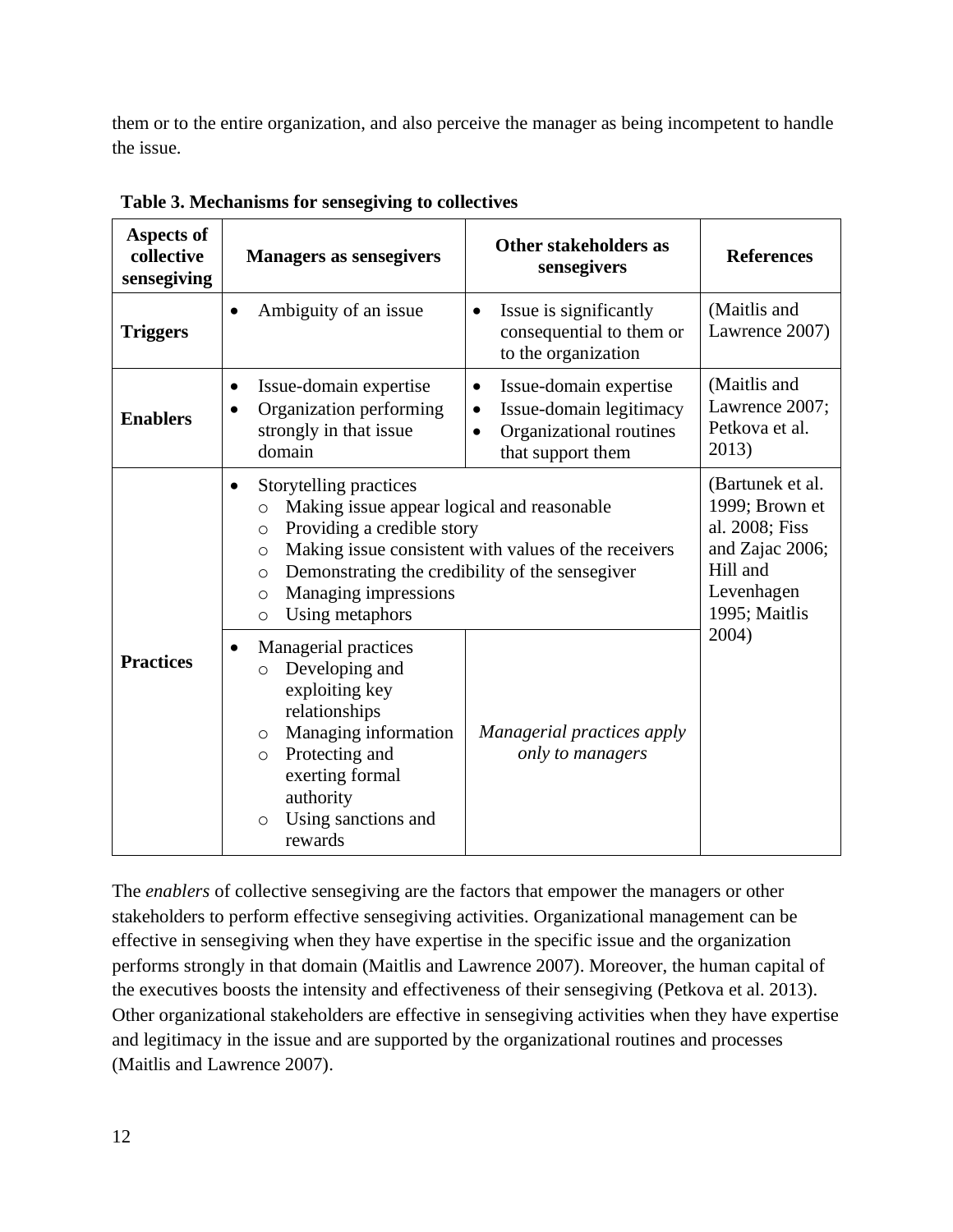them or to the entire organization, and also perceive the manager as being incompetent to handle the issue.

**Table 3. Mechanisms for sensegiving to collectives**

| Aspects of collective sensegiving | Managers as sensegivers | Other stakeholders as sensegivers | References |
|---|---|---|---|
| **Triggers** | • Ambiguity of an issue | • Issue is significantly consequential to them or to the organization | (Maitlis and Lawrence 2007) |
| **Enablers** | • Issue-domain expertise<br>• Organization performing strongly in that issue domain | • Issue-domain expertise<br>• Issue-domain legitimacy<br>• Organizational routines that support them | (Maitlis and Lawrence 2007; Petkova et al. 2013) |
| **Practices** | • Storytelling practices<br>  ○ Making issue appear logical and reasonable<br>  ○ Providing a credible story<br>  ○ Making issue consistent with values of the receivers<br>  ○ Demonstrating the credibility of the sensegiver<br>  ○ Managing impressions<br>  ○ Using metaphors | | (Bartunek et al. 1999; Brown et al. 2008; Fiss and Zajac 2006; Hill and Levenhagen 1995; Maitlis 2004) |
| | • Managerial practices<br>  ○ Developing and exploiting key relationships<br>  ○ Managing information<br>  ○ Protecting and exerting formal authority<br>  ○ Using sanctions and rewards | *Managerial practices apply only to managers* | |

The *enablers* of collective sensegiving are the factors that empower the managers or other stakeholders to perform effective sensegiving activities. Organizational management can be effective in sensegiving when they have expertise in the specific issue and the organization performs strongly in that domain (Maitlis and Lawrence 2007). Moreover, the human capital of the executives boosts the intensity and effectiveness of their sensegiving (Petkova et al. 2013). Other organizational stakeholders are effective in sensegiving activities when they have expertise and legitimacy in the issue and are supported by the organizational routines and processes (Maitlis and Lawrence 2007).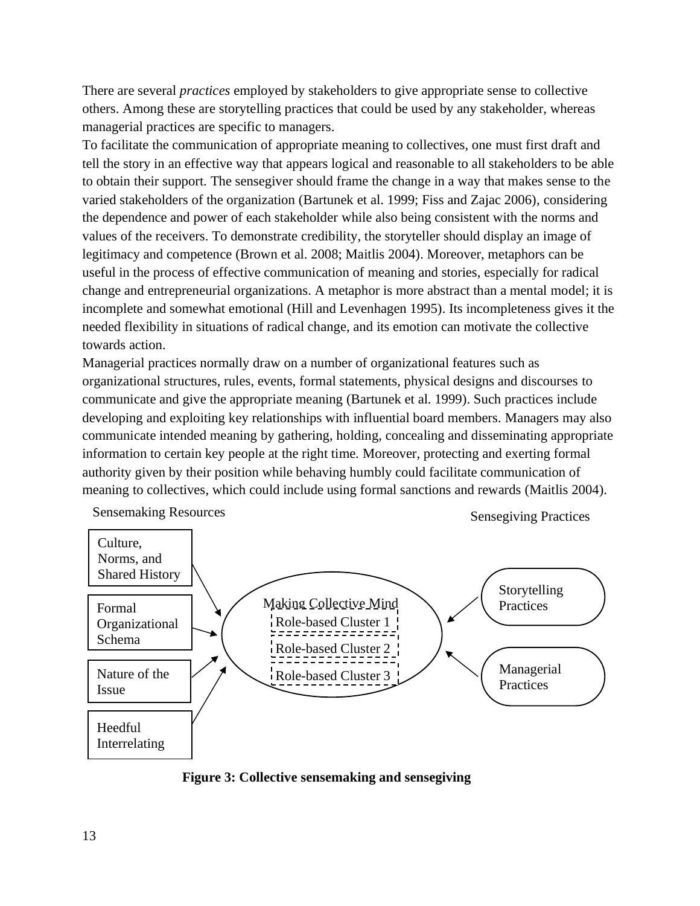There are several *practices* employed by stakeholders to give appropriate sense to collective others. Among these are storytelling practices that could be used by any stakeholder, whereas managerial practices are specific to managers.

To facilitate the communication of appropriate meaning to collectives, one must first draft and tell the story in an effective way that appears logical and reasonable to all stakeholders to be able to obtain their support. The sensegiver should frame the change in a way that makes sense to the varied stakeholders of the organization (Bartunek et al. 1999; Fiss and Zajac 2006), considering the dependence and power of each stakeholder while also being consistent with the norms and values of the receivers. To demonstrate credibility, the storyteller should display an image of legitimacy and competence (Brown et al. 2008; Maitlis 2004). Moreover, metaphors can be useful in the process of effective communication of meaning and stories, especially for radical change and entrepreneurial organizations. A metaphor is more abstract than a mental model; it is incomplete and somewhat emotional (Hill and Levenhagen 1995). Its incompleteness gives it the needed flexibility in situations of radical change, and its emotion can motivate the collective towards action.

Managerial practices normally draw on a number of organizational features such as organizational structures, rules, events, formal statements, physical designs and discourses to communicate and give the appropriate meaning (Bartunek et al. 1999). Such practices include developing and exploiting key relationships with influential board members. Managers may also communicate intended meaning by gathering, holding, concealing and disseminating appropriate information to certain key people at the right time. Moreover, protecting and exerting formal authority given by their position while behaving humbly could facilitate communication of meaning to collectives, which could include using formal sanctions and rewards (Maitlis 2004).

Sensemaking Resources

Culture, Norms, and Shared History

Formal Organizational Schema

Nature of the Issue

Heedful Interrelating

Making Collective Mind

Role-based Cluster 1

Role-based Cluster 2

Role-based Cluster 3

Sensegiving Practices

Storytelling Practices

Managerial Practices

**Figure 3: Collective sensemaking and sensegiving**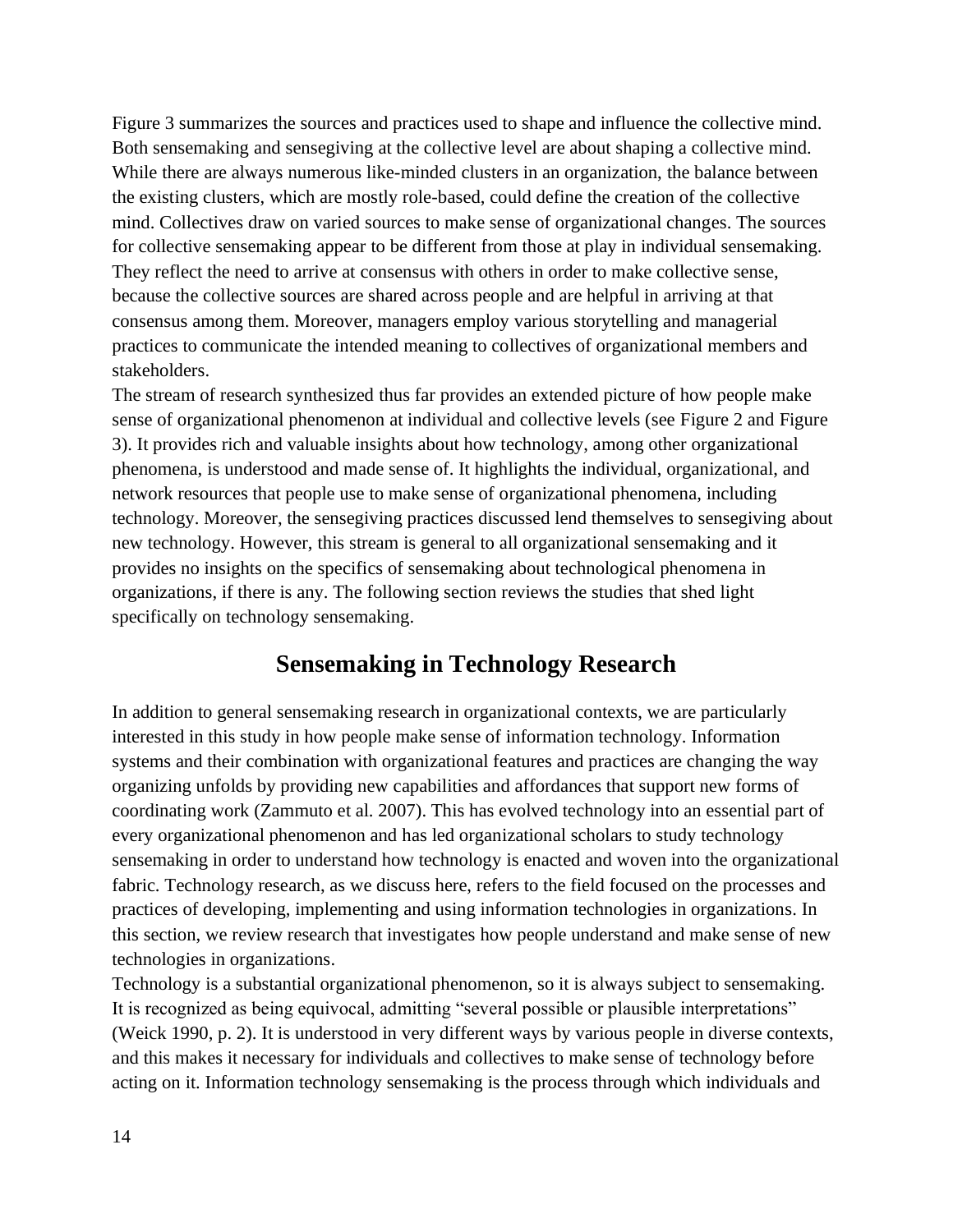Figure 3 summarizes the sources and practices used to shape and influence the collective mind. Both sensemaking and sensegiving at the collective level are about shaping a collective mind. While there are always numerous like-minded clusters in an organization, the balance between the existing clusters, which are mostly role-based, could define the creation of the collective mind. Collectives draw on varied sources to make sense of organizational changes. The sources for collective sensemaking appear to be different from those at play in individual sensemaking. They reflect the need to arrive at consensus with others in order to make collective sense, because the collective sources are shared across people and are helpful in arriving at that consensus among them. Moreover, managers employ various storytelling and managerial practices to communicate the intended meaning to collectives of organizational members and stakeholders.

The stream of research synthesized thus far provides an extended picture of how people make sense of organizational phenomenon at individual and collective levels (see Figure 2 and Figure 3). It provides rich and valuable insights about how technology, among other organizational phenomena, is understood and made sense of. It highlights the individual, organizational, and network resources that people use to make sense of organizational phenomena, including technology. Moreover, the sensegiving practices discussed lend themselves to sensegiving about new technology. However, this stream is general to all organizational sensemaking and it provides no insights on the specifics of sensemaking about technological phenomena in organizations, if there is any. The following section reviews the studies that shed light specifically on technology sensemaking.

## Sensemaking in Technology Research

In addition to general sensemaking research in organizational contexts, we are particularly interested in this study in how people make sense of information technology. Information systems and their combination with organizational features and practices are changing the way organizing unfolds by providing new capabilities and affordances that support new forms of coordinating work (Zammuto et al. 2007). This has evolved technology into an essential part of every organizational phenomenon and has led organizational scholars to study technology sensemaking in order to understand how technology is enacted and woven into the organizational fabric. Technology research, as we discuss here, refers to the field focused on the processes and practices of developing, implementing and using information technologies in organizations. In this section, we review research that investigates how people understand and make sense of new technologies in organizations.

Technology is a substantial organizational phenomenon, so it is always subject to sensemaking. It is recognized as being equivocal, admitting "several possible or plausible interpretations" (Weick 1990, p. 2). It is understood in very different ways by various people in diverse contexts, and this makes it necessary for individuals and collectives to make sense of technology before acting on it. Information technology sensemaking is the process through which individuals and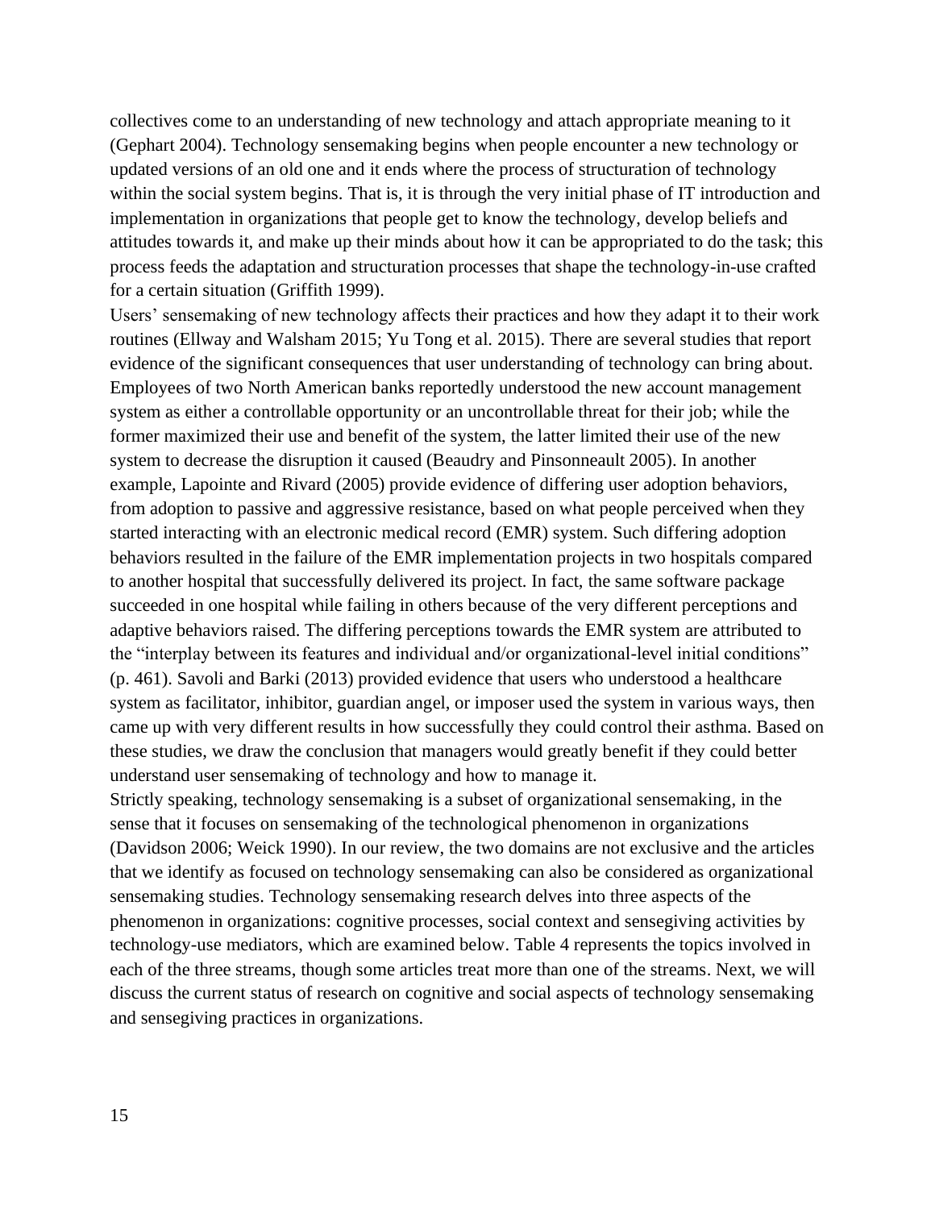collectives come to an understanding of new technology and attach appropriate meaning to it (Gephart 2004). Technology sensemaking begins when people encounter a new technology or updated versions of an old one and it ends where the process of structuration of technology within the social system begins. That is, it is through the very initial phase of IT introduction and implementation in organizations that people get to know the technology, develop beliefs and attitudes towards it, and make up their minds about how it can be appropriated to do the task; this process feeds the adaptation and structuration processes that shape the technology-in-use crafted for a certain situation (Griffith 1999).

Users' sensemaking of new technology affects their practices and how they adapt it to their work routines (Ellway and Walsham 2015; Yu Tong et al. 2015). There are several studies that report evidence of the significant consequences that user understanding of technology can bring about. Employees of two North American banks reportedly understood the new account management system as either a controllable opportunity or an uncontrollable threat for their job; while the former maximized their use and benefit of the system, the latter limited their use of the new system to decrease the disruption it caused (Beaudry and Pinsonneault 2005). In another example, Lapointe and Rivard (2005) provide evidence of differing user adoption behaviors, from adoption to passive and aggressive resistance, based on what people perceived when they started interacting with an electronic medical record (EMR) system. Such differing adoption behaviors resulted in the failure of the EMR implementation projects in two hospitals compared to another hospital that successfully delivered its project. In fact, the same software package succeeded in one hospital while failing in others because of the very different perceptions and adaptive behaviors raised. The differing perceptions towards the EMR system are attributed to the "interplay between its features and individual and/or organizational-level initial conditions" (p. 461). Savoli and Barki (2013) provided evidence that users who understood a healthcare system as facilitator, inhibitor, guardian angel, or imposer used the system in various ways, then came up with very different results in how successfully they could control their asthma. Based on these studies, we draw the conclusion that managers would greatly benefit if they could better understand user sensemaking of technology and how to manage it.

Strictly speaking, technology sensemaking is a subset of organizational sensemaking, in the sense that it focuses on sensemaking of the technological phenomenon in organizations (Davidson 2006; Weick 1990). In our review, the two domains are not exclusive and the articles that we identify as focused on technology sensemaking can also be considered as organizational sensemaking studies. Technology sensemaking research delves into three aspects of the phenomenon in organizations: cognitive processes, social context and sensegiving activities by technology-use mediators, which are examined below. Table 4 represents the topics involved in each of the three streams, though some articles treat more than one of the streams. Next, we will discuss the current status of research on cognitive and social aspects of technology sensemaking and sensegiving practices in organizations.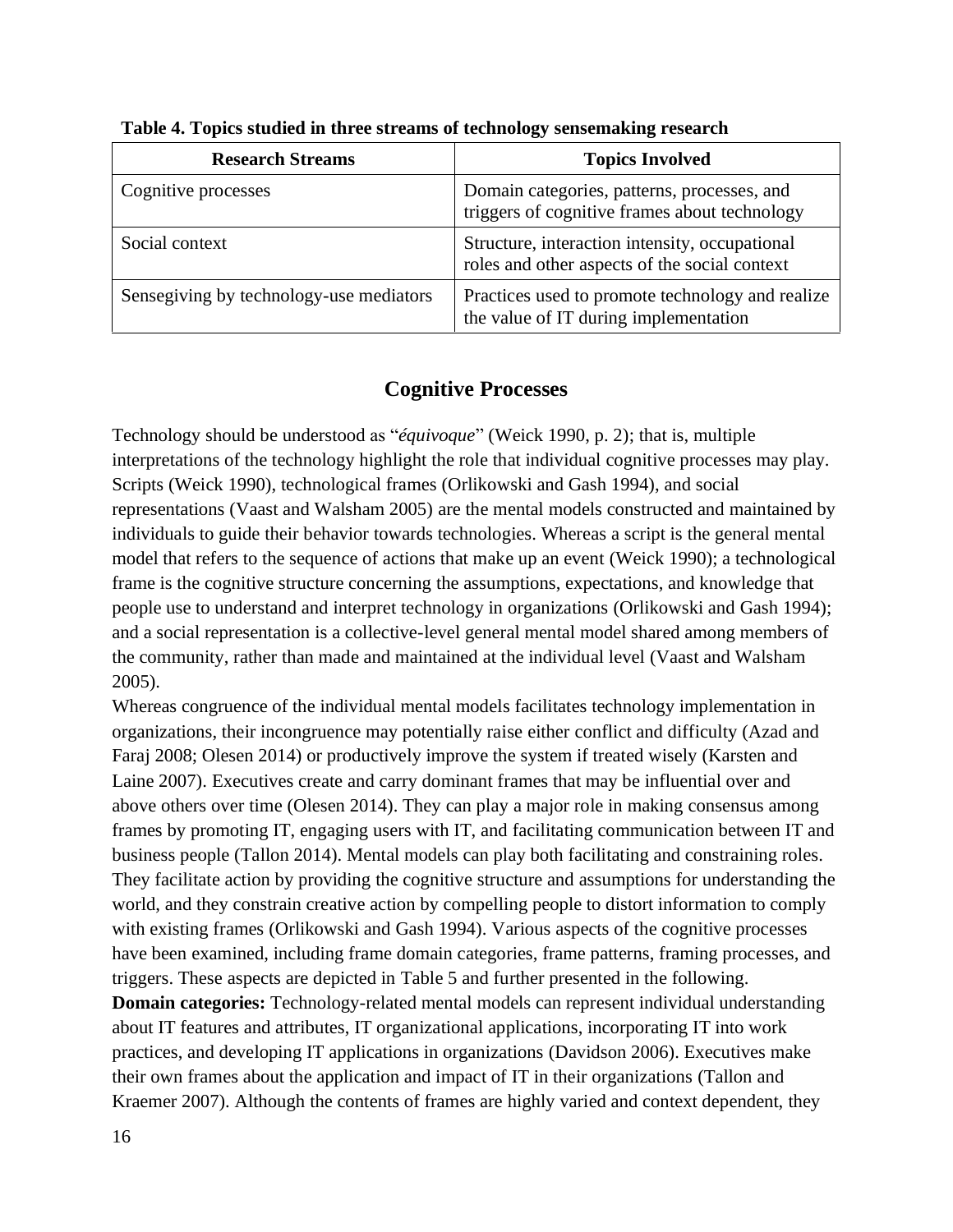**Table 4. Topics studied in three streams of technology sensemaking research**

| Research Streams | Topics Involved |
| --- | --- |
| Cognitive processes | Domain categories, patterns, processes, and triggers of cognitive frames about technology |
| Social context | Structure, interaction intensity, occupational roles and other aspects of the social context |
| Sensegiving by technology-use mediators | Practices used to promote technology and realize the value of IT during implementation |

## Cognitive Processes

Technology should be understood as "*équivoque*" (Weick 1990, p. 2); that is, multiple interpretations of the technology highlight the role that individual cognitive processes may play. Scripts (Weick 1990), technological frames (Orlikowski and Gash 1994), and social representations (Vaast and Walsham 2005) are the mental models constructed and maintained by individuals to guide their behavior towards technologies. Whereas a script is the general mental model that refers to the sequence of actions that make up an event (Weick 1990); a technological frame is the cognitive structure concerning the assumptions, expectations, and knowledge that people use to understand and interpret technology in organizations (Orlikowski and Gash 1994); and a social representation is a collective-level general mental model shared among members of the community, rather than made and maintained at the individual level (Vaast and Walsham 2005).

Whereas congruence of the individual mental models facilitates technology implementation in organizations, their incongruence may potentially raise either conflict and difficulty (Azad and Faraj 2008; Olesen 2014) or productively improve the system if treated wisely (Karsten and Laine 2007). Executives create and carry dominant frames that may be influential over and above others over time (Olesen 2014). They can play a major role in making consensus among frames by promoting IT, engaging users with IT, and facilitating communication between IT and business people (Tallon 2014). Mental models can play both facilitating and constraining roles. They facilitate action by providing the cognitive structure and assumptions for understanding the world, and they constrain creative action by compelling people to distort information to comply with existing frames (Orlikowski and Gash 1994). Various aspects of the cognitive processes have been examined, including frame domain categories, frame patterns, framing processes, and triggers. These aspects are depicted in Table 5 and further presented in the following.

**Domain categories:** Technology-related mental models can represent individual understanding about IT features and attributes, IT organizational applications, incorporating IT into work practices, and developing IT applications in organizations (Davidson 2006). Executives make their own frames about the application and impact of IT in their organizations (Tallon and Kraemer 2007). Although the contents of frames are highly varied and context dependent, they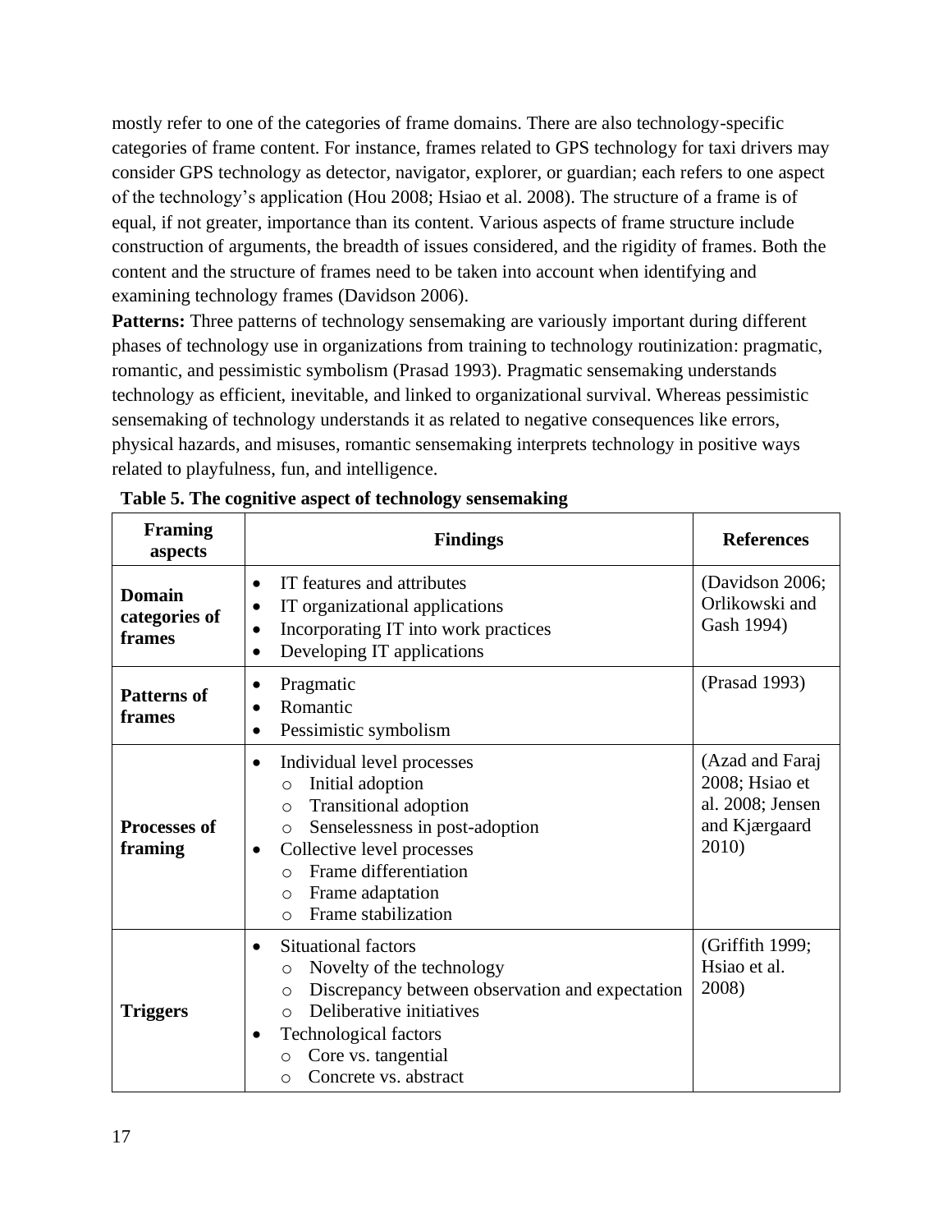mostly refer to one of the categories of frame domains. There are also technology-specific categories of frame content. For instance, frames related to GPS technology for taxi drivers may consider GPS technology as detector, navigator, explorer, or guardian; each refers to one aspect of the technology's application (Hou 2008; Hsiao et al. 2008). The structure of a frame is of equal, if not greater, importance than its content. Various aspects of frame structure include construction of arguments, the breadth of issues considered, and the rigidity of frames. Both the content and the structure of frames need to be taken into account when identifying and examining technology frames (Davidson 2006).

**Patterns:** Three patterns of technology sensemaking are variously important during different phases of technology use in organizations from training to technology routinization: pragmatic, romantic, and pessimistic symbolism (Prasad 1993). Pragmatic sensemaking understands technology as efficient, inevitable, and linked to organizational survival. Whereas pessimistic sensemaking of technology understands it as related to negative consequences like errors, physical hazards, and misuses, romantic sensemaking interprets technology in positive ways related to playfulness, fun, and intelligence.

**Table 5. The cognitive aspect of technology sensemaking**

| Framing aspects | Findings | References |
|---|---|---|
| **Domain categories of frames** | • IT features and attributes<br>• IT organizational applications<br>• Incorporating IT into work practices<br>• Developing IT applications | (Davidson 2006; Orlikowski and Gash 1994) |
| **Patterns of frames** | • Pragmatic<br>• Romantic<br>• Pessimistic symbolism | (Prasad 1993) |
| **Processes of framing** | • Individual level processes<br>  ○ Initial adoption<br>  ○ Transitional adoption<br>  ○ Senselessness in post-adoption<br>• Collective level processes<br>  ○ Frame differentiation<br>  ○ Frame adaptation<br>  ○ Frame stabilization | (Azad and Faraj 2008; Hsiao et al. 2008; Jensen and Kjærgaard 2010) |
| **Triggers** | • Situational factors<br>  ○ Novelty of the technology<br>  ○ Discrepancy between observation and expectation<br>  ○ Deliberative initiatives<br>• Technological factors<br>  ○ Core vs. tangential<br>  ○ Concrete vs. abstract | (Griffith 1999; Hsiao et al. 2008) |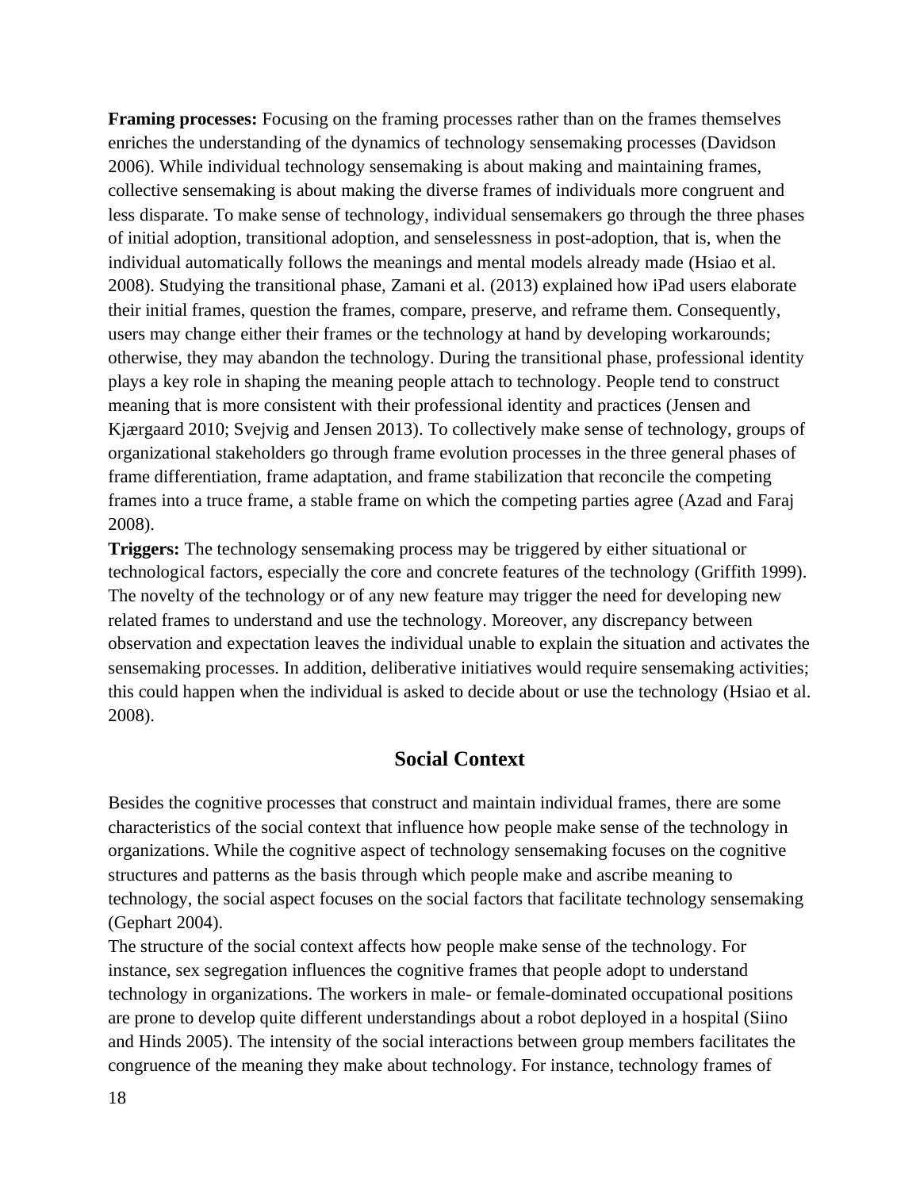**Framing processes:** Focusing on the framing processes rather than on the frames themselves enriches the understanding of the dynamics of technology sensemaking processes (Davidson 2006). While individual technology sensemaking is about making and maintaining frames, collective sensemaking is about making the diverse frames of individuals more congruent and less disparate. To make sense of technology, individual sensemakers go through the three phases of initial adoption, transitional adoption, and senselessness in post-adoption, that is, when the individual automatically follows the meanings and mental models already made (Hsiao et al. 2008). Studying the transitional phase, Zamani et al. (2013) explained how iPad users elaborate their initial frames, question the frames, compare, preserve, and reframe them. Consequently, users may change either their frames or the technology at hand by developing workarounds; otherwise, they may abandon the technology. During the transitional phase, professional identity plays a key role in shaping the meaning people attach to technology. People tend to construct meaning that is more consistent with their professional identity and practices (Jensen and Kjærgaard 2010; Svejvig and Jensen 2013). To collectively make sense of technology, groups of organizational stakeholders go through frame evolution processes in the three general phases of frame differentiation, frame adaptation, and frame stabilization that reconcile the competing frames into a truce frame, a stable frame on which the competing parties agree (Azad and Faraj 2008).

**Triggers:** The technology sensemaking process may be triggered by either situational or technological factors, especially the core and concrete features of the technology (Griffith 1999). The novelty of the technology or of any new feature may trigger the need for developing new related frames to understand and use the technology. Moreover, any discrepancy between observation and expectation leaves the individual unable to explain the situation and activates the sensemaking processes. In addition, deliberative initiatives would require sensemaking activities; this could happen when the individual is asked to decide about or use the technology (Hsiao et al. 2008).

## Social Context

Besides the cognitive processes that construct and maintain individual frames, there are some characteristics of the social context that influence how people make sense of the technology in organizations. While the cognitive aspect of technology sensemaking focuses on the cognitive structures and patterns as the basis through which people make and ascribe meaning to technology, the social aspect focuses on the social factors that facilitate technology sensemaking (Gephart 2004).

The structure of the social context affects how people make sense of the technology. For instance, sex segregation influences the cognitive frames that people adopt to understand technology in organizations. The workers in male- or female-dominated occupational positions are prone to develop quite different understandings about a robot deployed in a hospital (Siino and Hinds 2005). The intensity of the social interactions between group members facilitates the congruence of the meaning they make about technology. For instance, technology frames of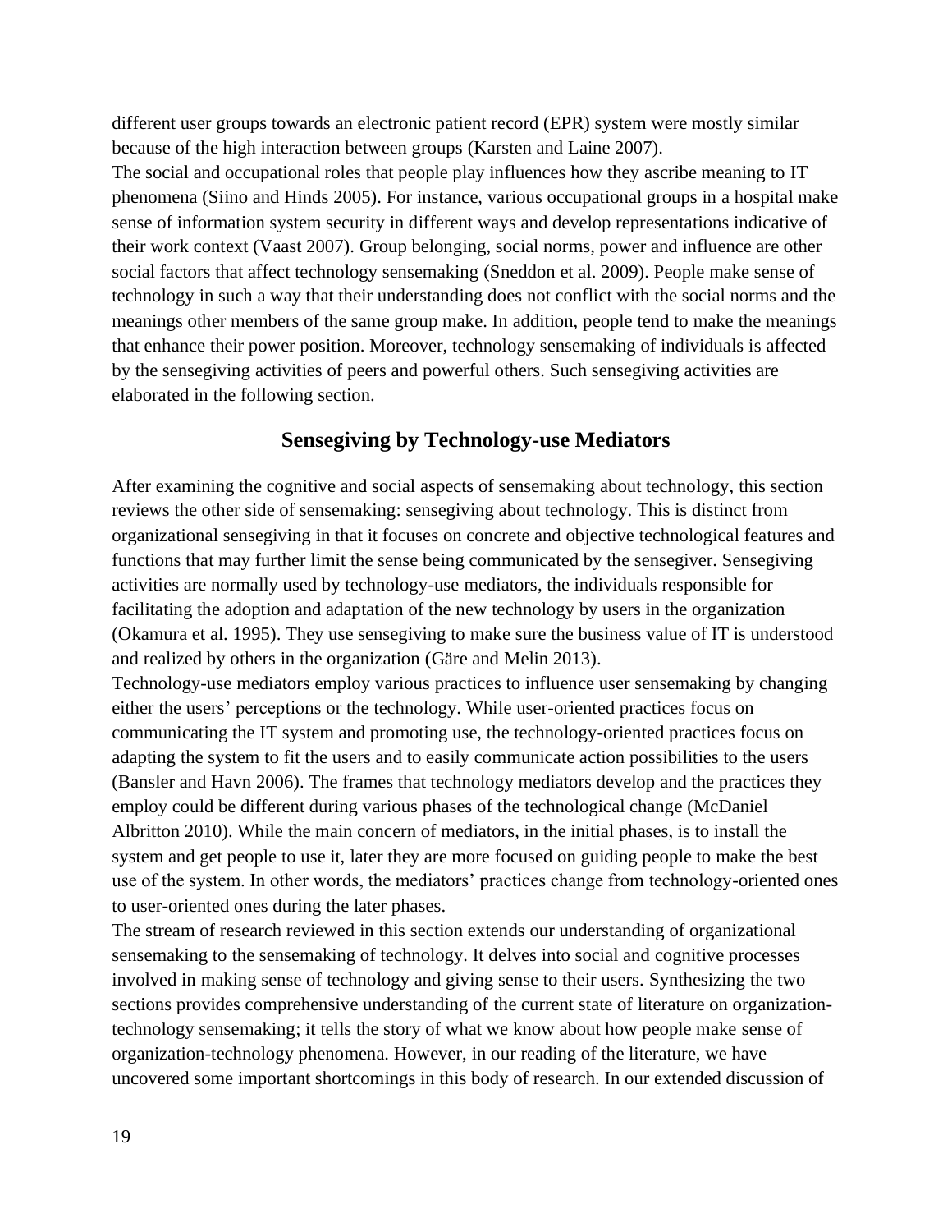different user groups towards an electronic patient record (EPR) system were mostly similar because of the high interaction between groups (Karsten and Laine 2007).

The social and occupational roles that people play influences how they ascribe meaning to IT phenomena (Siino and Hinds 2005). For instance, various occupational groups in a hospital make sense of information system security in different ways and develop representations indicative of their work context (Vaast 2007). Group belonging, social norms, power and influence are other social factors that affect technology sensemaking (Sneddon et al. 2009). People make sense of technology in such a way that their understanding does not conflict with the social norms and the meanings other members of the same group make. In addition, people tend to make the meanings that enhance their power position. Moreover, technology sensemaking of individuals is affected by the sensegiving activities of peers and powerful others. Such sensegiving activities are elaborated in the following section.

## Sensegiving by Technology-use Mediators

After examining the cognitive and social aspects of sensemaking about technology, this section reviews the other side of sensemaking: sensegiving about technology. This is distinct from organizational sensegiving in that it focuses on concrete and objective technological features and functions that may further limit the sense being communicated by the sensegiver. Sensegiving activities are normally used by technology-use mediators, the individuals responsible for facilitating the adoption and adaptation of the new technology by users in the organization (Okamura et al. 1995). They use sensegiving to make sure the business value of IT is understood and realized by others in the organization (Gäre and Melin 2013).

Technology-use mediators employ various practices to influence user sensemaking by changing either the users' perceptions or the technology. While user-oriented practices focus on communicating the IT system and promoting use, the technology-oriented practices focus on adapting the system to fit the users and to easily communicate action possibilities to the users (Bansler and Havn 2006). The frames that technology mediators develop and the practices they employ could be different during various phases of the technological change (McDaniel Albritton 2010). While the main concern of mediators, in the initial phases, is to install the system and get people to use it, later they are more focused on guiding people to make the best use of the system. In other words, the mediators' practices change from technology-oriented ones to user-oriented ones during the later phases.

The stream of research reviewed in this section extends our understanding of organizational sensemaking to the sensemaking of technology. It delves into social and cognitive processes involved in making sense of technology and giving sense to their users. Synthesizing the two sections provides comprehensive understanding of the current state of literature on organization-technology sensemaking; it tells the story of what we know about how people make sense of organization-technology phenomena. However, in our reading of the literature, we have uncovered some important shortcomings in this body of research. In our extended discussion of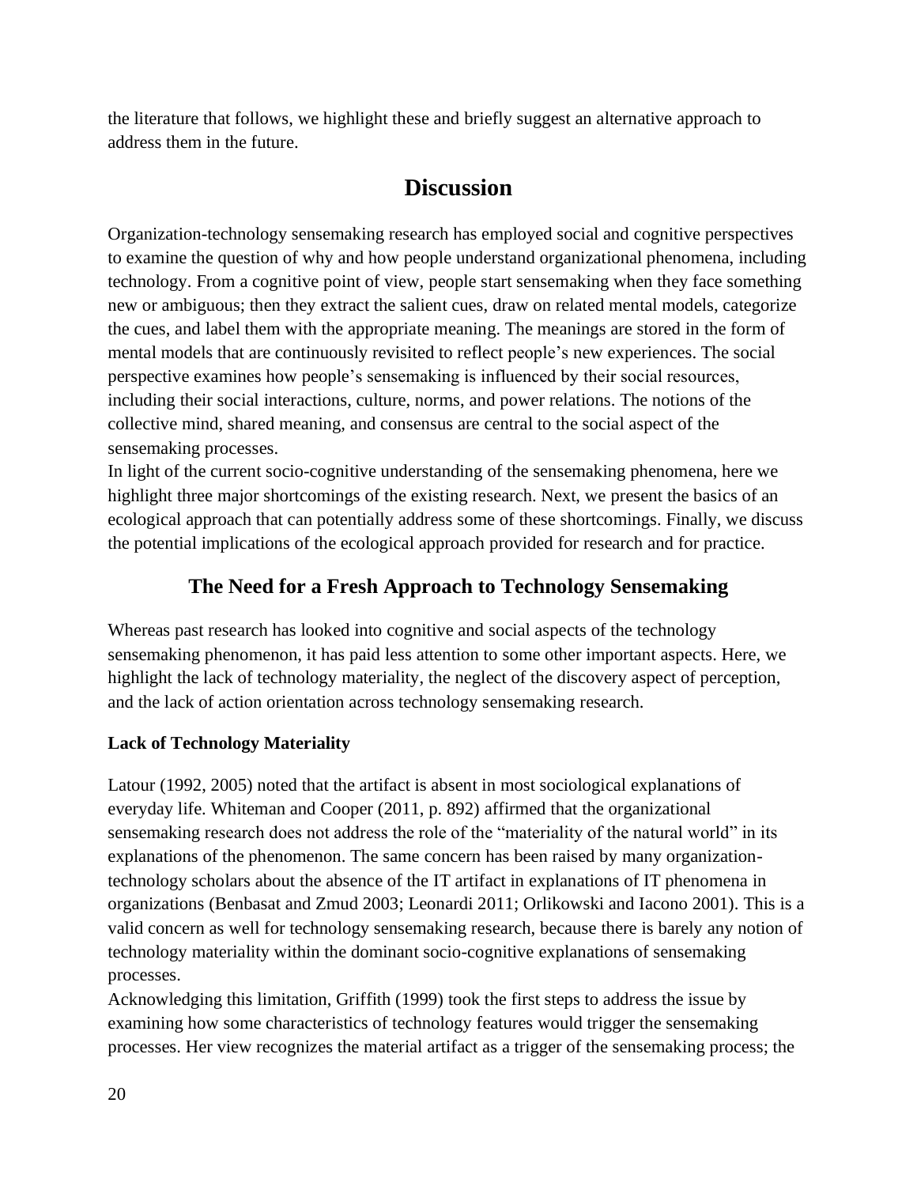the literature that follows, we highlight these and briefly suggest an alternative approach to address them in the future.

# Discussion

Organization-technology sensemaking research has employed social and cognitive perspectives to examine the question of why and how people understand organizational phenomena, including technology. From a cognitive point of view, people start sensemaking when they face something new or ambiguous; then they extract the salient cues, draw on related mental models, categorize the cues, and label them with the appropriate meaning. The meanings are stored in the form of mental models that are continuously revisited to reflect people's new experiences. The social perspective examines how people's sensemaking is influenced by their social resources, including their social interactions, culture, norms, and power relations. The notions of the collective mind, shared meaning, and consensus are central to the social aspect of the sensemaking processes.

In light of the current socio-cognitive understanding of the sensemaking phenomena, here we highlight three major shortcomings of the existing research. Next, we present the basics of an ecological approach that can potentially address some of these shortcomings. Finally, we discuss the potential implications of the ecological approach provided for research and for practice.

## The Need for a Fresh Approach to Technology Sensemaking

Whereas past research has looked into cognitive and social aspects of the technology sensemaking phenomenon, it has paid less attention to some other important aspects. Here, we highlight the lack of technology materiality, the neglect of the discovery aspect of perception, and the lack of action orientation across technology sensemaking research.

### Lack of Technology Materiality

Latour (1992, 2005) noted that the artifact is absent in most sociological explanations of everyday life. Whiteman and Cooper (2011, p. 892) affirmed that the organizational sensemaking research does not address the role of the "materiality of the natural world" in its explanations of the phenomenon. The same concern has been raised by many organization-technology scholars about the absence of the IT artifact in explanations of IT phenomena in organizations (Benbasat and Zmud 2003; Leonardi 2011; Orlikowski and Iacono 2001). This is a valid concern as well for technology sensemaking research, because there is barely any notion of technology materiality within the dominant socio-cognitive explanations of sensemaking processes.

Acknowledging this limitation, Griffith (1999) took the first steps to address the issue by examining how some characteristics of technology features would trigger the sensemaking processes. Her view recognizes the material artifact as a trigger of the sensemaking process; the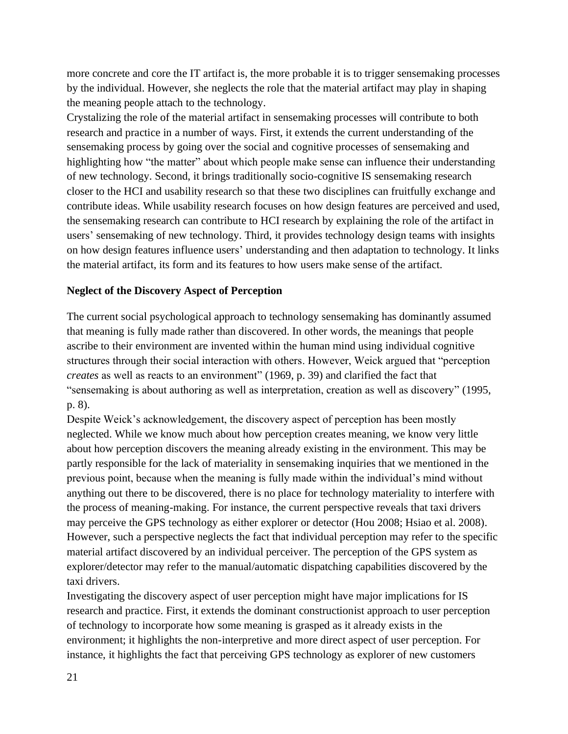more concrete and core the IT artifact is, the more probable it is to trigger sensemaking processes by the individual. However, she neglects the role that the material artifact may play in shaping the meaning people attach to the technology.

Crystalizing the role of the material artifact in sensemaking processes will contribute to both research and practice in a number of ways. First, it extends the current understanding of the sensemaking process by going over the social and cognitive processes of sensemaking and highlighting how "the matter" about which people make sense can influence their understanding of new technology. Second, it brings traditionally socio-cognitive IS sensemaking research closer to the HCI and usability research so that these two disciplines can fruitfully exchange and contribute ideas. While usability research focuses on how design features are perceived and used, the sensemaking research can contribute to HCI research by explaining the role of the artifact in users' sensemaking of new technology. Third, it provides technology design teams with insights on how design features influence users' understanding and then adaptation to technology. It links the material artifact, its form and its features to how users make sense of the artifact.

**Neglect of the Discovery Aspect of Perception**

The current social psychological approach to technology sensemaking has dominantly assumed that meaning is fully made rather than discovered. In other words, the meanings that people ascribe to their environment are invented within the human mind using individual cognitive structures through their social interaction with others. However, Weick argued that "perception *creates* as well as reacts to an environment" (1969, p. 39) and clarified the fact that "sensemaking is about authoring as well as interpretation, creation as well as discovery" (1995, p. 8).

Despite Weick's acknowledgement, the discovery aspect of perception has been mostly neglected. While we know much about how perception creates meaning, we know very little about how perception discovers the meaning already existing in the environment. This may be partly responsible for the lack of materiality in sensemaking inquiries that we mentioned in the previous point, because when the meaning is fully made within the individual's mind without anything out there to be discovered, there is no place for technology materiality to interfere with the process of meaning-making. For instance, the current perspective reveals that taxi drivers may perceive the GPS technology as either explorer or detector (Hou 2008; Hsiao et al. 2008). However, such a perspective neglects the fact that individual perception may refer to the specific material artifact discovered by an individual perceiver. The perception of the GPS system as explorer/detector may refer to the manual/automatic dispatching capabilities discovered by the taxi drivers.

Investigating the discovery aspect of user perception might have major implications for IS research and practice. First, it extends the dominant constructionist approach to user perception of technology to incorporate how some meaning is grasped as it already exists in the environment; it highlights the non-interpretive and more direct aspect of user perception. For instance, it highlights the fact that perceiving GPS technology as explorer of new customers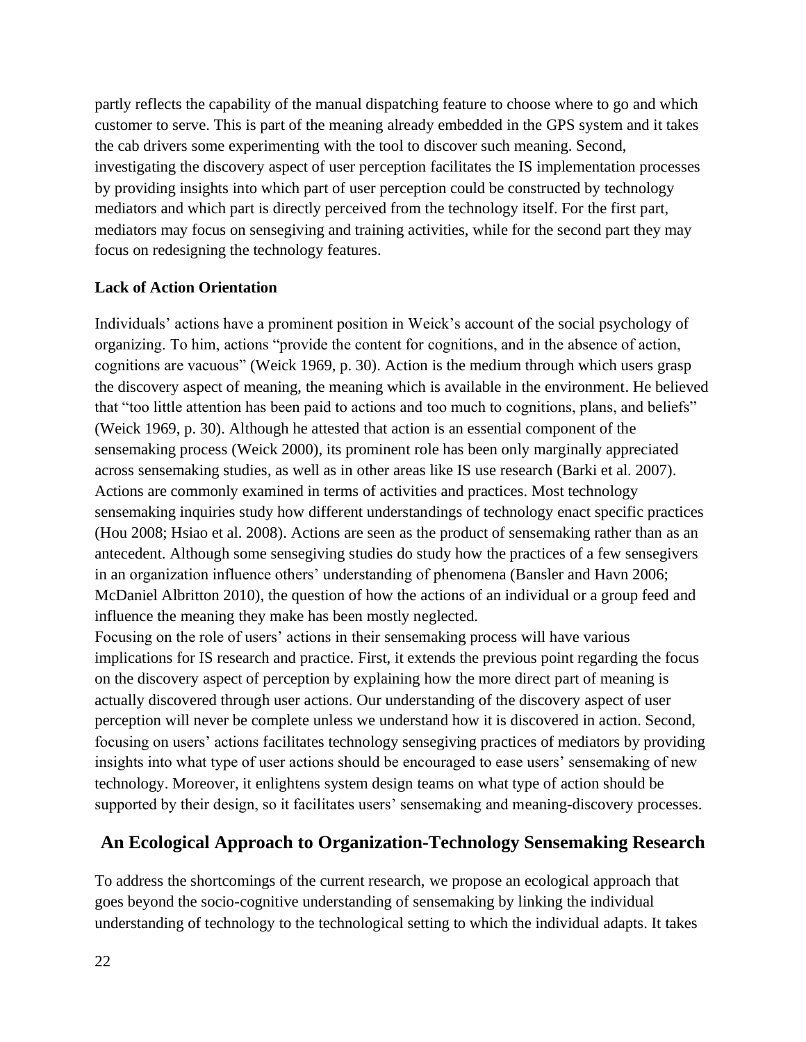partly reflects the capability of the manual dispatching feature to choose where to go and which customer to serve. This is part of the meaning already embedded in the GPS system and it takes the cab drivers some experimenting with the tool to discover such meaning. Second, investigating the discovery aspect of user perception facilitates the IS implementation processes by providing insights into which part of user perception could be constructed by technology mediators and which part is directly perceived from the technology itself. For the first part, mediators may focus on sensegiving and training activities, while for the second part they may focus on redesigning the technology features.

**Lack of Action Orientation**

Individuals' actions have a prominent position in Weick's account of the social psychology of organizing. To him, actions "provide the content for cognitions, and in the absence of action, cognitions are vacuous" (Weick 1969, p. 30). Action is the medium through which users grasp the discovery aspect of meaning, the meaning which is available in the environment. He believed that "too little attention has been paid to actions and too much to cognitions, plans, and beliefs" (Weick 1969, p. 30). Although he attested that action is an essential component of the sensemaking process (Weick 2000), its prominent role has been only marginally appreciated across sensemaking studies, as well as in other areas like IS use research (Barki et al. 2007). Actions are commonly examined in terms of activities and practices. Most technology sensemaking inquiries study how different understandings of technology enact specific practices (Hou 2008; Hsiao et al. 2008). Actions are seen as the product of sensemaking rather than as an antecedent. Although some sensegiving studies do study how the practices of a few sensegivers in an organization influence others' understanding of phenomena (Bansler and Havn 2006; McDaniel Albritton 2010), the question of how the actions of an individual or a group feed and influence the meaning they make has been mostly neglected.

Focusing on the role of users' actions in their sensemaking process will have various implications for IS research and practice. First, it extends the previous point regarding the focus on the discovery aspect of perception by explaining how the more direct part of meaning is actually discovered through user actions. Our understanding of the discovery aspect of user perception will never be complete unless we understand how it is discovered in action. Second, focusing on users' actions facilitates technology sensegiving practices of mediators by providing insights into what type of user actions should be encouraged to ease users' sensemaking of new technology. Moreover, it enlightens system design teams on what type of action should be supported by their design, so it facilitates users' sensemaking and meaning-discovery processes.

## An Ecological Approach to Organization-Technology Sensemaking Research

To address the shortcomings of the current research, we propose an ecological approach that goes beyond the socio-cognitive understanding of sensemaking by linking the individual understanding of technology to the technological setting to which the individual adapts. It takes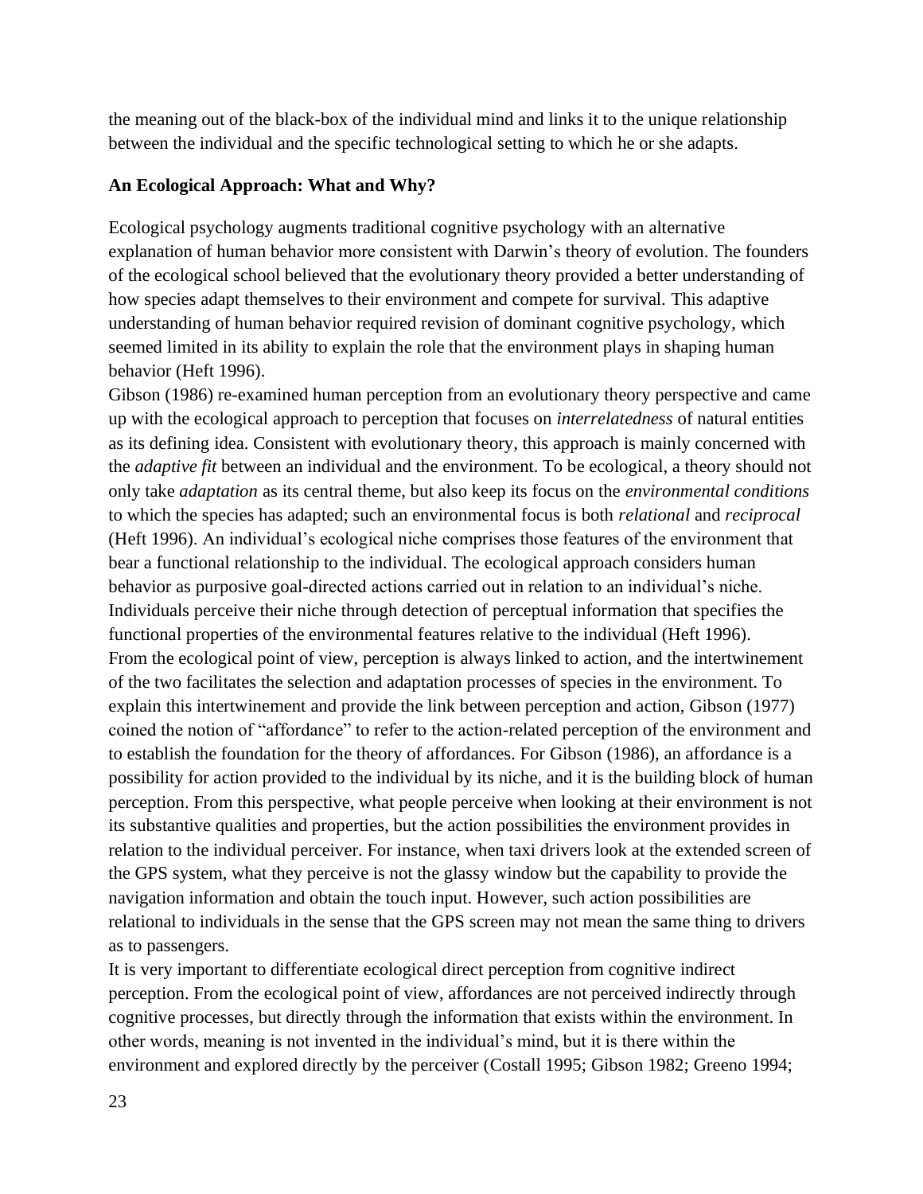the meaning out of the black-box of the individual mind and links it to the unique relationship between the individual and the specific technological setting to which he or she adapts.

## An Ecological Approach: What and Why?

Ecological psychology augments traditional cognitive psychology with an alternative explanation of human behavior more consistent with Darwin's theory of evolution. The founders of the ecological school believed that the evolutionary theory provided a better understanding of how species adapt themselves to their environment and compete for survival. This adaptive understanding of human behavior required revision of dominant cognitive psychology, which seemed limited in its ability to explain the role that the environment plays in shaping human behavior (Heft 1996).

Gibson (1986) re-examined human perception from an evolutionary theory perspective and came up with the ecological approach to perception that focuses on *interrelatedness* of natural entities as its defining idea. Consistent with evolutionary theory, this approach is mainly concerned with the *adaptive fit* between an individual and the environment. To be ecological, a theory should not only take *adaptation* as its central theme, but also keep its focus on the *environmental conditions* to which the species has adapted; such an environmental focus is both *relational* and *reciprocal* (Heft 1996). An individual's ecological niche comprises those features of the environment that bear a functional relationship to the individual. The ecological approach considers human behavior as purposive goal-directed actions carried out in relation to an individual's niche. Individuals perceive their niche through detection of perceptual information that specifies the functional properties of the environmental features relative to the individual (Heft 1996).

From the ecological point of view, perception is always linked to action, and the intertwinement of the two facilitates the selection and adaptation processes of species in the environment. To explain this intertwinement and provide the link between perception and action, Gibson (1977) coined the notion of "affordance" to refer to the action-related perception of the environment and to establish the foundation for the theory of affordances. For Gibson (1986), an affordance is a possibility for action provided to the individual by its niche, and it is the building block of human perception. From this perspective, what people perceive when looking at their environment is not its substantive qualities and properties, but the action possibilities the environment provides in relation to the individual perceiver. For instance, when taxi drivers look at the extended screen of the GPS system, what they perceive is not the glassy window but the capability to provide the navigation information and obtain the touch input. However, such action possibilities are relational to individuals in the sense that the GPS screen may not mean the same thing to drivers as to passengers.

It is very important to differentiate ecological direct perception from cognitive indirect perception. From the ecological point of view, affordances are not perceived indirectly through cognitive processes, but directly through the information that exists within the environment. In other words, meaning is not invented in the individual's mind, but it is there within the environment and explored directly by the perceiver (Costall 1995; Gibson 1982; Greeno 1994;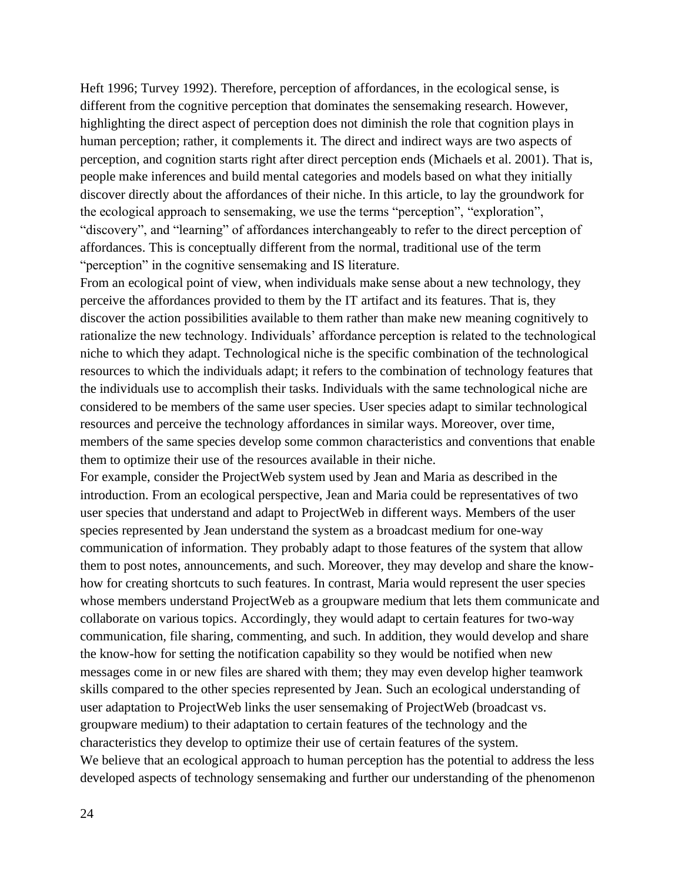Heft 1996; Turvey 1992). Therefore, perception of affordances, in the ecological sense, is different from the cognitive perception that dominates the sensemaking research. However, highlighting the direct aspect of perception does not diminish the role that cognition plays in human perception; rather, it complements it. The direct and indirect ways are two aspects of perception, and cognition starts right after direct perception ends (Michaels et al. 2001). That is, people make inferences and build mental categories and models based on what they initially discover directly about the affordances of their niche. In this article, to lay the groundwork for the ecological approach to sensemaking, we use the terms "perception", "exploration", "discovery", and "learning" of affordances interchangeably to refer to the direct perception of affordances. This is conceptually different from the normal, traditional use of the term "perception" in the cognitive sensemaking and IS literature.

From an ecological point of view, when individuals make sense about a new technology, they perceive the affordances provided to them by the IT artifact and its features. That is, they discover the action possibilities available to them rather than make new meaning cognitively to rationalize the new technology. Individuals' affordance perception is related to the technological niche to which they adapt. Technological niche is the specific combination of the technological resources to which the individuals adapt; it refers to the combination of technology features that the individuals use to accomplish their tasks. Individuals with the same technological niche are considered to be members of the same user species. User species adapt to similar technological resources and perceive the technology affordances in similar ways. Moreover, over time, members of the same species develop some common characteristics and conventions that enable them to optimize their use of the resources available in their niche.

For example, consider the ProjectWeb system used by Jean and Maria as described in the introduction. From an ecological perspective, Jean and Maria could be representatives of two user species that understand and adapt to ProjectWeb in different ways. Members of the user species represented by Jean understand the system as a broadcast medium for one-way communication of information. They probably adapt to those features of the system that allow them to post notes, announcements, and such. Moreover, they may develop and share the know-how for creating shortcuts to such features. In contrast, Maria would represent the user species whose members understand ProjectWeb as a groupware medium that lets them communicate and collaborate on various topics. Accordingly, they would adapt to certain features for two-way communication, file sharing, commenting, and such. In addition, they would develop and share the know-how for setting the notification capability so they would be notified when new messages come in or new files are shared with them; they may even develop higher teamwork skills compared to the other species represented by Jean. Such an ecological understanding of user adaptation to ProjectWeb links the user sensemaking of ProjectWeb (broadcast vs. groupware medium) to their adaptation to certain features of the technology and the characteristics they develop to optimize their use of certain features of the system.

We believe that an ecological approach to human perception has the potential to address the less developed aspects of technology sensemaking and further our understanding of the phenomenon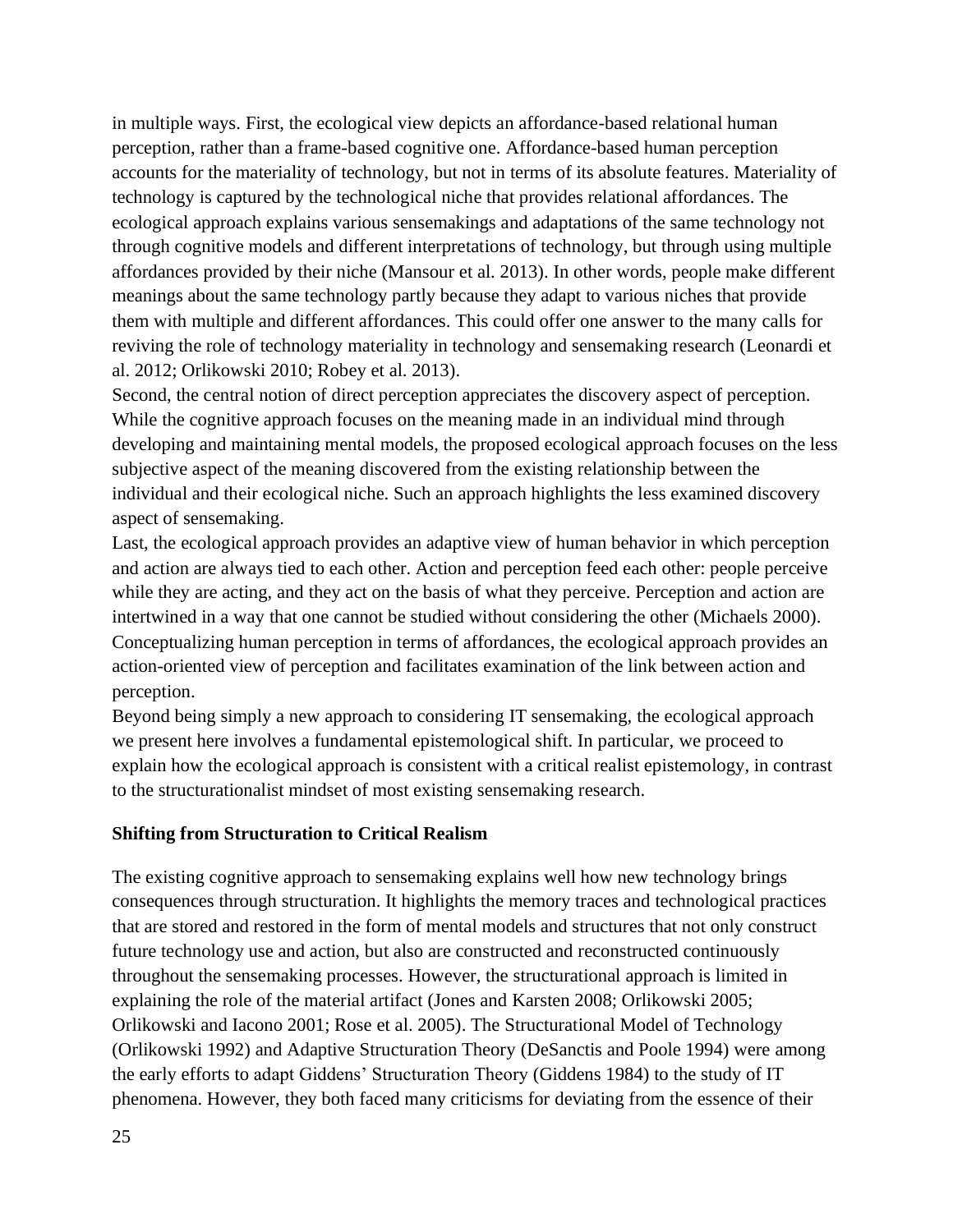in multiple ways. First, the ecological view depicts an affordance-based relational human perception, rather than a frame-based cognitive one. Affordance-based human perception accounts for the materiality of technology, but not in terms of its absolute features. Materiality of technology is captured by the technological niche that provides relational affordances. The ecological approach explains various sensemakings and adaptations of the same technology not through cognitive models and different interpretations of technology, but through using multiple affordances provided by their niche (Mansour et al. 2013). In other words, people make different meanings about the same technology partly because they adapt to various niches that provide them with multiple and different affordances. This could offer one answer to the many calls for reviving the role of technology materiality in technology and sensemaking research (Leonardi et al. 2012; Orlikowski 2010; Robey et al. 2013).

Second, the central notion of direct perception appreciates the discovery aspect of perception. While the cognitive approach focuses on the meaning made in an individual mind through developing and maintaining mental models, the proposed ecological approach focuses on the less subjective aspect of the meaning discovered from the existing relationship between the individual and their ecological niche. Such an approach highlights the less examined discovery aspect of sensemaking.

Last, the ecological approach provides an adaptive view of human behavior in which perception and action are always tied to each other. Action and perception feed each other: people perceive while they are acting, and they act on the basis of what they perceive. Perception and action are intertwined in a way that one cannot be studied without considering the other (Michaels 2000). Conceptualizing human perception in terms of affordances, the ecological approach provides an action-oriented view of perception and facilitates examination of the link between action and perception.

Beyond being simply a new approach to considering IT sensemaking, the ecological approach we present here involves a fundamental epistemological shift. In particular, we proceed to explain how the ecological approach is consistent with a critical realist epistemology, in contrast to the structurationalist mindset of most existing sensemaking research.

**Shifting from Structuration to Critical Realism**

The existing cognitive approach to sensemaking explains well how new technology brings consequences through structuration. It highlights the memory traces and technological practices that are stored and restored in the form of mental models and structures that not only construct future technology use and action, but also are constructed and reconstructed continuously throughout the sensemaking processes. However, the structurational approach is limited in explaining the role of the material artifact (Jones and Karsten 2008; Orlikowski 2005; Orlikowski and Iacono 2001; Rose et al. 2005). The Structurational Model of Technology (Orlikowski 1992) and Adaptive Structuration Theory (DeSanctis and Poole 1994) were among the early efforts to adapt Giddens' Structuration Theory (Giddens 1984) to the study of IT phenomena. However, they both faced many criticisms for deviating from the essence of their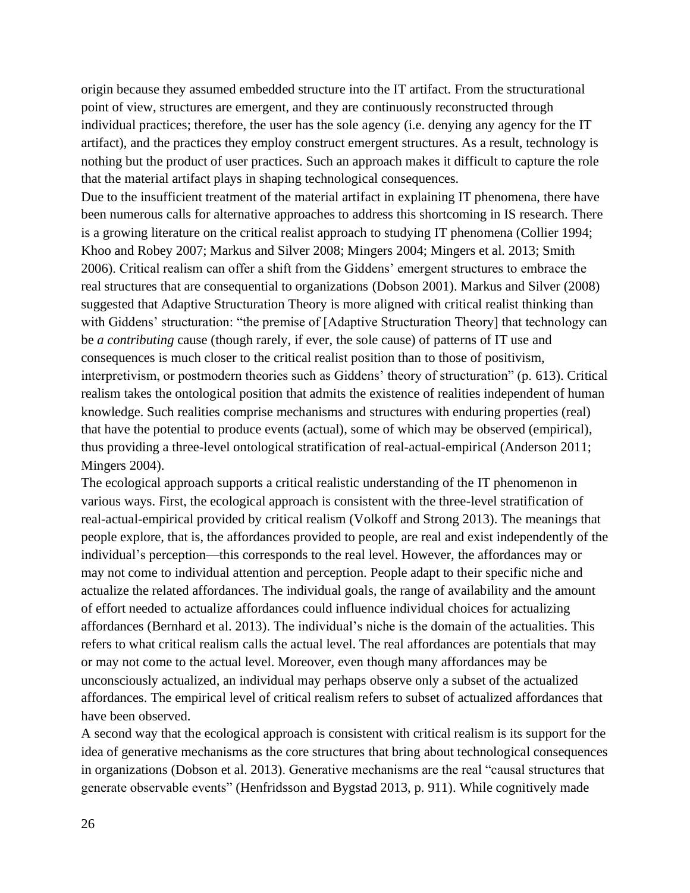origin because they assumed embedded structure into the IT artifact. From the structurational point of view, structures are emergent, and they are continuously reconstructed through individual practices; therefore, the user has the sole agency (i.e. denying any agency for the IT artifact), and the practices they employ construct emergent structures. As a result, technology is nothing but the product of user practices. Such an approach makes it difficult to capture the role that the material artifact plays in shaping technological consequences.

Due to the insufficient treatment of the material artifact in explaining IT phenomena, there have been numerous calls for alternative approaches to address this shortcoming in IS research. There is a growing literature on the critical realist approach to studying IT phenomena (Collier 1994; Khoo and Robey 2007; Markus and Silver 2008; Mingers 2004; Mingers et al. 2013; Smith 2006). Critical realism can offer a shift from the Giddens' emergent structures to embrace the real structures that are consequential to organizations (Dobson 2001). Markus and Silver (2008) suggested that Adaptive Structuration Theory is more aligned with critical realist thinking than with Giddens' structuration: "the premise of [Adaptive Structuration Theory] that technology can be *a contributing* cause (though rarely, if ever, the sole cause) of patterns of IT use and consequences is much closer to the critical realist position than to those of positivism, interpretivism, or postmodern theories such as Giddens' theory of structuration" (p. 613). Critical realism takes the ontological position that admits the existence of realities independent of human knowledge. Such realities comprise mechanisms and structures with enduring properties (real) that have the potential to produce events (actual), some of which may be observed (empirical), thus providing a three-level ontological stratification of real-actual-empirical (Anderson 2011; Mingers 2004).

The ecological approach supports a critical realistic understanding of the IT phenomenon in various ways. First, the ecological approach is consistent with the three-level stratification of real-actual-empirical provided by critical realism (Volkoff and Strong 2013). The meanings that people explore, that is, the affordances provided to people, are real and exist independently of the individual's perception—this corresponds to the real level. However, the affordances may or may not come to individual attention and perception. People adapt to their specific niche and actualize the related affordances. The individual goals, the range of availability and the amount of effort needed to actualize affordances could influence individual choices for actualizing affordances (Bernhard et al. 2013). The individual's niche is the domain of the actualities. This refers to what critical realism calls the actual level. The real affordances are potentials that may or may not come to the actual level. Moreover, even though many affordances may be unconsciously actualized, an individual may perhaps observe only a subset of the actualized affordances. The empirical level of critical realism refers to subset of actualized affordances that have been observed.

A second way that the ecological approach is consistent with critical realism is its support for the idea of generative mechanisms as the core structures that bring about technological consequences in organizations (Dobson et al. 2013). Generative mechanisms are the real "causal structures that generate observable events" (Henfridsson and Bygstad 2013, p. 911). While cognitively made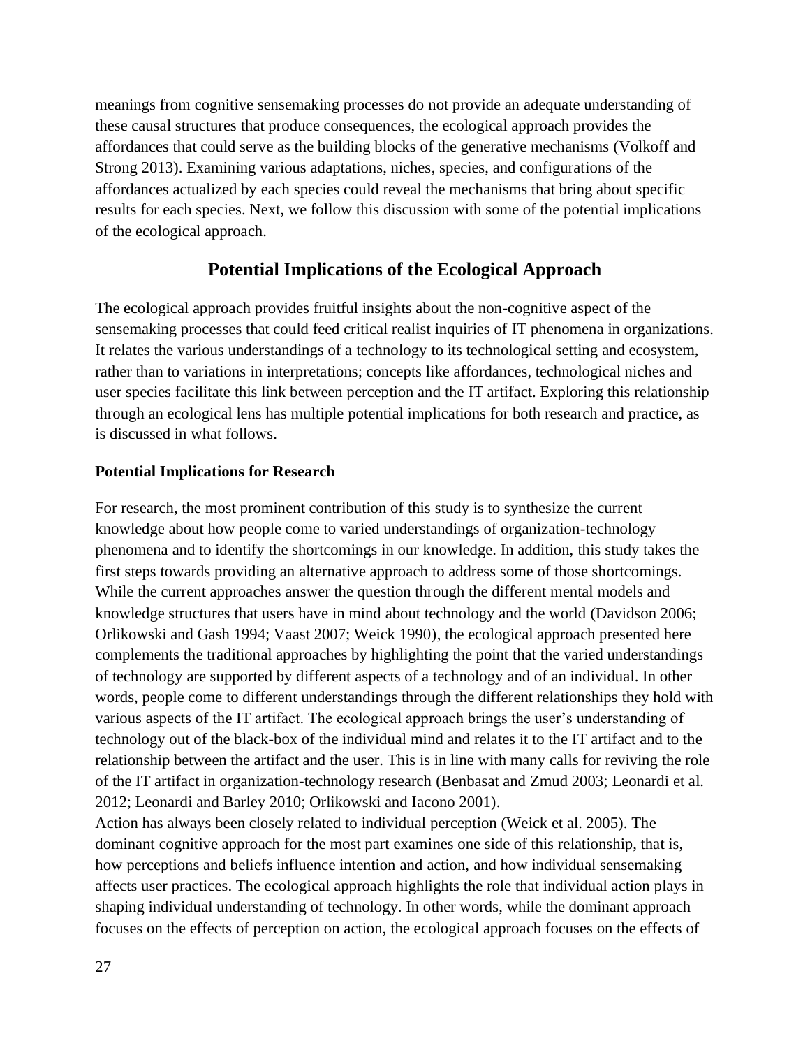meanings from cognitive sensemaking processes do not provide an adequate understanding of these causal structures that produce consequences, the ecological approach provides the affordances that could serve as the building blocks of the generative mechanisms (Volkoff and Strong 2013). Examining various adaptations, niches, species, and configurations of the affordances actualized by each species could reveal the mechanisms that bring about specific results for each species. Next, we follow this discussion with some of the potential implications of the ecological approach.

## Potential Implications of the Ecological Approach

The ecological approach provides fruitful insights about the non-cognitive aspect of the sensemaking processes that could feed critical realist inquiries of IT phenomena in organizations. It relates the various understandings of a technology to its technological setting and ecosystem, rather than to variations in interpretations; concepts like affordances, technological niches and user species facilitate this link between perception and the IT artifact. Exploring this relationship through an ecological lens has multiple potential implications for both research and practice, as is discussed in what follows.

### Potential Implications for Research

For research, the most prominent contribution of this study is to synthesize the current knowledge about how people come to varied understandings of organization-technology phenomena and to identify the shortcomings in our knowledge. In addition, this study takes the first steps towards providing an alternative approach to address some of those shortcomings. While the current approaches answer the question through the different mental models and knowledge structures that users have in mind about technology and the world (Davidson 2006; Orlikowski and Gash 1994; Vaast 2007; Weick 1990), the ecological approach presented here complements the traditional approaches by highlighting the point that the varied understandings of technology are supported by different aspects of a technology and of an individual. In other words, people come to different understandings through the different relationships they hold with various aspects of the IT artifact. The ecological approach brings the user's understanding of technology out of the black-box of the individual mind and relates it to the IT artifact and to the relationship between the artifact and the user. This is in line with many calls for reviving the role of the IT artifact in organization-technology research (Benbasat and Zmud 2003; Leonardi et al. 2012; Leonardi and Barley 2010; Orlikowski and Iacono 2001).

Action has always been closely related to individual perception (Weick et al. 2005). The dominant cognitive approach for the most part examines one side of this relationship, that is, how perceptions and beliefs influence intention and action, and how individual sensemaking affects user practices. The ecological approach highlights the role that individual action plays in shaping individual understanding of technology. In other words, while the dominant approach focuses on the effects of perception on action, the ecological approach focuses on the effects of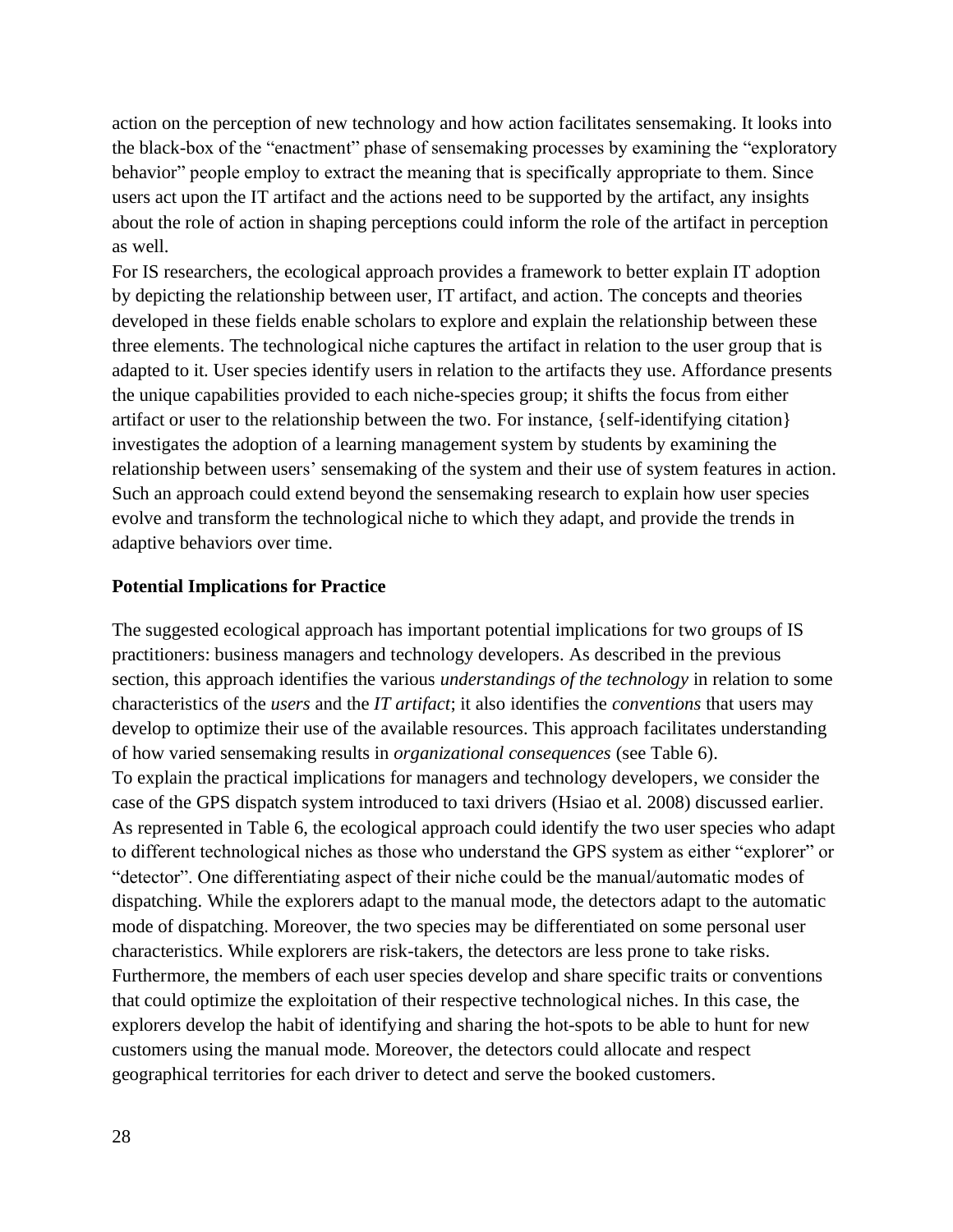action on the perception of new technology and how action facilitates sensemaking. It looks into the black-box of the "enactment" phase of sensemaking processes by examining the "exploratory behavior" people employ to extract the meaning that is specifically appropriate to them. Since users act upon the IT artifact and the actions need to be supported by the artifact, any insights about the role of action in shaping perceptions could inform the role of the artifact in perception as well.

For IS researchers, the ecological approach provides a framework to better explain IT adoption by depicting the relationship between user, IT artifact, and action. The concepts and theories developed in these fields enable scholars to explore and explain the relationship between these three elements. The technological niche captures the artifact in relation to the user group that is adapted to it. User species identify users in relation to the artifacts they use. Affordance presents the unique capabilities provided to each niche-species group; it shifts the focus from either artifact or user to the relationship between the two. For instance, {self-identifying citation} investigates the adoption of a learning management system by students by examining the relationship between users' sensemaking of the system and their use of system features in action. Such an approach could extend beyond the sensemaking research to explain how user species evolve and transform the technological niche to which they adapt, and provide the trends in adaptive behaviors over time.

**Potential Implications for Practice**

The suggested ecological approach has important potential implications for two groups of IS practitioners: business managers and technology developers. As described in the previous section, this approach identifies the various *understandings of the technology* in relation to some characteristics of the *users* and the *IT artifact*; it also identifies the *conventions* that users may develop to optimize their use of the available resources. This approach facilitates understanding of how varied sensemaking results in *organizational consequences* (see Table 6).

To explain the practical implications for managers and technology developers, we consider the case of the GPS dispatch system introduced to taxi drivers (Hsiao et al. 2008) discussed earlier. As represented in Table 6, the ecological approach could identify the two user species who adapt to different technological niches as those who understand the GPS system as either "explorer" or "detector". One differentiating aspect of their niche could be the manual/automatic modes of dispatching. While the explorers adapt to the manual mode, the detectors adapt to the automatic mode of dispatching. Moreover, the two species may be differentiated on some personal user characteristics. While explorers are risk-takers, the detectors are less prone to take risks. Furthermore, the members of each user species develop and share specific traits or conventions that could optimize the exploitation of their respective technological niches. In this case, the explorers develop the habit of identifying and sharing the hot-spots to be able to hunt for new customers using the manual mode. Moreover, the detectors could allocate and respect geographical territories for each driver to detect and serve the booked customers.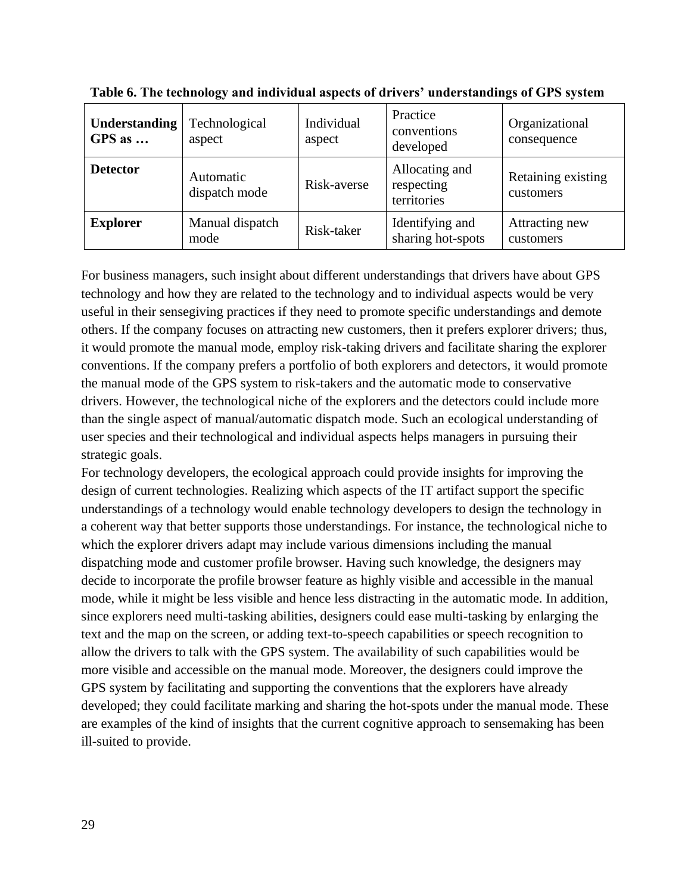**Table 6. The technology and individual aspects of drivers' understandings of GPS system**

| Understanding GPS as … | Technological aspect | Individual aspect | Practice conventions developed | Organizational consequence |
|---|---|---|---|---|
| **Detector** | Automatic dispatch mode | Risk-averse | Allocating and respecting territories | Retaining existing customers |
| **Explorer** | Manual dispatch mode | Risk-taker | Identifying and sharing hot-spots | Attracting new customers |

For business managers, such insight about different understandings that drivers have about GPS technology and how they are related to the technology and to individual aspects would be very useful in their sensegiving practices if they need to promote specific understandings and demote others. If the company focuses on attracting new customers, then it prefers explorer drivers; thus, it would promote the manual mode, employ risk-taking drivers and facilitate sharing the explorer conventions. If the company prefers a portfolio of both explorers and detectors, it would promote the manual mode of the GPS system to risk-takers and the automatic mode to conservative drivers. However, the technological niche of the explorers and the detectors could include more than the single aspect of manual/automatic dispatch mode. Such an ecological understanding of user species and their technological and individual aspects helps managers in pursuing their strategic goals.

For technology developers, the ecological approach could provide insights for improving the design of current technologies. Realizing which aspects of the IT artifact support the specific understandings of a technology would enable technology developers to design the technology in a coherent way that better supports those understandings. For instance, the technological niche to which the explorer drivers adapt may include various dimensions including the manual dispatching mode and customer profile browser. Having such knowledge, the designers may decide to incorporate the profile browser feature as highly visible and accessible in the manual mode, while it might be less visible and hence less distracting in the automatic mode. In addition, since explorers need multi-tasking abilities, designers could ease multi-tasking by enlarging the text and the map on the screen, or adding text-to-speech capabilities or speech recognition to allow the drivers to talk with the GPS system. The availability of such capabilities would be more visible and accessible on the manual mode. Moreover, the designers could improve the GPS system by facilitating and supporting the conventions that the explorers have already developed; they could facilitate marking and sharing the hot-spots under the manual mode. These are examples of the kind of insights that the current cognitive approach to sensemaking has been ill-suited to provide.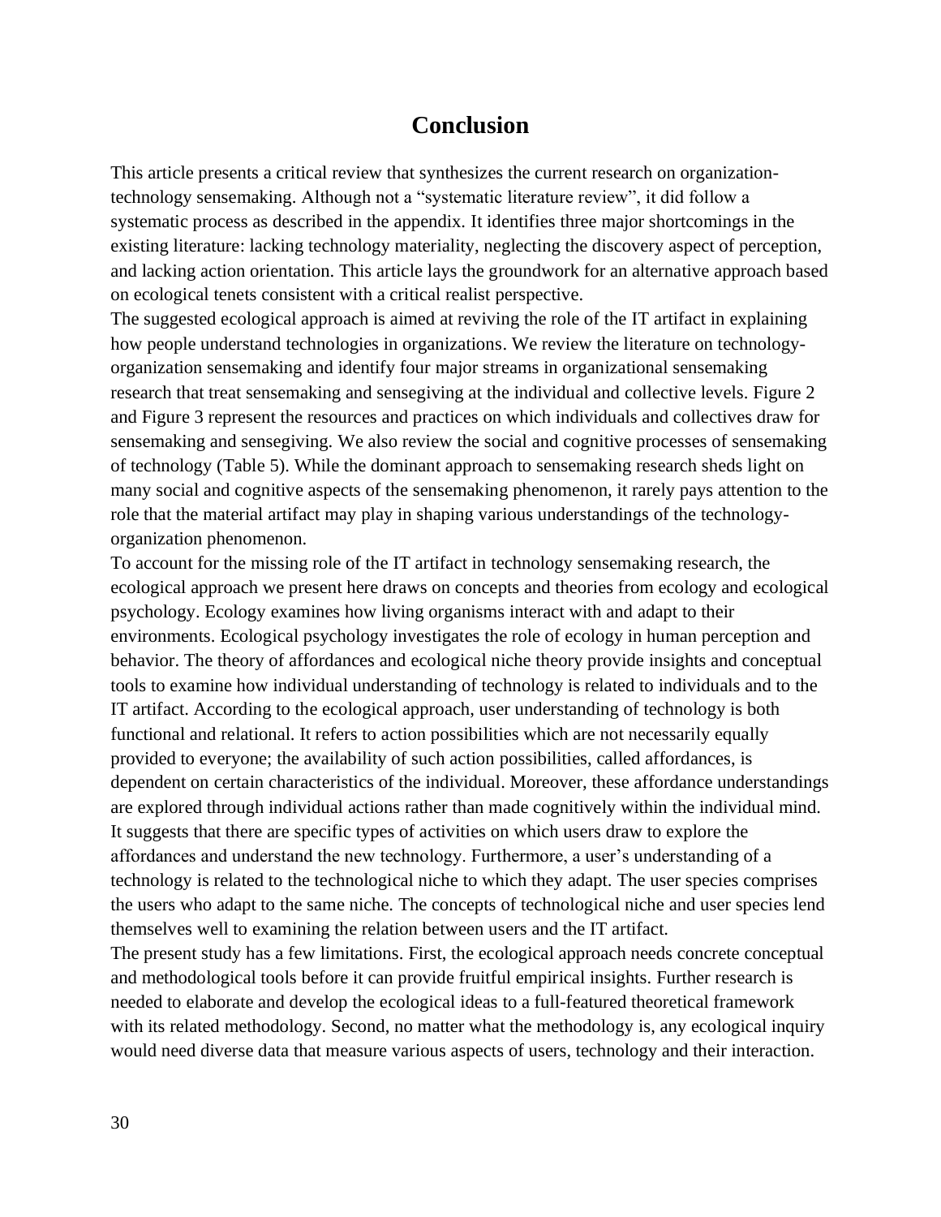# Conclusion

This article presents a critical review that synthesizes the current research on organization-technology sensemaking. Although not a "systematic literature review", it did follow a systematic process as described in the appendix. It identifies three major shortcomings in the existing literature: lacking technology materiality, neglecting the discovery aspect of perception, and lacking action orientation. This article lays the groundwork for an alternative approach based on ecological tenets consistent with a critical realist perspective.

The suggested ecological approach is aimed at reviving the role of the IT artifact in explaining how people understand technologies in organizations. We review the literature on technology-organization sensemaking and identify four major streams in organizational sensemaking research that treat sensemaking and sensegiving at the individual and collective levels. Figure 2 and Figure 3 represent the resources and practices on which individuals and collectives draw for sensemaking and sensegiving. We also review the social and cognitive processes of sensemaking of technology (Table 5). While the dominant approach to sensemaking research sheds light on many social and cognitive aspects of the sensemaking phenomenon, it rarely pays attention to the role that the material artifact may play in shaping various understandings of the technology-organization phenomenon.

To account for the missing role of the IT artifact in technology sensemaking research, the ecological approach we present here draws on concepts and theories from ecology and ecological psychology. Ecology examines how living organisms interact with and adapt to their environments. Ecological psychology investigates the role of ecology in human perception and behavior. The theory of affordances and ecological niche theory provide insights and conceptual tools to examine how individual understanding of technology is related to individuals and to the IT artifact. According to the ecological approach, user understanding of technology is both functional and relational. It refers to action possibilities which are not necessarily equally provided to everyone; the availability of such action possibilities, called affordances, is dependent on certain characteristics of the individual. Moreover, these affordance understandings are explored through individual actions rather than made cognitively within the individual mind. It suggests that there are specific types of activities on which users draw to explore the affordances and understand the new technology. Furthermore, a user's understanding of a technology is related to the technological niche to which they adapt. The user species comprises the users who adapt to the same niche. The concepts of technological niche and user species lend themselves well to examining the relation between users and the IT artifact.

The present study has a few limitations. First, the ecological approach needs concrete conceptual and methodological tools before it can provide fruitful empirical insights. Further research is needed to elaborate and develop the ecological ideas to a full-featured theoretical framework with its related methodology. Second, no matter what the methodology is, any ecological inquiry would need diverse data that measure various aspects of users, technology and their interaction.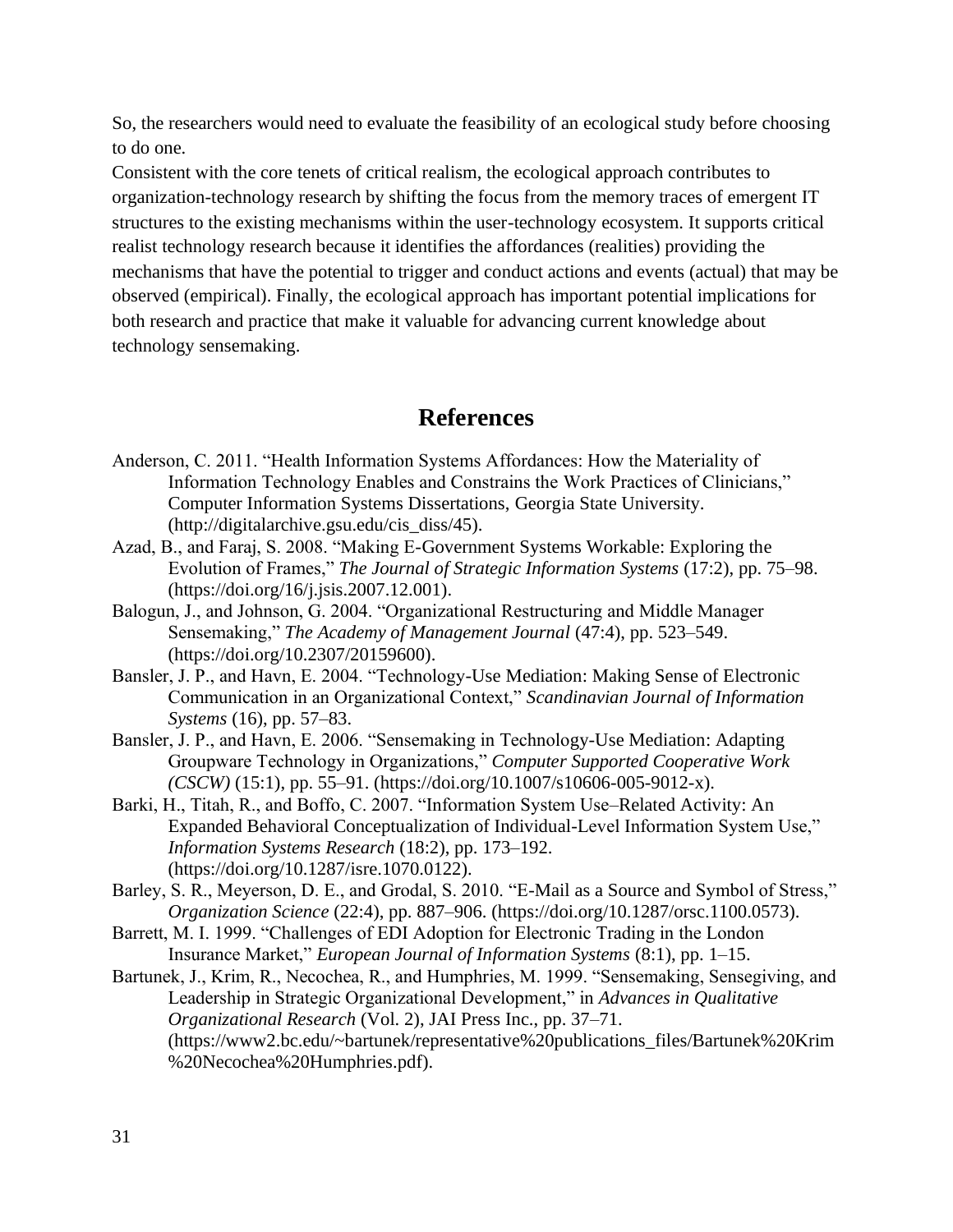So, the researchers would need to evaluate the feasibility of an ecological study before choosing to do one.

Consistent with the core tenets of critical realism, the ecological approach contributes to organization-technology research by shifting the focus from the memory traces of emergent IT structures to the existing mechanisms within the user-technology ecosystem. It supports critical realist technology research because it identifies the affordances (realities) providing the mechanisms that have the potential to trigger and conduct actions and events (actual) that may be observed (empirical). Finally, the ecological approach has important potential implications for both research and practice that make it valuable for advancing current knowledge about technology sensemaking.

## References

Anderson, C. 2011. "Health Information Systems Affordances: How the Materiality of Information Technology Enables and Constrains the Work Practices of Clinicians," Computer Information Systems Dissertations, Georgia State University. (http://digitalarchive.gsu.edu/cis_diss/45).

Azad, B., and Faraj, S. 2008. "Making E-Government Systems Workable: Exploring the Evolution of Frames," *The Journal of Strategic Information Systems* (17:2), pp. 75–98. (https://doi.org/16/j.jsis.2007.12.001).

Balogun, J., and Johnson, G. 2004. "Organizational Restructuring and Middle Manager Sensemaking," *The Academy of Management Journal* (47:4), pp. 523–549. (https://doi.org/10.2307/20159600).

Bansler, J. P., and Havn, E. 2004. "Technology-Use Mediation: Making Sense of Electronic Communication in an Organizational Context," *Scandinavian Journal of Information Systems* (16), pp. 57–83.

Bansler, J. P., and Havn, E. 2006. "Sensemaking in Technology-Use Mediation: Adapting Groupware Technology in Organizations," *Computer Supported Cooperative Work (CSCW)* (15:1), pp. 55–91. (https://doi.org/10.1007/s10606-005-9012-x).

Barki, H., Titah, R., and Boffo, C. 2007. "Information System Use–Related Activity: An Expanded Behavioral Conceptualization of Individual-Level Information System Use," *Information Systems Research* (18:2), pp. 173–192. (https://doi.org/10.1287/isre.1070.0122).

Barley, S. R., Meyerson, D. E., and Grodal, S. 2010. "E-Mail as a Source and Symbol of Stress," *Organization Science* (22:4), pp. 887–906. (https://doi.org/10.1287/orsc.1100.0573).

Barrett, M. I. 1999. "Challenges of EDI Adoption for Electronic Trading in the London Insurance Market," *European Journal of Information Systems* (8:1), pp. 1–15.

Bartunek, J., Krim, R., Necochea, R., and Humphries, M. 1999. "Sensemaking, Sensegiving, and Leadership in Strategic Organizational Development," in *Advances in Qualitative Organizational Research* (Vol. 2), JAI Press Inc., pp. 37–71. (https://www2.bc.edu/~bartunek/representative%20publications_files/Bartunek%20Krim%20Necochea%20Humphries.pdf).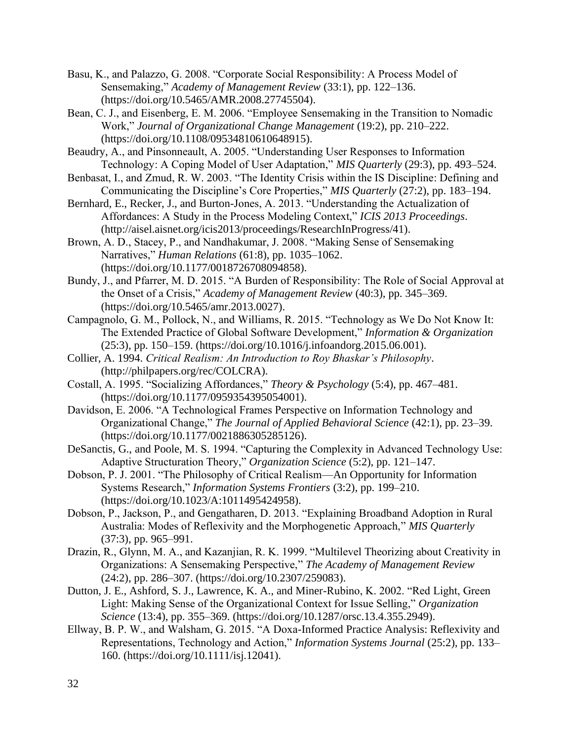Basu, K., and Palazzo, G. 2008. "Corporate Social Responsibility: A Process Model of Sensemaking," *Academy of Management Review* (33:1), pp. 122–136. (https://doi.org/10.5465/AMR.2008.27745504).

Bean, C. J., and Eisenberg, E. M. 2006. "Employee Sensemaking in the Transition to Nomadic Work," *Journal of Organizational Change Management* (19:2), pp. 210–222. (https://doi.org/10.1108/09534810610648915).

Beaudry, A., and Pinsonneault, A. 2005. "Understanding User Responses to Information Technology: A Coping Model of User Adaptation," *MIS Quarterly* (29:3), pp. 493–524.

Benbasat, I., and Zmud, R. W. 2003. "The Identity Crisis within the IS Discipline: Defining and Communicating the Discipline's Core Properties," *MIS Quarterly* (27:2), pp. 183–194.

Bernhard, E., Recker, J., and Burton-Jones, A. 2013. "Understanding the Actualization of Affordances: A Study in the Process Modeling Context," *ICIS 2013 Proceedings*. (http://aisel.aisnet.org/icis2013/proceedings/ResearchInProgress/41).

Brown, A. D., Stacey, P., and Nandhakumar, J. 2008. "Making Sense of Sensemaking Narratives," *Human Relations* (61:8), pp. 1035–1062. (https://doi.org/10.1177/0018726708094858).

Bundy, J., and Pfarrer, M. D. 2015. "A Burden of Responsibility: The Role of Social Approval at the Onset of a Crisis," *Academy of Management Review* (40:3), pp. 345–369. (https://doi.org/10.5465/amr.2013.0027).

Campagnolo, G. M., Pollock, N., and Williams, R. 2015. "Technology as We Do Not Know It: The Extended Practice of Global Software Development," *Information & Organization* (25:3), pp. 150–159. (https://doi.org/10.1016/j.infoandorg.2015.06.001).

Collier, A. 1994. *Critical Realism: An Introduction to Roy Bhaskar's Philosophy*. (http://philpapers.org/rec/COLCRA).

Costall, A. 1995. "Socializing Affordances," *Theory & Psychology* (5:4), pp. 467–481. (https://doi.org/10.1177/0959354395054001).

Davidson, E. 2006. "A Technological Frames Perspective on Information Technology and Organizational Change," *The Journal of Applied Behavioral Science* (42:1), pp. 23–39. (https://doi.org/10.1177/0021886305285126).

DeSanctis, G., and Poole, M. S. 1994. "Capturing the Complexity in Advanced Technology Use: Adaptive Structuration Theory," *Organization Science* (5:2), pp. 121–147.

Dobson, P. J. 2001. "The Philosophy of Critical Realism—An Opportunity for Information Systems Research," *Information Systems Frontiers* (3:2), pp. 199–210. (https://doi.org/10.1023/A:1011495424958).

Dobson, P., Jackson, P., and Gengatharen, D. 2013. "Explaining Broadband Adoption in Rural Australia: Modes of Reflexivity and the Morphogenetic Approach," *MIS Quarterly* (37:3), pp. 965–991.

Drazin, R., Glynn, M. A., and Kazanjian, R. K. 1999. "Multilevel Theorizing about Creativity in Organizations: A Sensemaking Perspective," *The Academy of Management Review* (24:2), pp. 286–307. (https://doi.org/10.2307/259083).

Dutton, J. E., Ashford, S. J., Lawrence, K. A., and Miner-Rubino, K. 2002. "Red Light, Green Light: Making Sense of the Organizational Context for Issue Selling," *Organization Science* (13:4), pp. 355–369. (https://doi.org/10.1287/orsc.13.4.355.2949).

Ellway, B. P. W., and Walsham, G. 2015. "A Doxa-Informed Practice Analysis: Reflexivity and Representations, Technology and Action," *Information Systems Journal* (25:2), pp. 133–160. (https://doi.org/10.1111/isj.12041).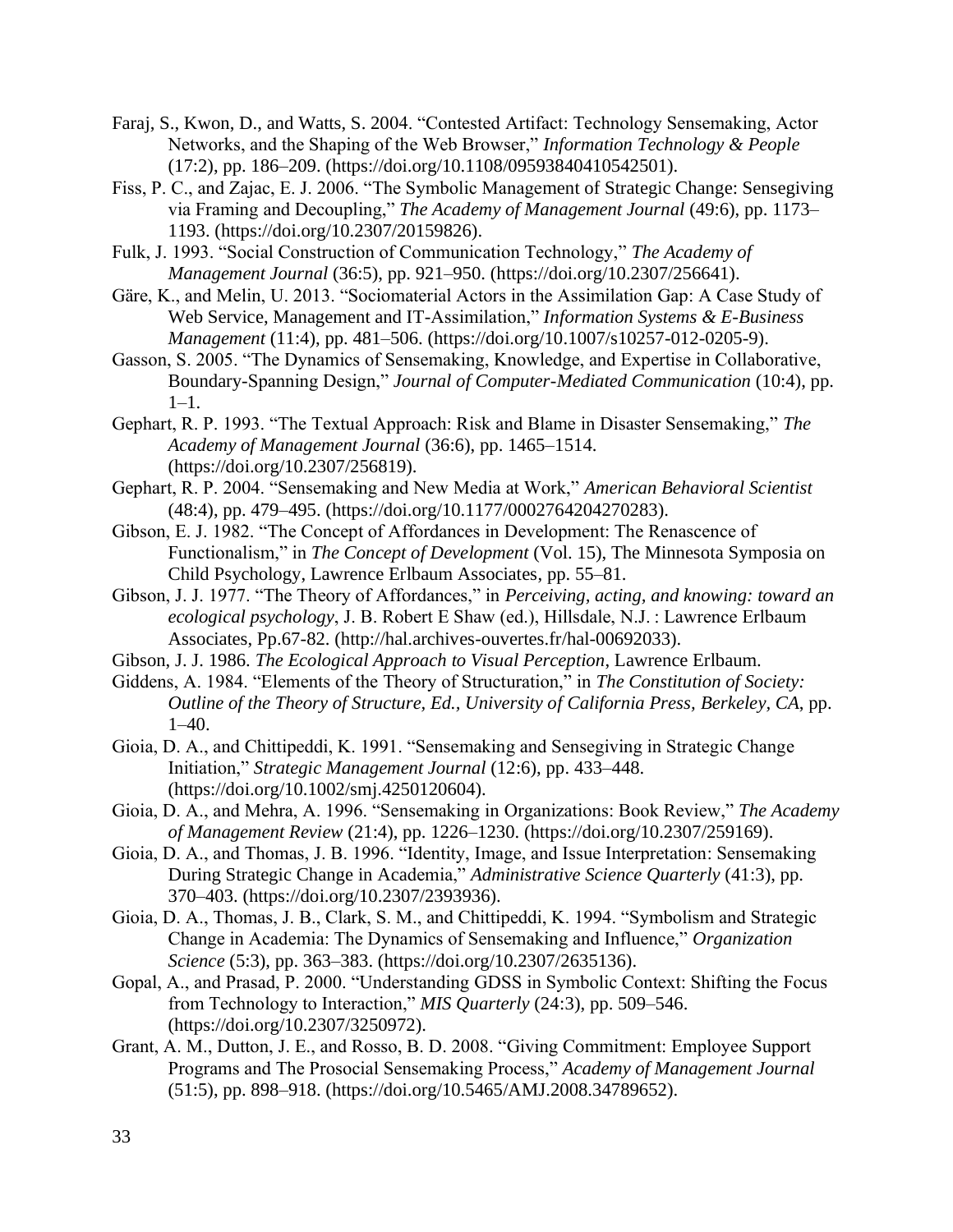Faraj, S., Kwon, D., and Watts, S. 2004. "Contested Artifact: Technology Sensemaking, Actor Networks, and the Shaping of the Web Browser," *Information Technology & People* (17:2), pp. 186–209. (https://doi.org/10.1108/09593840410542501).

Fiss, P. C., and Zajac, E. J. 2006. "The Symbolic Management of Strategic Change: Sensegiving via Framing and Decoupling," *The Academy of Management Journal* (49:6), pp. 1173–1193. (https://doi.org/10.2307/20159826).

Fulk, J. 1993. "Social Construction of Communication Technology," *The Academy of Management Journal* (36:5), pp. 921–950. (https://doi.org/10.2307/256641).

Gäre, K., and Melin, U. 2013. "Sociomaterial Actors in the Assimilation Gap: A Case Study of Web Service, Management and IT-Assimilation," *Information Systems & E-Business Management* (11:4), pp. 481–506. (https://doi.org/10.1007/s10257-012-0205-9).

Gasson, S. 2005. "The Dynamics of Sensemaking, Knowledge, and Expertise in Collaborative, Boundary-Spanning Design," *Journal of Computer-Mediated Communication* (10:4), pp. 1–1.

Gephart, R. P. 1993. "The Textual Approach: Risk and Blame in Disaster Sensemaking," *The Academy of Management Journal* (36:6), pp. 1465–1514. (https://doi.org/10.2307/256819).

Gephart, R. P. 2004. "Sensemaking and New Media at Work," *American Behavioral Scientist* (48:4), pp. 479–495. (https://doi.org/10.1177/0002764204270283).

Gibson, E. J. 1982. "The Concept of Affordances in Development: The Renascence of Functionalism," in *The Concept of Development* (Vol. 15), The Minnesota Symposia on Child Psychology, Lawrence Erlbaum Associates, pp. 55–81.

Gibson, J. J. 1977. "The Theory of Affordances," in *Perceiving, acting, and knowing: toward an ecological psychology*, J. B. Robert E Shaw (ed.), Hillsdale, N.J. : Lawrence Erlbaum Associates, Pp.67-82. (http://hal.archives-ouvertes.fr/hal-00692033).

Gibson, J. J. 1986. *The Ecological Approach to Visual Perception*, Lawrence Erlbaum.

Giddens, A. 1984. "Elements of the Theory of Structuration," in *The Constitution of Society: Outline of the Theory of Structure, Ed., University of California Press, Berkeley, CA*, pp. 1–40.

Gioia, D. A., and Chittipeddi, K. 1991. "Sensemaking and Sensegiving in Strategic Change Initiation," *Strategic Management Journal* (12:6), pp. 433–448. (https://doi.org/10.1002/smj.4250120604).

Gioia, D. A., and Mehra, A. 1996. "Sensemaking in Organizations: Book Review," *The Academy of Management Review* (21:4), pp. 1226–1230. (https://doi.org/10.2307/259169).

Gioia, D. A., and Thomas, J. B. 1996. "Identity, Image, and Issue Interpretation: Sensemaking During Strategic Change in Academia," *Administrative Science Quarterly* (41:3), pp. 370–403. (https://doi.org/10.2307/2393936).

Gioia, D. A., Thomas, J. B., Clark, S. M., and Chittipeddi, K. 1994. "Symbolism and Strategic Change in Academia: The Dynamics of Sensemaking and Influence," *Organization Science* (5:3), pp. 363–383. (https://doi.org/10.2307/2635136).

Gopal, A., and Prasad, P. 2000. "Understanding GDSS in Symbolic Context: Shifting the Focus from Technology to Interaction," *MIS Quarterly* (24:3), pp. 509–546. (https://doi.org/10.2307/3250972).

Grant, A. M., Dutton, J. E., and Rosso, B. D. 2008. "Giving Commitment: Employee Support Programs and The Prosocial Sensemaking Process," *Academy of Management Journal* (51:5), pp. 898–918. (https://doi.org/10.5465/AMJ.2008.34789652).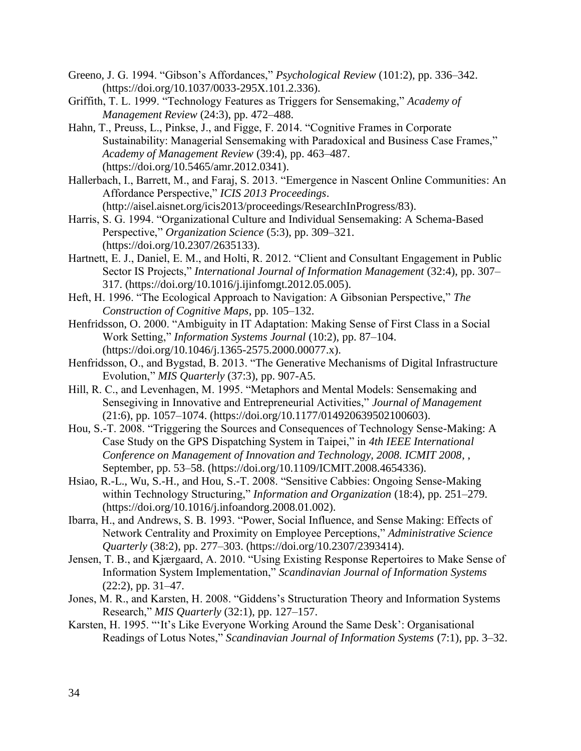Greeno, J. G. 1994. "Gibson's Affordances," *Psychological Review* (101:2), pp. 336–342. (https://doi.org/10.1037/0033-295X.101.2.336).

Griffith, T. L. 1999. "Technology Features as Triggers for Sensemaking," *Academy of Management Review* (24:3), pp. 472–488.

Hahn, T., Preuss, L., Pinkse, J., and Figge, F. 2014. "Cognitive Frames in Corporate Sustainability: Managerial Sensemaking with Paradoxical and Business Case Frames," *Academy of Management Review* (39:4), pp. 463–487. (https://doi.org/10.5465/amr.2012.0341).

Hallerbach, I., Barrett, M., and Faraj, S. 2013. "Emergence in Nascent Online Communities: An Affordance Perspective," *ICIS 2013 Proceedings*. (http://aisel.aisnet.org/icis2013/proceedings/ResearchInProgress/83).

Harris, S. G. 1994. "Organizational Culture and Individual Sensemaking: A Schema-Based Perspective," *Organization Science* (5:3), pp. 309–321. (https://doi.org/10.2307/2635133).

Hartnett, E. J., Daniel, E. M., and Holti, R. 2012. "Client and Consultant Engagement in Public Sector IS Projects," *International Journal of Information Management* (32:4), pp. 307–317. (https://doi.org/10.1016/j.ijinfomgt.2012.05.005).

Heft, H. 1996. "The Ecological Approach to Navigation: A Gibsonian Perspective," *The Construction of Cognitive Maps*, pp. 105–132.

Henfridsson, O. 2000. "Ambiguity in IT Adaptation: Making Sense of First Class in a Social Work Setting," *Information Systems Journal* (10:2), pp. 87–104. (https://doi.org/10.1046/j.1365-2575.2000.00077.x).

Henfridsson, O., and Bygstad, B. 2013. "The Generative Mechanisms of Digital Infrastructure Evolution," *MIS Quarterly* (37:3), pp. 907-A5.

Hill, R. C., and Levenhagen, M. 1995. "Metaphors and Mental Models: Sensemaking and Sensegiving in Innovative and Entrepreneurial Activities," *Journal of Management* (21:6), pp. 1057–1074. (https://doi.org/10.1177/014920639502100603).

Hou, S.-T. 2008. "Triggering the Sources and Consequences of Technology Sense-Making: A Case Study on the GPS Dispatching System in Taipei," in *4th IEEE International Conference on Management of Innovation and Technology, 2008. ICMIT 2008*, , September, pp. 53–58. (https://doi.org/10.1109/ICMIT.2008.4654336).

Hsiao, R.-L., Wu, S.-H., and Hou, S.-T. 2008. "Sensitive Cabbies: Ongoing Sense-Making within Technology Structuring," *Information and Organization* (18:4), pp. 251–279. (https://doi.org/10.1016/j.infoandorg.2008.01.002).

Ibarra, H., and Andrews, S. B. 1993. "Power, Social Influence, and Sense Making: Effects of Network Centrality and Proximity on Employee Perceptions," *Administrative Science Quarterly* (38:2), pp. 277–303. (https://doi.org/10.2307/2393414).

Jensen, T. B., and Kjærgaard, A. 2010. "Using Existing Response Repertoires to Make Sense of Information System Implementation," *Scandinavian Journal of Information Systems* (22:2), pp. 31–47.

Jones, M. R., and Karsten, H. 2008. "Giddens's Structuration Theory and Information Systems Research," *MIS Quarterly* (32:1), pp. 127–157.

Karsten, H. 1995. "'It's Like Everyone Working Around the Same Desk': Organisational Readings of Lotus Notes," *Scandinavian Journal of Information Systems* (7:1), pp. 3–32.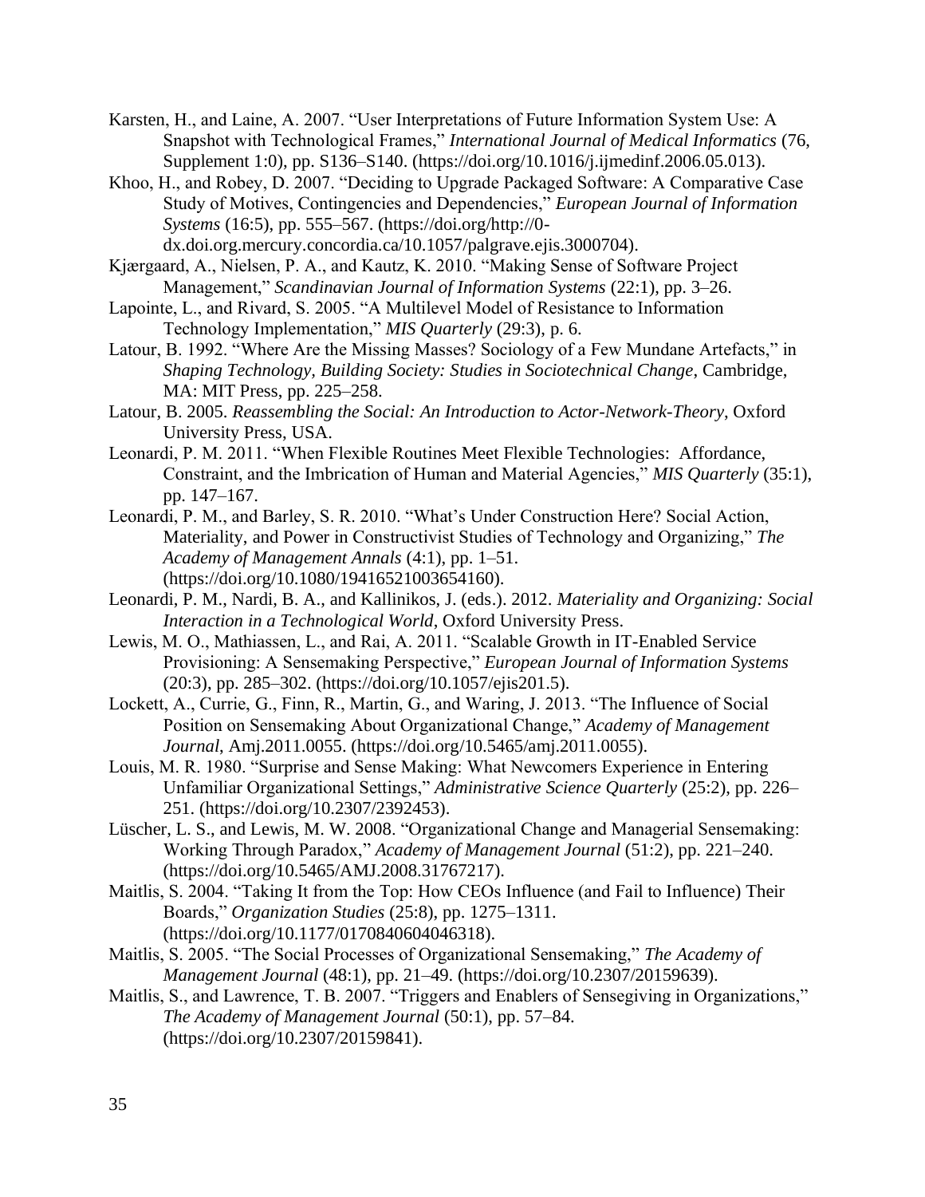Karsten, H., and Laine, A. 2007. "User Interpretations of Future Information System Use: A Snapshot with Technological Frames," *International Journal of Medical Informatics* (76, Supplement 1:0), pp. S136–S140. (https://doi.org/10.1016/j.ijmedinf.2006.05.013).

Khoo, H., and Robey, D. 2007. "Deciding to Upgrade Packaged Software: A Comparative Case Study of Motives, Contingencies and Dependencies," *European Journal of Information Systems* (16:5), pp. 555–567. (https://doi.org/http://0-dx.doi.org.mercury.concordia.ca/10.1057/palgrave.ejis.3000704).

Kjærgaard, A., Nielsen, P. A., and Kautz, K. 2010. "Making Sense of Software Project Management," *Scandinavian Journal of Information Systems* (22:1), pp. 3–26.

Lapointe, L., and Rivard, S. 2005. "A Multilevel Model of Resistance to Information Technology Implementation," *MIS Quarterly* (29:3), p. 6.

Latour, B. 1992. "Where Are the Missing Masses? Sociology of a Few Mundane Artefacts," in *Shaping Technology, Building Society: Studies in Sociotechnical Change*, Cambridge, MA: MIT Press, pp. 225–258.

Latour, B. 2005. *Reassembling the Social: An Introduction to Actor-Network-Theory*, Oxford University Press, USA.

Leonardi, P. M. 2011. "When Flexible Routines Meet Flexible Technologies: Affordance, Constraint, and the Imbrication of Human and Material Agencies," *MIS Quarterly* (35:1), pp. 147–167.

Leonardi, P. M., and Barley, S. R. 2010. "What's Under Construction Here? Social Action, Materiality, and Power in Constructivist Studies of Technology and Organizing," *The Academy of Management Annals* (4:1), pp. 1–51. (https://doi.org/10.1080/19416521003654160).

Leonardi, P. M., Nardi, B. A., and Kallinikos, J. (eds.). 2012. *Materiality and Organizing: Social Interaction in a Technological World*, Oxford University Press.

Lewis, M. O., Mathiassen, L., and Rai, A. 2011. "Scalable Growth in IT-Enabled Service Provisioning: A Sensemaking Perspective," *European Journal of Information Systems* (20:3), pp. 285–302. (https://doi.org/10.1057/ejis201.5).

Lockett, A., Currie, G., Finn, R., Martin, G., and Waring, J. 2013. "The Influence of Social Position on Sensemaking About Organizational Change," *Academy of Management Journal*, Amj.2011.0055. (https://doi.org/10.5465/amj.2011.0055).

Louis, M. R. 1980. "Surprise and Sense Making: What Newcomers Experience in Entering Unfamiliar Organizational Settings," *Administrative Science Quarterly* (25:2), pp. 226–251. (https://doi.org/10.2307/2392453).

Lüscher, L. S., and Lewis, M. W. 2008. "Organizational Change and Managerial Sensemaking: Working Through Paradox," *Academy of Management Journal* (51:2), pp. 221–240. (https://doi.org/10.5465/AMJ.2008.31767217).

Maitlis, S. 2004. "Taking It from the Top: How CEOs Influence (and Fail to Influence) Their Boards," *Organization Studies* (25:8), pp. 1275–1311. (https://doi.org/10.1177/0170840604046318).

Maitlis, S. 2005. "The Social Processes of Organizational Sensemaking," *The Academy of Management Journal* (48:1), pp. 21–49. (https://doi.org/10.2307/20159639).

Maitlis, S., and Lawrence, T. B. 2007. "Triggers and Enablers of Sensegiving in Organizations," *The Academy of Management Journal* (50:1), pp. 57–84. (https://doi.org/10.2307/20159841).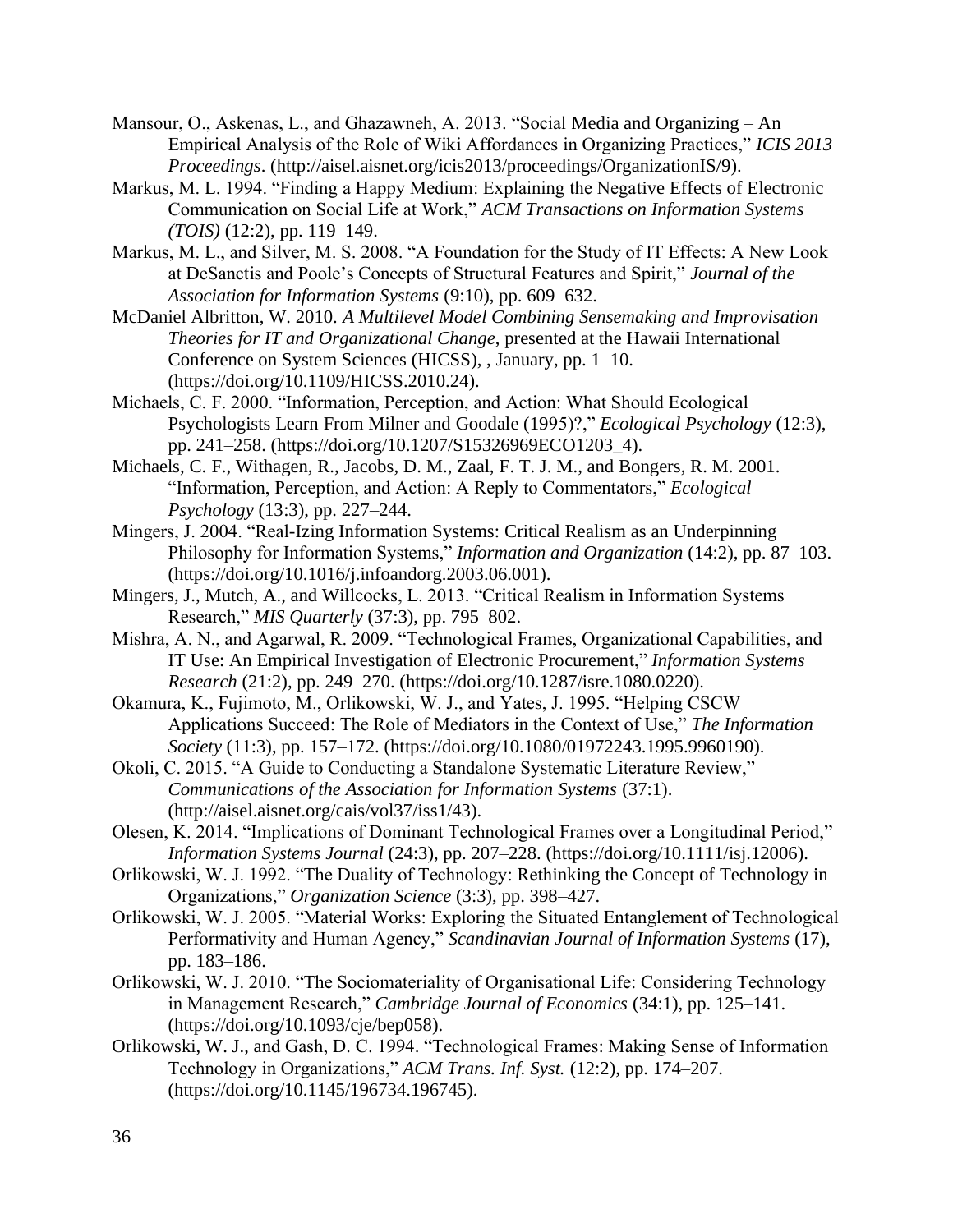Mansour, O., Askenas, L., and Ghazawneh, A. 2013. "Social Media and Organizing – An Empirical Analysis of the Role of Wiki Affordances in Organizing Practices," *ICIS 2013 Proceedings*. (http://aisel.aisnet.org/icis2013/proceedings/OrganizationIS/9).

Markus, M. L. 1994. "Finding a Happy Medium: Explaining the Negative Effects of Electronic Communication on Social Life at Work," *ACM Transactions on Information Systems (TOIS)* (12:2), pp. 119–149.

Markus, M. L., and Silver, M. S. 2008. "A Foundation for the Study of IT Effects: A New Look at DeSanctis and Poole's Concepts of Structural Features and Spirit," *Journal of the Association for Information Systems* (9:10), pp. 609–632.

McDaniel Albritton, W. 2010. *A Multilevel Model Combining Sensemaking and Improvisation Theories for IT and Organizational Change*, presented at the Hawaii International Conference on System Sciences (HICSS), , January, pp. 1–10. (https://doi.org/10.1109/HICSS.2010.24).

Michaels, C. F. 2000. "Information, Perception, and Action: What Should Ecological Psychologists Learn From Milner and Goodale (1995)?," *Ecological Psychology* (12:3), pp. 241–258. (https://doi.org/10.1207/S15326969ECO1203_4).

Michaels, C. F., Withagen, R., Jacobs, D. M., Zaal, F. T. J. M., and Bongers, R. M. 2001. "Information, Perception, and Action: A Reply to Commentators," *Ecological Psychology* (13:3), pp. 227–244.

Mingers, J. 2004. "Real-Izing Information Systems: Critical Realism as an Underpinning Philosophy for Information Systems," *Information and Organization* (14:2), pp. 87–103. (https://doi.org/10.1016/j.infoandorg.2003.06.001).

Mingers, J., Mutch, A., and Willcocks, L. 2013. "Critical Realism in Information Systems Research," *MIS Quarterly* (37:3), pp. 795–802.

Mishra, A. N., and Agarwal, R. 2009. "Technological Frames, Organizational Capabilities, and IT Use: An Empirical Investigation of Electronic Procurement," *Information Systems Research* (21:2), pp. 249–270. (https://doi.org/10.1287/isre.1080.0220).

Okamura, K., Fujimoto, M., Orlikowski, W. J., and Yates, J. 1995. "Helping CSCW Applications Succeed: The Role of Mediators in the Context of Use," *The Information Society* (11:3), pp. 157–172. (https://doi.org/10.1080/01972243.1995.9960190).

Okoli, C. 2015. "A Guide to Conducting a Standalone Systematic Literature Review," *Communications of the Association for Information Systems* (37:1). (http://aisel.aisnet.org/cais/vol37/iss1/43).

Olesen, K. 2014. "Implications of Dominant Technological Frames over a Longitudinal Period," *Information Systems Journal* (24:3), pp. 207–228. (https://doi.org/10.1111/isj.12006).

Orlikowski, W. J. 1992. "The Duality of Technology: Rethinking the Concept of Technology in Organizations," *Organization Science* (3:3), pp. 398–427.

Orlikowski, W. J. 2005. "Material Works: Exploring the Situated Entanglement of Technological Performativity and Human Agency," *Scandinavian Journal of Information Systems* (17), pp. 183–186.

Orlikowski, W. J. 2010. "The Sociomateriality of Organisational Life: Considering Technology in Management Research," *Cambridge Journal of Economics* (34:1), pp. 125–141. (https://doi.org/10.1093/cje/bep058).

Orlikowski, W. J., and Gash, D. C. 1994. "Technological Frames: Making Sense of Information Technology in Organizations," *ACM Trans. Inf. Syst.* (12:2), pp. 174–207. (https://doi.org/10.1145/196734.196745).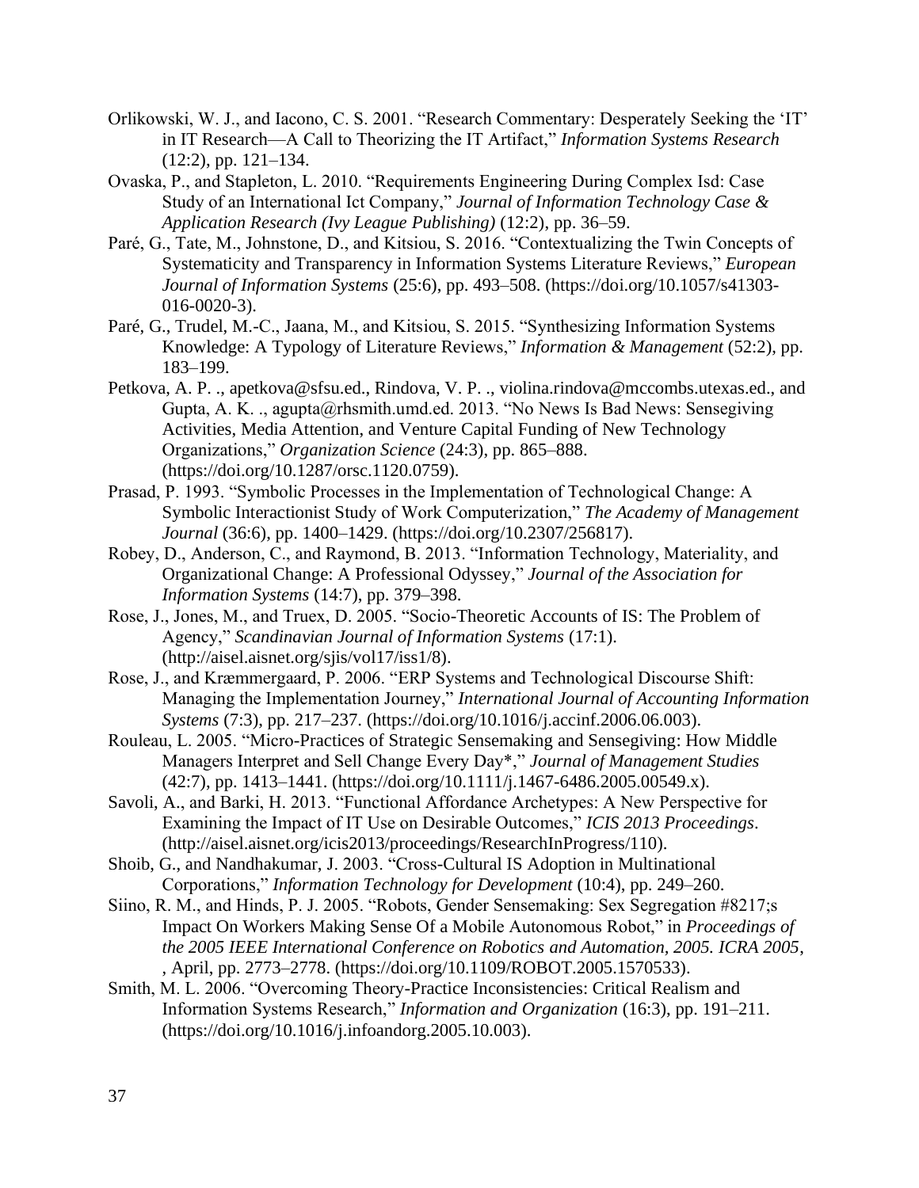Orlikowski, W. J., and Iacono, C. S. 2001. "Research Commentary: Desperately Seeking the 'IT' in IT Research—A Call to Theorizing the IT Artifact," *Information Systems Research* (12:2), pp. 121–134.

Ovaska, P., and Stapleton, L. 2010. "Requirements Engineering During Complex Isd: Case Study of an International Ict Company," *Journal of Information Technology Case & Application Research (Ivy League Publishing)* (12:2), pp. 36–59.

Paré, G., Tate, M., Johnstone, D., and Kitsiou, S. 2016. "Contextualizing the Twin Concepts of Systematicity and Transparency in Information Systems Literature Reviews," *European Journal of Information Systems* (25:6), pp. 493–508. (https://doi.org/10.1057/s41303-016-0020-3).

Paré, G., Trudel, M.-C., Jaana, M., and Kitsiou, S. 2015. "Synthesizing Information Systems Knowledge: A Typology of Literature Reviews," *Information & Management* (52:2), pp. 183–199.

Petkova, A. P. ., apetkova@sfsu.ed., Rindova, V. P. ., violina.rindova@mccombs.utexas.ed., and Gupta, A. K. ., agupta@rhsmith.umd.ed. 2013. "No News Is Bad News: Sensegiving Activities, Media Attention, and Venture Capital Funding of New Technology Organizations," *Organization Science* (24:3), pp. 865–888. (https://doi.org/10.1287/orsc.1120.0759).

Prasad, P. 1993. "Symbolic Processes in the Implementation of Technological Change: A Symbolic Interactionist Study of Work Computerization," *The Academy of Management Journal* (36:6), pp. 1400–1429. (https://doi.org/10.2307/256817).

Robey, D., Anderson, C., and Raymond, B. 2013. "Information Technology, Materiality, and Organizational Change: A Professional Odyssey," *Journal of the Association for Information Systems* (14:7), pp. 379–398.

Rose, J., Jones, M., and Truex, D. 2005. "Socio-Theoretic Accounts of IS: The Problem of Agency," *Scandinavian Journal of Information Systems* (17:1). (http://aisel.aisnet.org/sjis/vol17/iss1/8).

Rose, J., and Kræmmergaard, P. 2006. "ERP Systems and Technological Discourse Shift: Managing the Implementation Journey," *International Journal of Accounting Information Systems* (7:3), pp. 217–237. (https://doi.org/10.1016/j.accinf.2006.06.003).

Rouleau, L. 2005. "Micro-Practices of Strategic Sensemaking and Sensegiving: How Middle Managers Interpret and Sell Change Every Day*," *Journal of Management Studies* (42:7), pp. 1413–1441. (https://doi.org/10.1111/j.1467-6486.2005.00549.x).

Savoli, A., and Barki, H. 2013. "Functional Affordance Archetypes: A New Perspective for Examining the Impact of IT Use on Desirable Outcomes," *ICIS 2013 Proceedings*. (http://aisel.aisnet.org/icis2013/proceedings/ResearchInProgress/110).

Shoib, G., and Nandhakumar, J. 2003. "Cross-Cultural IS Adoption in Multinational Corporations," *Information Technology for Development* (10:4), pp. 249–260.

Siino, R. M., and Hinds, P. J. 2005. "Robots, Gender Sensemaking: Sex Segregation #8217;s Impact On Workers Making Sense Of a Mobile Autonomous Robot," in *Proceedings of the 2005 IEEE International Conference on Robotics and Automation, 2005. ICRA 2005*, , April, pp. 2773–2778. (https://doi.org/10.1109/ROBOT.2005.1570533).

Smith, M. L. 2006. "Overcoming Theory-Practice Inconsistencies: Critical Realism and Information Systems Research," *Information and Organization* (16:3), pp. 191–211. (https://doi.org/10.1016/j.infoandorg.2005.10.003).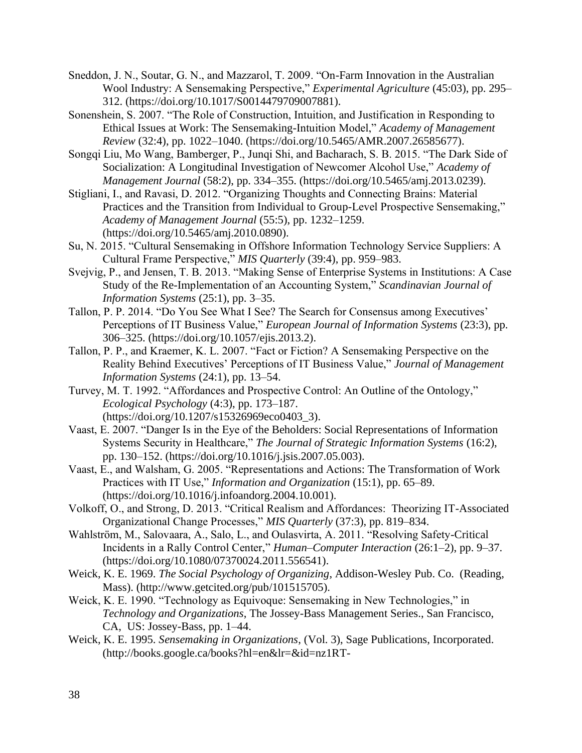Sneddon, J. N., Soutar, G. N., and Mazzarol, T. 2009. "On-Farm Innovation in the Australian Wool Industry: A Sensemaking Perspective," *Experimental Agriculture* (45:03), pp. 295–312. (https://doi.org/10.1017/S0014479709007881).

Sonenshein, S. 2007. "The Role of Construction, Intuition, and Justification in Responding to Ethical Issues at Work: The Sensemaking-Intuition Model," *Academy of Management Review* (32:4), pp. 1022–1040. (https://doi.org/10.5465/AMR.2007.26585677).

Songqi Liu, Mo Wang, Bamberger, P., Junqi Shi, and Bacharach, S. B. 2015. "The Dark Side of Socialization: A Longitudinal Investigation of Newcomer Alcohol Use," *Academy of Management Journal* (58:2), pp. 334–355. (https://doi.org/10.5465/amj.2013.0239).

Stigliani, I., and Ravasi, D. 2012. "Organizing Thoughts and Connecting Brains: Material Practices and the Transition from Individual to Group-Level Prospective Sensemaking," *Academy of Management Journal* (55:5), pp. 1232–1259. (https://doi.org/10.5465/amj.2010.0890).

Su, N. 2015. "Cultural Sensemaking in Offshore Information Technology Service Suppliers: A Cultural Frame Perspective," *MIS Quarterly* (39:4), pp. 959–983.

Svejvig, P., and Jensen, T. B. 2013. "Making Sense of Enterprise Systems in Institutions: A Case Study of the Re-Implementation of an Accounting System," *Scandinavian Journal of Information Systems* (25:1), pp. 3–35.

Tallon, P. P. 2014. "Do You See What I See? The Search for Consensus among Executives' Perceptions of IT Business Value," *European Journal of Information Systems* (23:3), pp. 306–325. (https://doi.org/10.1057/ejis.2013.2).

Tallon, P. P., and Kraemer, K. L. 2007. "Fact or Fiction? A Sensemaking Perspective on the Reality Behind Executives' Perceptions of IT Business Value," *Journal of Management Information Systems* (24:1), pp. 13–54.

Turvey, M. T. 1992. "Affordances and Prospective Control: An Outline of the Ontology," *Ecological Psychology* (4:3), pp. 173–187. (https://doi.org/10.1207/s15326969eco0403_3).

Vaast, E. 2007. "Danger Is in the Eye of the Beholders: Social Representations of Information Systems Security in Healthcare," *The Journal of Strategic Information Systems* (16:2), pp. 130–152. (https://doi.org/10.1016/j.jsis.2007.05.003).

Vaast, E., and Walsham, G. 2005. "Representations and Actions: The Transformation of Work Practices with IT Use," *Information and Organization* (15:1), pp. 65–89. (https://doi.org/10.1016/j.infoandorg.2004.10.001).

Volkoff, O., and Strong, D. 2013. "Critical Realism and Affordances: Theorizing IT-Associated Organizational Change Processes," *MIS Quarterly* (37:3), pp. 819–834.

Wahlström, M., Salovaara, A., Salo, L., and Oulasvirta, A. 2011. "Resolving Safety-Critical Incidents in a Rally Control Center," *Human–Computer Interaction* (26:1–2), pp. 9–37. (https://doi.org/10.1080/07370024.2011.556541).

Weick, K. E. 1969. *The Social Psychology of Organizing*, Addison-Wesley Pub. Co. (Reading, Mass). (http://www.getcited.org/pub/101515705).

Weick, K. E. 1990. "Technology as Equivoque: Sensemaking in New Technologies," in *Technology and Organizations*, The Jossey-Bass Management Series., San Francisco, CA, US: Jossey-Bass, pp. 1–44.

Weick, K. E. 1995. *Sensemaking in Organizations*, (Vol. 3), Sage Publications, Incorporated. (http://books.google.ca/books?hl=en&lr=&id=nz1RT-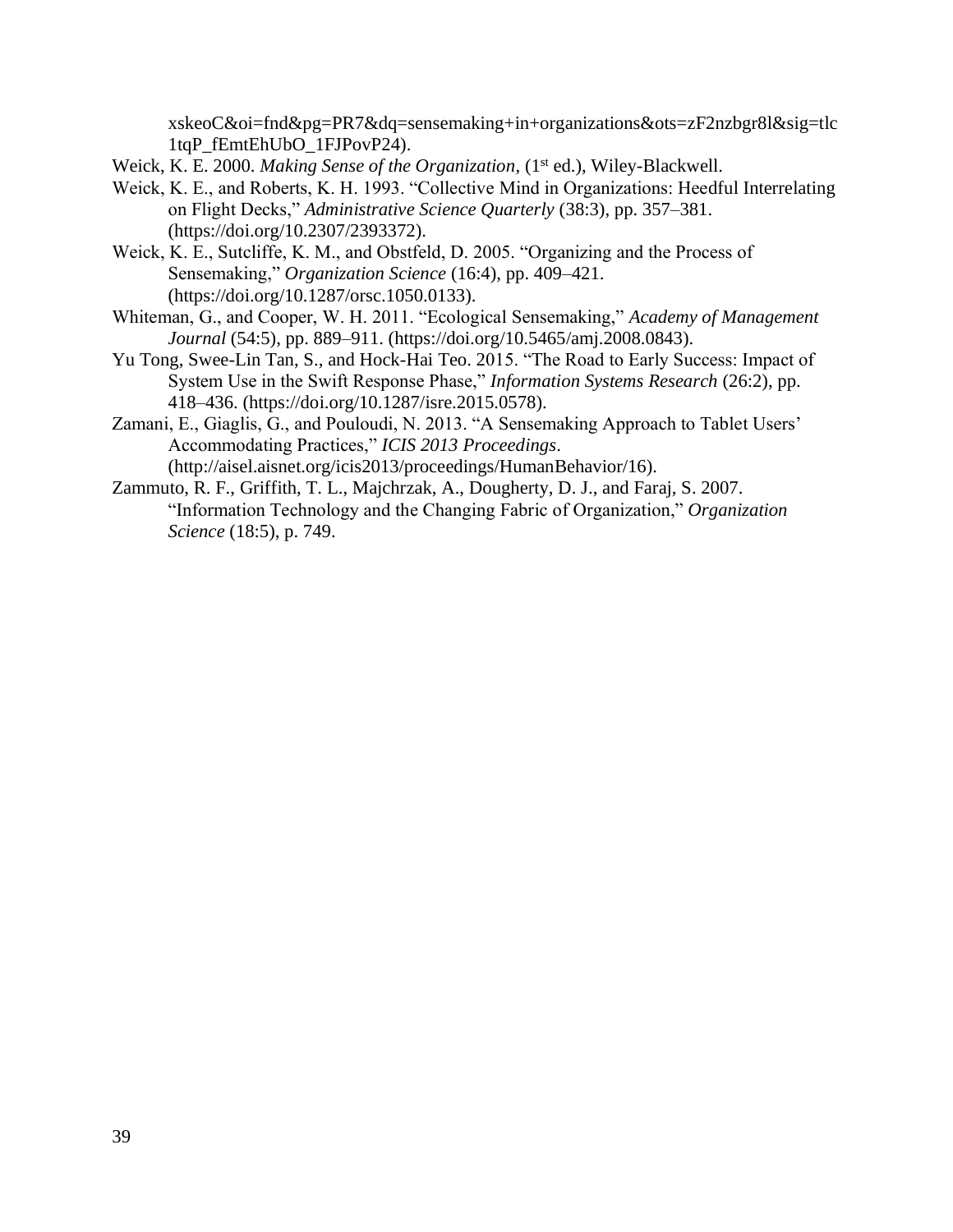xskeoC&oi=fnd&pg=PR7&dq=sensemaking+in+organizations&ots=zF2nzbgr8l&sig=tlc1tqP_fEmtEhUbO_1FJPovP24).

Weick, K. E. 2000. *Making Sense of the Organization*, (1st ed.), Wiley-Blackwell.

Weick, K. E., and Roberts, K. H. 1993. "Collective Mind in Organizations: Heedful Interrelating on Flight Decks," *Administrative Science Quarterly* (38:3), pp. 357–381. (https://doi.org/10.2307/2393372).

Weick, K. E., Sutcliffe, K. M., and Obstfeld, D. 2005. "Organizing and the Process of Sensemaking," *Organization Science* (16:4), pp. 409–421. (https://doi.org/10.1287/orsc.1050.0133).

Whiteman, G., and Cooper, W. H. 2011. "Ecological Sensemaking," *Academy of Management Journal* (54:5), pp. 889–911. (https://doi.org/10.5465/amj.2008.0843).

Yu Tong, Swee-Lin Tan, S., and Hock-Hai Teo. 2015. "The Road to Early Success: Impact of System Use in the Swift Response Phase," *Information Systems Research* (26:2), pp. 418–436. (https://doi.org/10.1287/isre.2015.0578).

Zamani, E., Giaglis, G., and Pouloudi, N. 2013. "A Sensemaking Approach to Tablet Users' Accommodating Practices," *ICIS 2013 Proceedings*. (http://aisel.aisnet.org/icis2013/proceedings/HumanBehavior/16).

Zammuto, R. F., Griffith, T. L., Majchrzak, A., Dougherty, D. J., and Faraj, S. 2007. "Information Technology and the Changing Fabric of Organization," *Organization Science* (18:5), p. 749.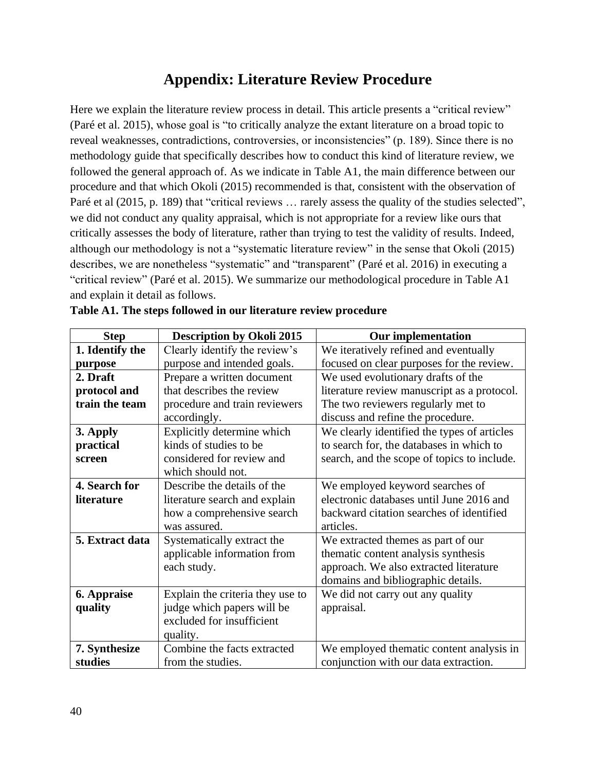# Appendix: Literature Review Procedure

Here we explain the literature review process in detail. This article presents a "critical review" (Paré et al. 2015), whose goal is "to critically analyze the extant literature on a broad topic to reveal weaknesses, contradictions, controversies, or inconsistencies" (p. 189). Since there is no methodology guide that specifically describes how to conduct this kind of literature review, we followed the general approach of. As we indicate in Table A1, the main difference between our procedure and that which Okoli (2015) recommended is that, consistent with the observation of Paré et al (2015, p. 189) that "critical reviews … rarely assess the quality of the studies selected", we did not conduct any quality appraisal, which is not appropriate for a review like ours that critically assesses the body of literature, rather than trying to test the validity of results. Indeed, although our methodology is not a "systematic literature review" in the sense that Okoli (2015) describes, we are nonetheless "systematic" and "transparent" (Paré et al. 2016) in executing a "critical review" (Paré et al. 2015). We summarize our methodological procedure in Table A1 and explain it detail as follows.

**Table A1. The steps followed in our literature review procedure**

| Step | Description by Okoli 2015 | Our implementation |
|---|---|---|
| **1. Identify the purpose** | Clearly identify the review's purpose and intended goals. | We iteratively refined and eventually focused on clear purposes for the review. |
| **2. Draft protocol and train the team** | Prepare a written document that describes the review procedure and train reviewers accordingly. | We used evolutionary drafts of the literature review manuscript as a protocol. The two reviewers regularly met to discuss and refine the procedure. |
| **3. Apply practical screen** | Explicitly determine which kinds of studies to be considered for review and which should not. | We clearly identified the types of articles to search for, the databases in which to search, and the scope of topics to include. |
| **4. Search for literature** | Describe the details of the literature search and explain how a comprehensive search was assured. | We employed keyword searches of electronic databases until June 2016 and backward citation searches of identified articles. |
| **5. Extract data** | Systematically extract the applicable information from each study. | We extracted themes as part of our thematic content analysis synthesis approach. We also extracted literature domains and bibliographic details. |
| **6. Appraise quality** | Explain the criteria they use to judge which papers will be excluded for insufficient quality. | We did not carry out any quality appraisal. |
| **7. Synthesize studies** | Combine the facts extracted from the studies. | We employed thematic content analysis in conjunction with our data extraction. |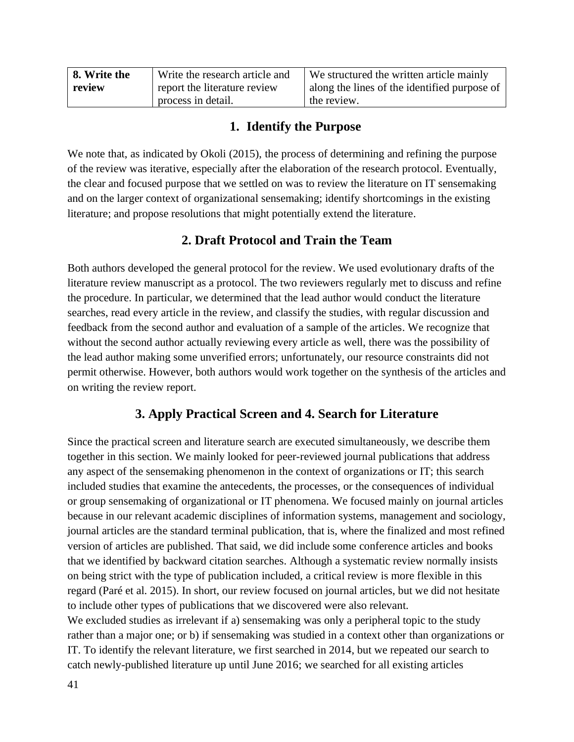| 8. Write the review | Write the research article and report the literature review process in detail. | We structured the written article mainly along the lines of the identified purpose of the review. |
|---|---|---|

## 1. Identify the Purpose

We note that, as indicated by Okoli (2015), the process of determining and refining the purpose of the review was iterative, especially after the elaboration of the research protocol. Eventually, the clear and focused purpose that we settled on was to review the literature on IT sensemaking and on the larger context of organizational sensemaking; identify shortcomings in the existing literature; and propose resolutions that might potentially extend the literature.

## 2. Draft Protocol and Train the Team

Both authors developed the general protocol for the review. We used evolutionary drafts of the literature review manuscript as a protocol. The two reviewers regularly met to discuss and refine the procedure. In particular, we determined that the lead author would conduct the literature searches, read every article in the review, and classify the studies, with regular discussion and feedback from the second author and evaluation of a sample of the articles. We recognize that without the second author actually reviewing every article as well, there was the possibility of the lead author making some unverified errors; unfortunately, our resource constraints did not permit otherwise. However, both authors would work together on the synthesis of the articles and on writing the review report.

## 3. Apply Practical Screen and 4. Search for Literature

Since the practical screen and literature search are executed simultaneously, we describe them together in this section. We mainly looked for peer-reviewed journal publications that address any aspect of the sensemaking phenomenon in the context of organizations or IT; this search included studies that examine the antecedents, the processes, or the consequences of individual or group sensemaking of organizational or IT phenomena. We focused mainly on journal articles because in our relevant academic disciplines of information systems, management and sociology, journal articles are the standard terminal publication, that is, where the finalized and most refined version of articles are published. That said, we did include some conference articles and books that we identified by backward citation searches. Although a systematic review normally insists on being strict with the type of publication included, a critical review is more flexible in this regard (Paré et al. 2015). In short, our review focused on journal articles, but we did not hesitate to include other types of publications that we discovered were also relevant.

We excluded studies as irrelevant if a) sensemaking was only a peripheral topic to the study rather than a major one; or b) if sensemaking was studied in a context other than organizations or IT. To identify the relevant literature, we first searched in 2014, but we repeated our search to catch newly-published literature up until June 2016; we searched for all existing articles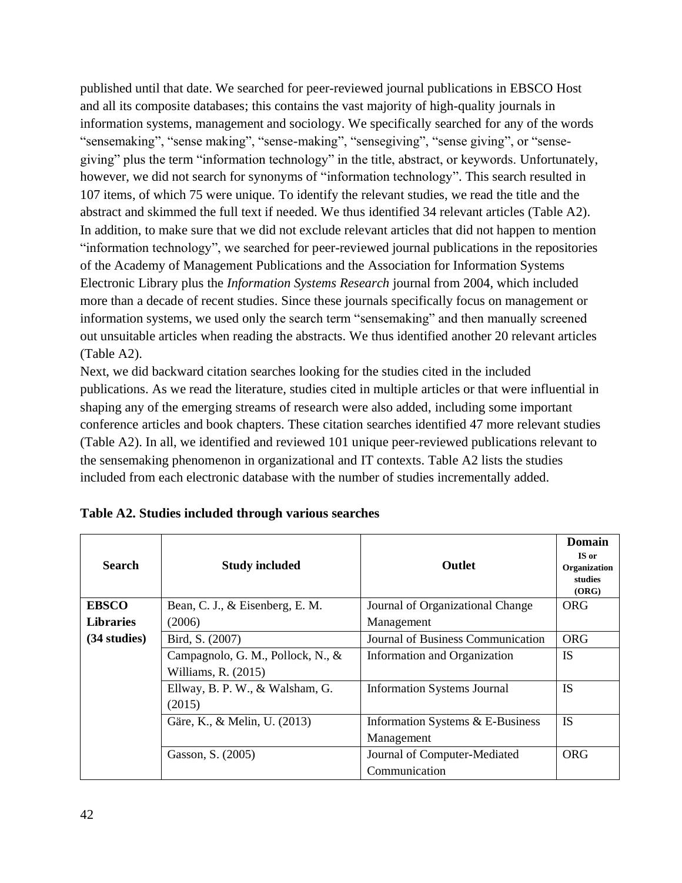published until that date. We searched for peer-reviewed journal publications in EBSCO Host and all its composite databases; this contains the vast majority of high-quality journals in information systems, management and sociology. We specifically searched for any of the words "sensemaking", "sense making", "sense-making", "sensegiving", "sense giving", or "sense-giving" plus the term "information technology" in the title, abstract, or keywords. Unfortunately, however, we did not search for synonyms of "information technology". This search resulted in 107 items, of which 75 were unique. To identify the relevant studies, we read the title and the abstract and skimmed the full text if needed. We thus identified 34 relevant articles (Table A2). In addition, to make sure that we did not exclude relevant articles that did not happen to mention "information technology", we searched for peer-reviewed journal publications in the repositories of the Academy of Management Publications and the Association for Information Systems Electronic Library plus the *Information Systems Research* journal from 2004, which included more than a decade of recent studies. Since these journals specifically focus on management or information systems, we used only the search term "sensemaking" and then manually screened out unsuitable articles when reading the abstracts. We thus identified another 20 relevant articles (Table A2).

Next, we did backward citation searches looking for the studies cited in the included publications. As we read the literature, studies cited in multiple articles or that were influential in shaping any of the emerging streams of research were also added, including some important conference articles and book chapters. These citation searches identified 47 more relevant studies (Table A2). In all, we identified and reviewed 101 unique peer-reviewed publications relevant to the sensemaking phenomenon in organizational and IT contexts. Table A2 lists the studies included from each electronic database with the number of studies incrementally added.

**Table A2. Studies included through various searches**

| Search | Study included | Outlet | Domain IS or Organization studies (ORG) |
|---|---|---|---|
| **EBSCO Libraries (34 studies)** | Bean, C. J., & Eisenberg, E. M. (2006) | Journal of Organizational Change Management | ORG |
| | Bird, S. (2007) | Journal of Business Communication | ORG |
| | Campagnolo, G. M., Pollock, N., & Williams, R. (2015) | Information and Organization | IS |
| | Ellway, B. P. W., & Walsham, G. (2015) | Information Systems Journal | IS |
| | Gäre, K., & Melin, U. (2013) | Information Systems & E-Business Management | IS |
| | Gasson, S. (2005) | Journal of Computer-Mediated Communication | ORG |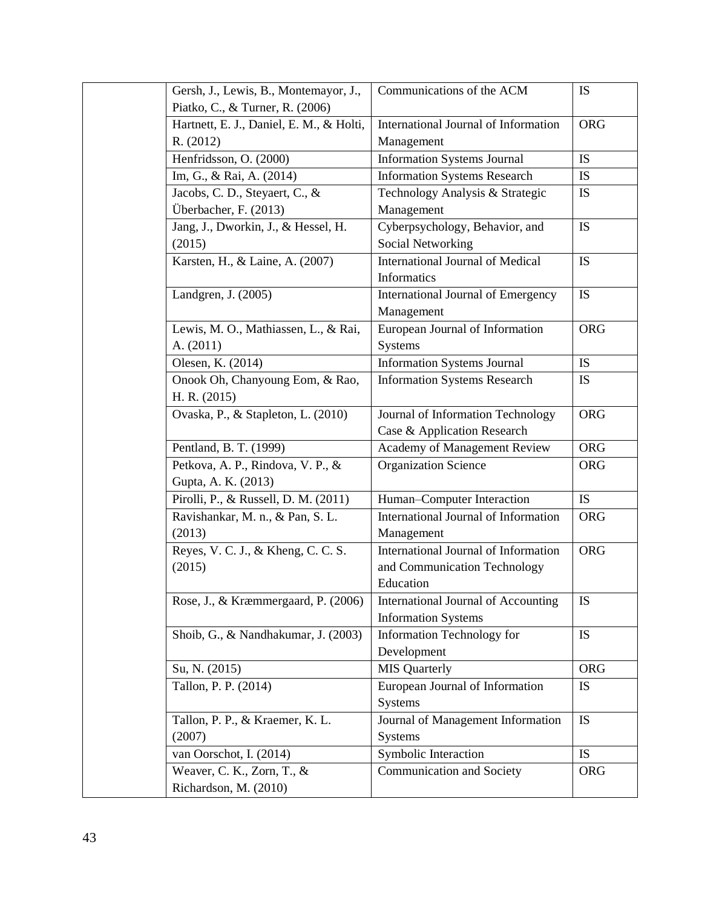| | | | |
|---|---|---|---|
| | Gersh, J., Lewis, B., Montemayor, J., Piatko, C., & Turner, R. (2006) | Communications of the ACM | IS |
| | Hartnett, E. J., Daniel, E. M., & Holti, R. (2012) | International Journal of Information Management | ORG |
| | Henfridsson, O. (2000) | Information Systems Journal | IS |
| | Im, G., & Rai, A. (2014) | Information Systems Research | IS |
| | Jacobs, C. D., Steyaert, C., & Überbacher, F. (2013) | Technology Analysis & Strategic Management | IS |
| | Jang, J., Dworkin, J., & Hessel, H. (2015) | Cyberpsychology, Behavior, and Social Networking | IS |
| | Karsten, H., & Laine, A. (2007) | International Journal of Medical Informatics | IS |
| | Landgren, J. (2005) | International Journal of Emergency Management | IS |
| | Lewis, M. O., Mathiassen, L., & Rai, A. (2011) | European Journal of Information Systems | ORG |
| | Olesen, K. (2014) | Information Systems Journal | IS |
| | Onook Oh, Chanyoung Eom, & Rao, H. R. (2015) | Information Systems Research | IS |
| | Ovaska, P., & Stapleton, L. (2010) | Journal of Information Technology Case & Application Research | ORG |
| | Pentland, B. T. (1999) | Academy of Management Review | ORG |
| | Petkova, A. P., Rindova, V. P., & Gupta, A. K. (2013) | Organization Science | ORG |
| | Pirolli, P., & Russell, D. M. (2011) | Human–Computer Interaction | IS |
| | Ravishankar, M. n., & Pan, S. L. (2013) | International Journal of Information Management | ORG |
| | Reyes, V. C. J., & Kheng, C. C. S. (2015) | International Journal of Information and Communication Technology Education | ORG |
| | Rose, J., & Kræmmergaard, P. (2006) | International Journal of Accounting Information Systems | IS |
| | Shoib, G., & Nandhakumar, J. (2003) | Information Technology for Development | IS |
| | Su, N. (2015) | MIS Quarterly | ORG |
| | Tallon, P. P. (2014) | European Journal of Information Systems | IS |
| | Tallon, P. P., & Kraemer, K. L. (2007) | Journal of Management Information Systems | IS |
| | van Oorschot, I. (2014) | Symbolic Interaction | IS |
| | Weaver, C. K., Zorn, T., & Richardson, M. (2010) | Communication and Society | ORG |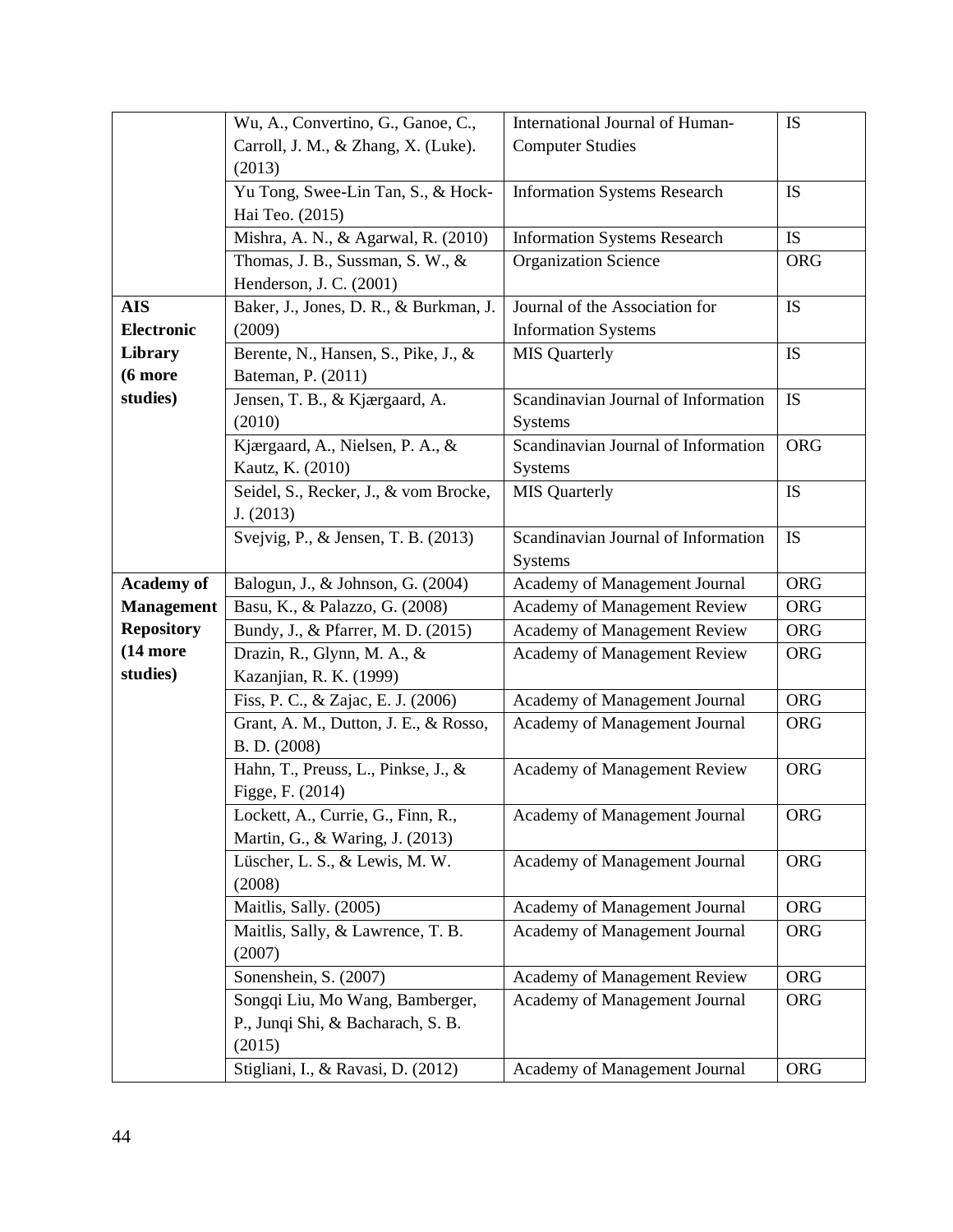| | | | |
|---|---|---|---|
| | Wu, A., Convertino, G., Ganoe, C., Carroll, J. M., & Zhang, X. (Luke). (2013) | International Journal of Human-Computer Studies | IS |
| | Yu Tong, Swee-Lin Tan, S., & Hock-Hai Teo. (2015) | Information Systems Research | IS |
| | Mishra, A. N., & Agarwal, R. (2010) | Information Systems Research | IS |
| | Thomas, J. B., Sussman, S. W., & Henderson, J. C. (2001) | Organization Science | ORG |
| **AIS Electronic Library (6 more studies)** | Baker, J., Jones, D. R., & Burkman, J. (2009) | Journal of the Association for Information Systems | IS |
| | Berente, N., Hansen, S., Pike, J., & Bateman, P. (2011) | MIS Quarterly | IS |
| | Jensen, T. B., & Kjærgaard, A. (2010) | Scandinavian Journal of Information Systems | IS |
| | Kjærgaard, A., Nielsen, P. A., & Kautz, K. (2010) | Scandinavian Journal of Information Systems | ORG |
| | Seidel, S., Recker, J., & vom Brocke, J. (2013) | MIS Quarterly | IS |
| | Svejvig, P., & Jensen, T. B. (2013) | Scandinavian Journal of Information Systems | IS |
| **Academy of Management Repository (14 more studies)** | Balogun, J., & Johnson, G. (2004) | Academy of Management Journal | ORG |
| | Basu, K., & Palazzo, G. (2008) | Academy of Management Review | ORG |
| | Bundy, J., & Pfarrer, M. D. (2015) | Academy of Management Review | ORG |
| | Drazin, R., Glynn, M. A., & Kazanjian, R. K. (1999) | Academy of Management Review | ORG |
| | Fiss, P. C., & Zajac, E. J. (2006) | Academy of Management Journal | ORG |
| | Grant, A. M., Dutton, J. E., & Rosso, B. D. (2008) | Academy of Management Journal | ORG |
| | Hahn, T., Preuss, L., Pinkse, J., & Figge, F. (2014) | Academy of Management Review | ORG |
| | Lockett, A., Currie, G., Finn, R., Martin, G., & Waring, J. (2013) | Academy of Management Journal | ORG |
| | Lüscher, L. S., & Lewis, M. W. (2008) | Academy of Management Journal | ORG |
| | Maitlis, Sally. (2005) | Academy of Management Journal | ORG |
| | Maitlis, Sally, & Lawrence, T. B. (2007) | Academy of Management Journal | ORG |
| | Sonenshein, S. (2007) | Academy of Management Review | ORG |
| | Songqi Liu, Mo Wang, Bamberger, P., Junqi Shi, & Bacharach, S. B. (2015) | Academy of Management Journal | ORG |
| | Stigliani, I., & Ravasi, D. (2012) | Academy of Management Journal | ORG |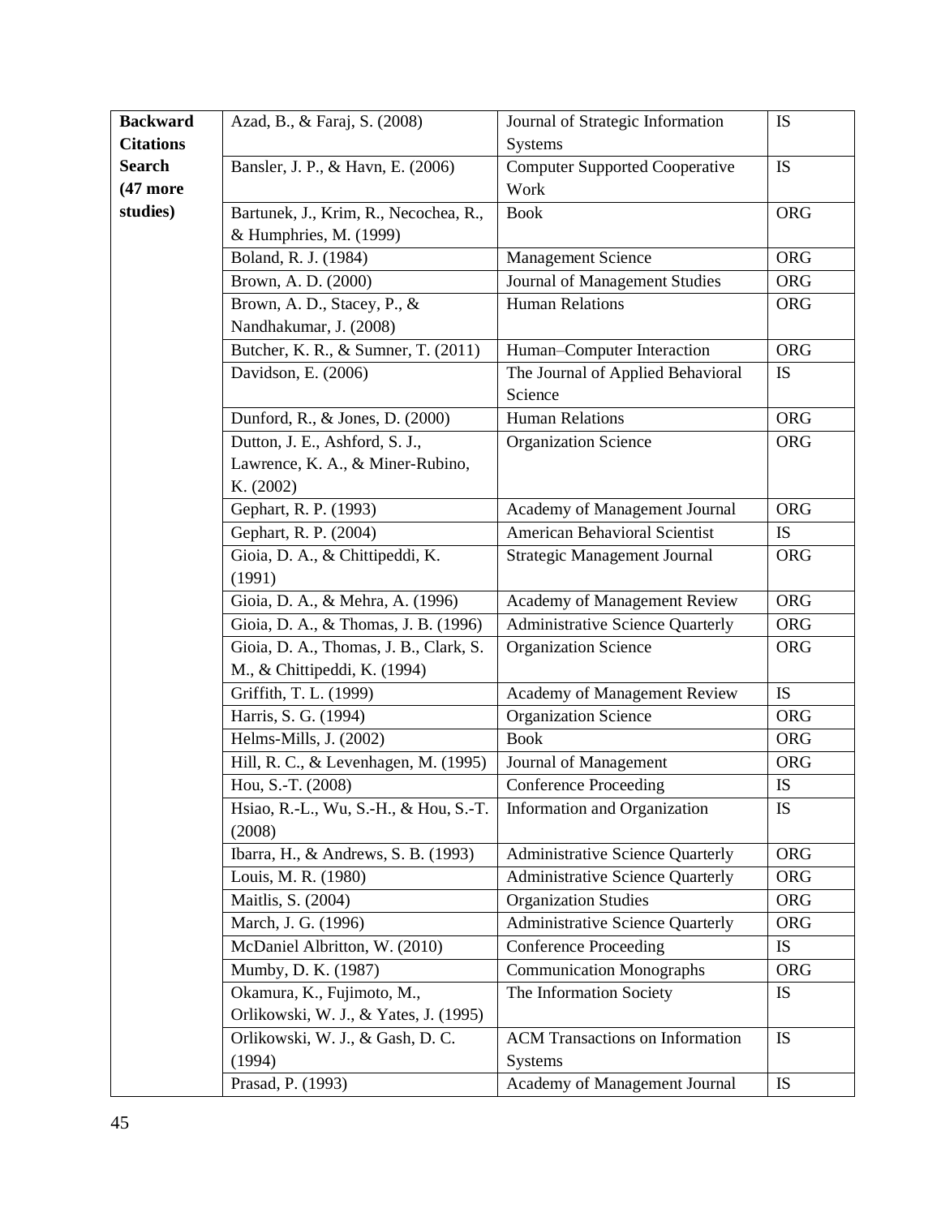| | | | |
|---|---|---|---|
| **Backward Citations Search (47 more studies)** | Azad, B., & Faraj, S. (2008) | Journal of Strategic Information Systems | IS |
| | Bansler, J. P., & Havn, E. (2006) | Computer Supported Cooperative Work | IS |
| | Bartunek, J., Krim, R., Necochea, R., & Humphries, M. (1999) | Book | ORG |
| | Boland, R. J. (1984) | Management Science | ORG |
| | Brown, A. D. (2000) | Journal of Management Studies | ORG |
| | Brown, A. D., Stacey, P., & Nandhakumar, J. (2008) | Human Relations | ORG |
| | Butcher, K. R., & Sumner, T. (2011) | Human–Computer Interaction | ORG |
| | Davidson, E. (2006) | The Journal of Applied Behavioral Science | IS |
| | Dunford, R., & Jones, D. (2000) | Human Relations | ORG |
| | Dutton, J. E., Ashford, S. J., Lawrence, K. A., & Miner-Rubino, K. (2002) | Organization Science | ORG |
| | Gephart, R. P. (1993) | Academy of Management Journal | ORG |
| | Gephart, R. P. (2004) | American Behavioral Scientist | IS |
| | Gioia, D. A., & Chittipeddi, K. (1991) | Strategic Management Journal | ORG |
| | Gioia, D. A., & Mehra, A. (1996) | Academy of Management Review | ORG |
| | Gioia, D. A., & Thomas, J. B. (1996) | Administrative Science Quarterly | ORG |
| | Gioia, D. A., Thomas, J. B., Clark, S. M., & Chittipeddi, K. (1994) | Organization Science | ORG |
| | Griffith, T. L. (1999) | Academy of Management Review | IS |
| | Harris, S. G. (1994) | Organization Science | ORG |
| | Helms-Mills, J. (2002) | Book | ORG |
| | Hill, R. C., & Levenhagen, M. (1995) | Journal of Management | ORG |
| | Hou, S.-T. (2008) | Conference Proceeding | IS |
| | Hsiao, R.-L., Wu, S.-H., & Hou, S.-T. (2008) | Information and Organization | IS |
| | Ibarra, H., & Andrews, S. B. (1993) | Administrative Science Quarterly | ORG |
| | Louis, M. R. (1980) | Administrative Science Quarterly | ORG |
| | Maitlis, S. (2004) | Organization Studies | ORG |
| | March, J. G. (1996) | Administrative Science Quarterly | ORG |
| | McDaniel Albritton, W. (2010) | Conference Proceeding | IS |
| | Mumby, D. K. (1987) | Communication Monographs | ORG |
| | Okamura, K., Fujimoto, M., Orlikowski, W. J., & Yates, J. (1995) | The Information Society | IS |
| | Orlikowski, W. J., & Gash, D. C. (1994) | ACM Transactions on Information Systems | IS |
| | Prasad, P. (1993) | Academy of Management Journal | IS |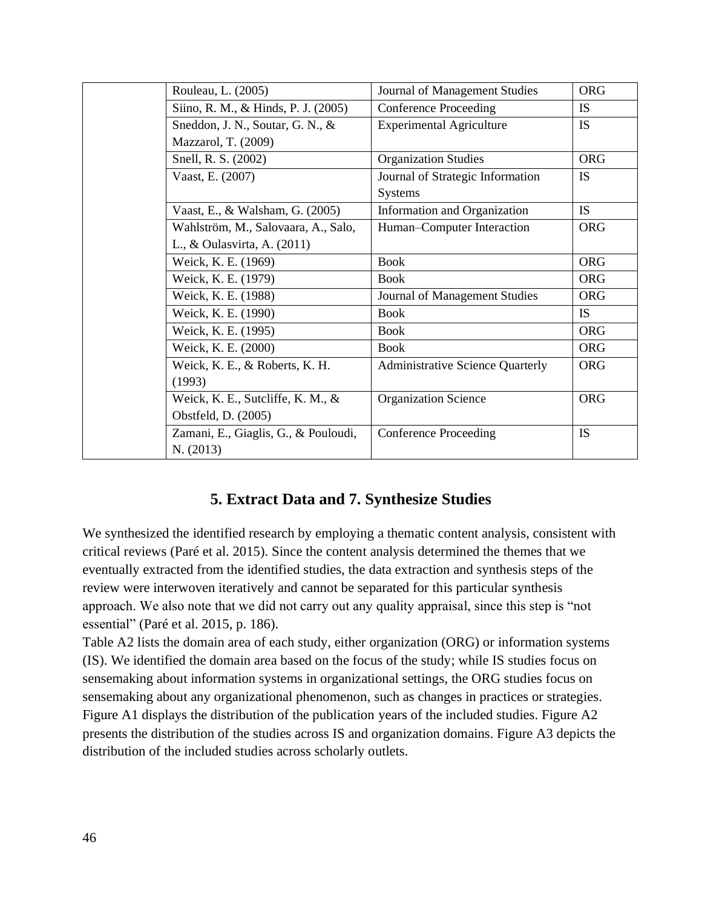| | Rouleau, L. (2005) | Journal of Management Studies | ORG |
|---|---|---|---|
| | Siino, R. M., & Hinds, P. J. (2005) | Conference Proceeding | IS |
| | Sneddon, J. N., Soutar, G. N., & Mazzarol, T. (2009) | Experimental Agriculture | IS |
| | Snell, R. S. (2002) | Organization Studies | ORG |
| | Vaast, E. (2007) | Journal of Strategic Information Systems | IS |
| | Vaast, E., & Walsham, G. (2005) | Information and Organization | IS |
| | Wahlström, M., Salovaara, A., Salo, L., & Oulasvirta, A. (2011) | Human–Computer Interaction | ORG |
| | Weick, K. E. (1969) | Book | ORG |
| | Weick, K. E. (1979) | Book | ORG |
| | Weick, K. E. (1988) | Journal of Management Studies | ORG |
| | Weick, K. E. (1990) | Book | IS |
| | Weick, K. E. (1995) | Book | ORG |
| | Weick, K. E. (2000) | Book | ORG |
| | Weick, K. E., & Roberts, K. H. (1993) | Administrative Science Quarterly | ORG |
| | Weick, K. E., Sutcliffe, K. M., & Obstfeld, D. (2005) | Organization Science | ORG |
| | Zamani, E., Giaglis, G., & Pouloudi, N. (2013) | Conference Proceeding | IS |

## 5. Extract Data and 7. Synthesize Studies

We synthesized the identified research by employing a thematic content analysis, consistent with critical reviews (Paré et al. 2015). Since the content analysis determined the themes that we eventually extracted from the identified studies, the data extraction and synthesis steps of the review were interwoven iteratively and cannot be separated for this particular synthesis approach. We also note that we did not carry out any quality appraisal, since this step is "not essential" (Paré et al. 2015, p. 186).

Table A2 lists the domain area of each study, either organization (ORG) or information systems (IS). We identified the domain area based on the focus of the study; while IS studies focus on sensemaking about information systems in organizational settings, the ORG studies focus on sensemaking about any organizational phenomenon, such as changes in practices or strategies. Figure A1 displays the distribution of the publication years of the included studies. Figure A2 presents the distribution of the studies across IS and organization domains. Figure A3 depicts the distribution of the included studies across scholarly outlets.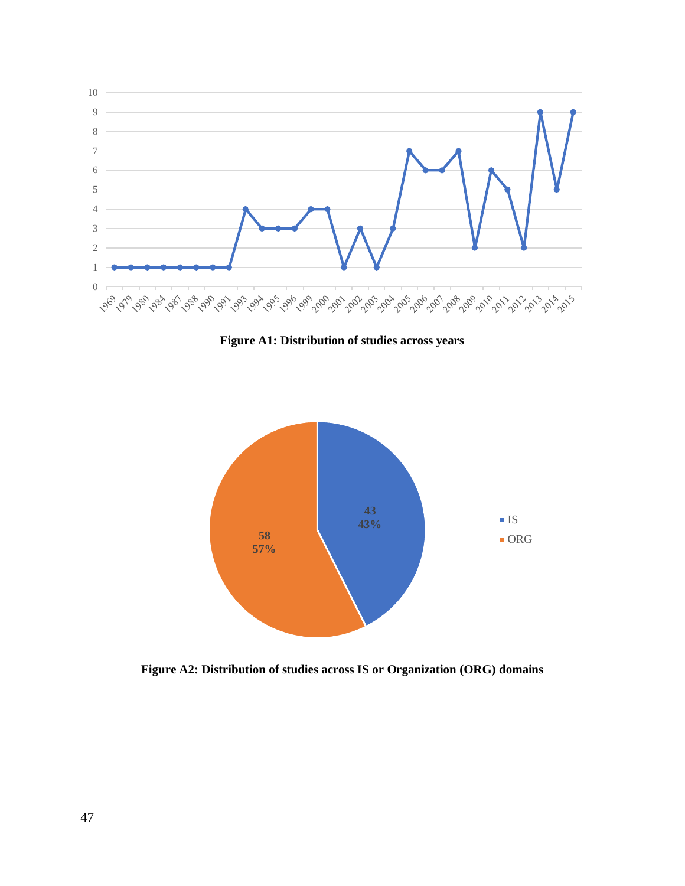**Figure A1: Distribution of studies across years**

**Figure A2: Distribution of studies across IS or Organization (ORG) domains**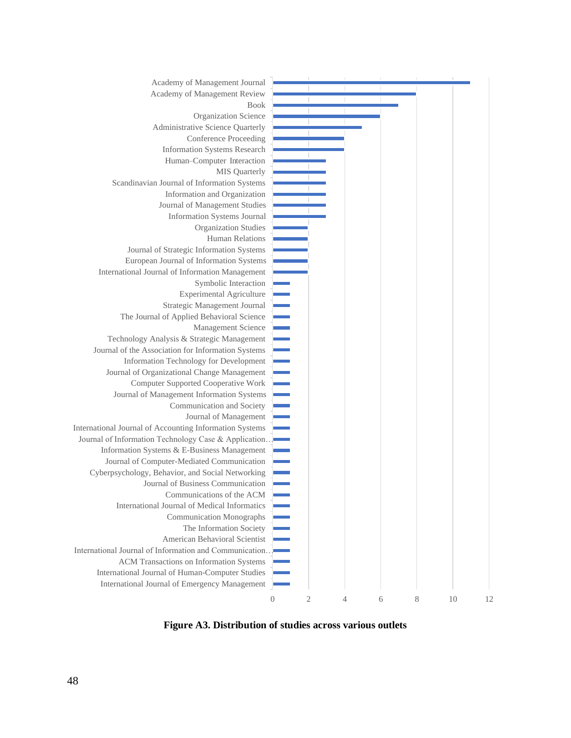| Outlet | Number of studies |
|---|---|
| Academy of Management Journal | 11 |
| Academy of Management Review | 8 |
| Book | 7 |
| Organization Science | 6 |
| Administrative Science Quarterly | 5 |
| Conference Proceeding | 4 |
| Information Systems Research | 4 |
| Human–Computer Interaction | 3 |
| MIS Quarterly | 3 |
| Scandinavian Journal of Information Systems | 3 |
| Information and Organization | 3 |
| Journal of Management Studies | 3 |
| Information Systems Journal | 3 |
| Organization Studies | 2 |
| Human Relations | 2 |
| Journal of Strategic Information Systems | 2 |
| European Journal of Information Systems | 2 |
| International Journal of Information Management | 2 |
| Symbolic Interaction | 1 |
| Experimental Agriculture | 1 |
| Strategic Management Journal | 1 |
| The Journal of Applied Behavioral Science | 1 |
| Management Science | 1 |
| Technology Analysis & Strategic Management | 1 |
| Journal of the Association for Information Systems | 1 |
| Information Technology for Development | 1 |
| Journal of Organizational Change Management | 1 |
| Computer Supported Cooperative Work | 1 |
| Journal of Management Information Systems | 1 |
| Communication and Society | 1 |
| Journal of Management | 1 |
| International Journal of Accounting Information Systems | 1 |
| Journal of Information Technology Case & Application… | 1 |
| Information Systems & E-Business Management | 1 |
| Journal of Computer-Mediated Communication | 1 |
| Cyberpsychology, Behavior, and Social Networking | 1 |
| Journal of Business Communication | 1 |
| Communications of the ACM | 1 |
| International Journal of Medical Informatics | 1 |
| Communication Monographs | 1 |
| The Information Society | 1 |
| American Behavioral Scientist | 1 |
| International Journal of Information and Communication… | 1 |
| ACM Transactions on Information Systems | 1 |
| International Journal of Human-Computer Studies | 1 |
| International Journal of Emergency Management | 1 |

**Figure A3. Distribution of studies across various outlets**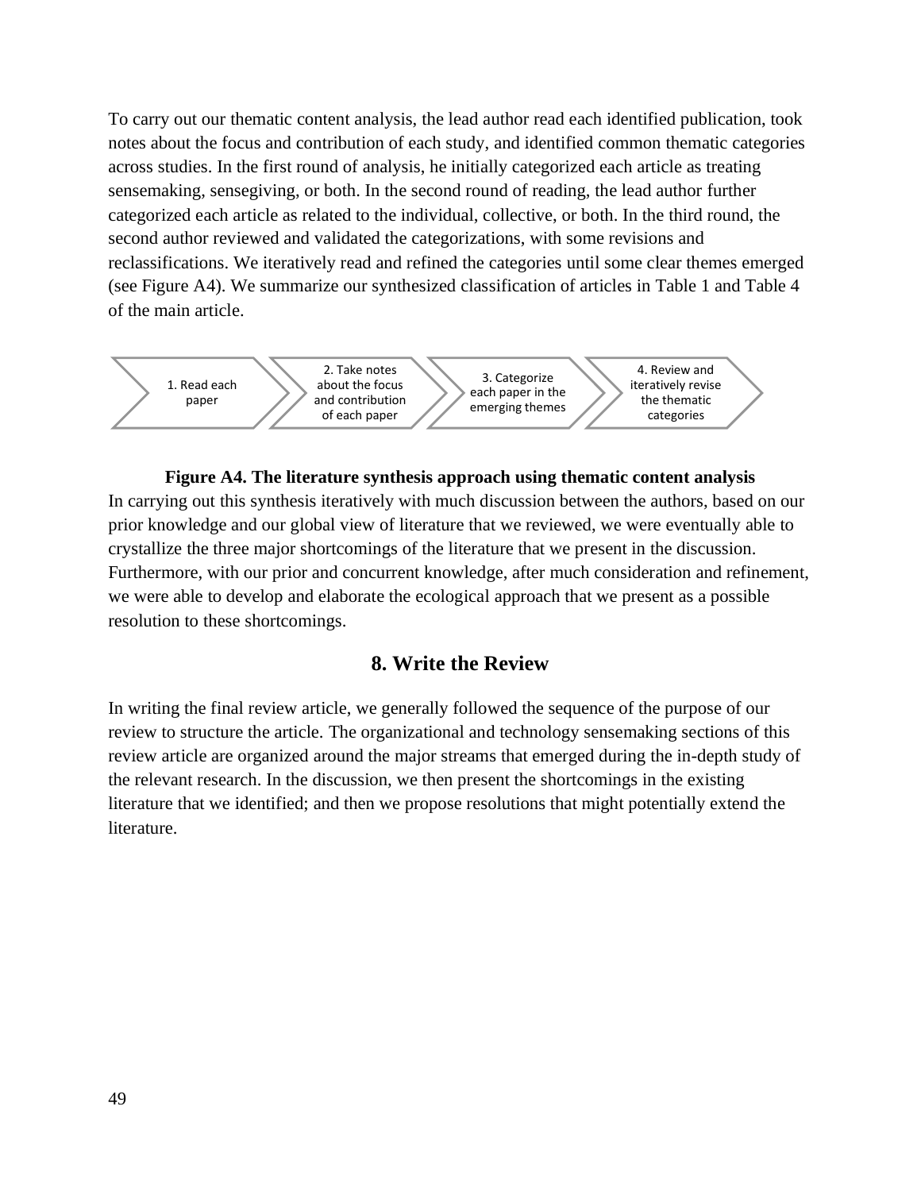To carry out our thematic content analysis, the lead author read each identified publication, took notes about the focus and contribution of each study, and identified common thematic categories across studies. In the first round of analysis, he initially categorized each article as treating sensemaking, sensegiving, or both. In the second round of reading, the lead author further categorized each article as related to the individual, collective, or both. In the third round, the second author reviewed and validated the categorizations, with some revisions and reclassifications. We iteratively read and refined the categories until some clear themes emerged (see Figure A4). We summarize our synthesized classification of articles in Table 1 and Table 4 of the main article.

1. Read each paper

2. Take notes about the focus and contribution of each paper

3. Categorize each paper in the emerging themes

4. Review and iteratively revise the thematic categories

**Figure A4. The literature synthesis approach using thematic content analysis**

In carrying out this synthesis iteratively with much discussion between the authors, based on our prior knowledge and our global view of literature that we reviewed, we were eventually able to crystallize the three major shortcomings of the literature that we present in the discussion. Furthermore, with our prior and concurrent knowledge, after much consideration and refinement, we were able to develop and elaborate the ecological approach that we present as a possible resolution to these shortcomings.

## 8. Write the Review

In writing the final review article, we generally followed the sequence of the purpose of our review to structure the article. The organizational and technology sensemaking sections of this review article are organized around the major streams that emerged during the in-depth study of the relevant research. In the discussion, we then present the shortcomings in the existing literature that we identified; and then we propose resolutions that might potentially extend the literature.